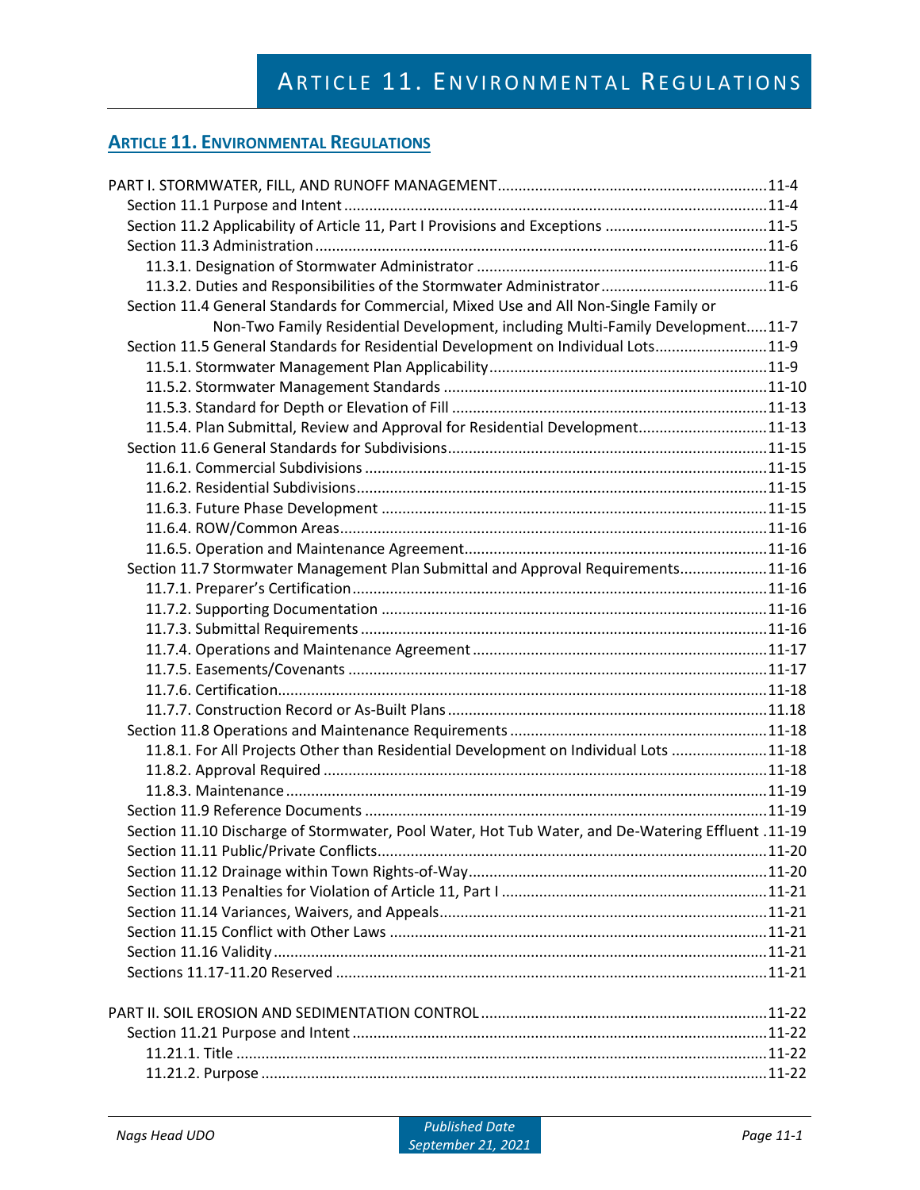# Article 11. Environmental Regulations

PART I. STORMWATER, FILL, AND RUNOFF MANAGEMENT ....................11-4
- Section 11.1 Purpose and Intent ....................11-4
- Section 11.2 Applicability of Article 11, Part I Provisions and Exceptions ....................11-5
- Section 11.3 Administration ....................11-6
  - 11.3.1. Designation of Stormwater Administrator ....................11-6
  - 11.3.2. Duties and Responsibilities of the Stormwater Administrator ....................11-6
- Section 11.4 General Standards for Commercial, Mixed Use and All Non-Single Family or Non-Two Family Residential Development, including Multi-Family Development ....................11-7
- Section 11.5 General Standards for Residential Development on Individual Lots ....................11-9
  - 11.5.1. Stormwater Management Plan Applicability ....................11-9
  - 11.5.2. Stormwater Management Standards ....................11-10
  - 11.5.3. Standard for Depth or Elevation of Fill ....................11-13
  - 11.5.4. Plan Submittal, Review and Approval for Residential Development ....................11-13
- Section 11.6 General Standards for Subdivisions ....................11-15
  - 11.6.1. Commercial Subdivisions ....................11-15
  - 11.6.2. Residential Subdivisions ....................11-15
  - 11.6.3. Future Phase Development ....................11-15
  - 11.6.4. ROW/Common Areas ....................11-16
  - 11.6.5. Operation and Maintenance Agreement ....................11-16
- Section 11.7 Stormwater Management Plan Submittal and Approval Requirements ....................11-16
  - 11.7.1. Preparer's Certification ....................11-16
  - 11.7.2. Supporting Documentation ....................11-16
  - 11.7.3. Submittal Requirements ....................11-16
  - 11.7.4. Operations and Maintenance Agreement ....................11-17
  - 11.7.5. Easements/Covenants ....................11-17
  - 11.7.6. Certification ....................11-18
  - 11.7.7. Construction Record or As-Built Plans ....................11.18
- Section 11.8 Operations and Maintenance Requirements ....................11-18
  - 11.8.1. For All Projects Other than Residential Development on Individual Lots ....................11-18
  - 11.8.2. Approval Required ....................11-18
  - 11.8.3. Maintenance ....................11-19
- Section 11.9 Reference Documents ....................11-19
- Section 11.10 Discharge of Stormwater, Pool Water, Hot Tub Water, and De-Watering Effluent ....................11-19
- Section 11.11 Public/Private Conflicts ....................11-20
- Section 11.12 Drainage within Town Rights-of-Way ....................11-20
- Section 11.13 Penalties for Violation of Article 11, Part I ....................11-21
- Section 11.14 Variances, Waivers, and Appeals ....................11-21
- Section 11.15 Conflict with Other Laws ....................11-21
- Section 11.16 Validity ....................11-21
- Sections 11.17-11.20 Reserved ....................11-21

PART II. SOIL EROSION AND SEDIMENTATION CONTROL ....................11-22
- Section 11.21 Purpose and Intent ....................11-22
  - 11.21.1. Title ....................11-22
  - 11.21.2. Purpose ....................11-22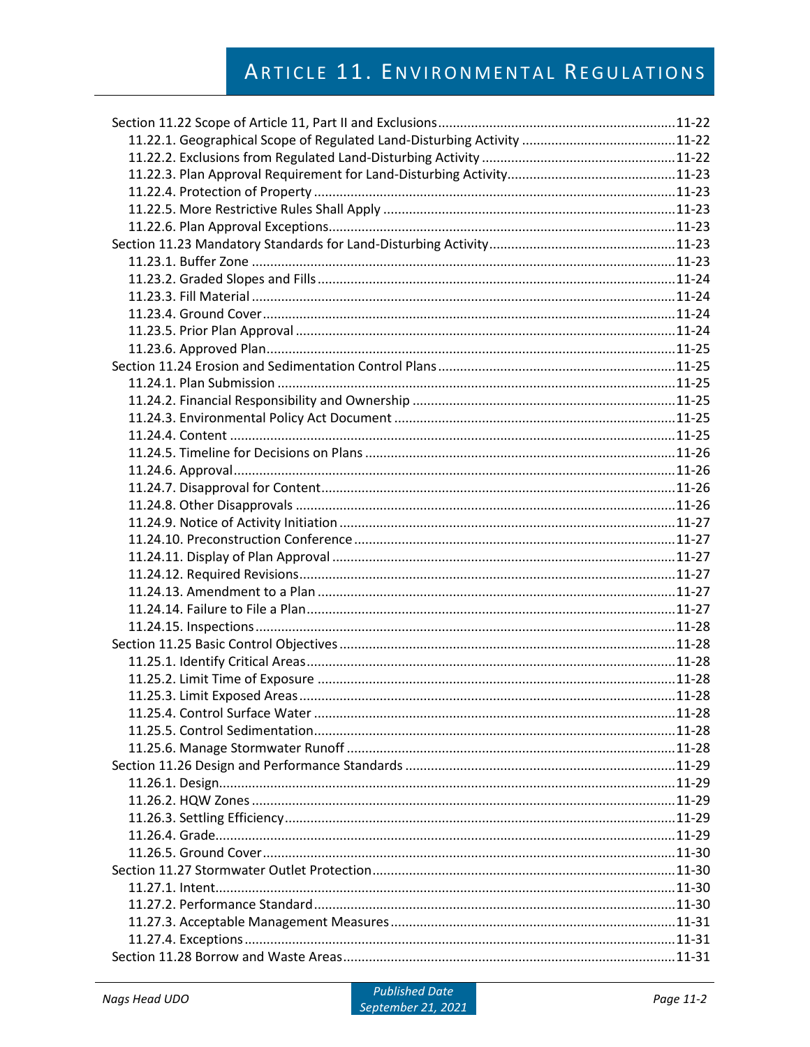Section 11.22 Scope of Article 11, Part II and Exclusions ........ 11-22
- 11.22.1. Geographical Scope of Regulated Land-Disturbing Activity ........ 11-22
- 11.22.2. Exclusions from Regulated Land-Disturbing Activity ........ 11-22
- 11.22.3. Plan Approval Requirement for Land-Disturbing Activity ........ 11-23
- 11.22.4. Protection of Property ........ 11-23
- 11.22.5. More Restrictive Rules Shall Apply ........ 11-23
- 11.22.6. Plan Approval Exceptions ........ 11-23

Section 11.23 Mandatory Standards for Land-Disturbing Activity ........ 11-23
- 11.23.1. Buffer Zone ........ 11-23
- 11.23.2. Graded Slopes and Fills ........ 11-24
- 11.23.3. Fill Material ........ 11-24
- 11.23.4. Ground Cover ........ 11-24
- 11.23.5. Prior Plan Approval ........ 11-24
- 11.23.6. Approved Plan ........ 11-25

Section 11.24 Erosion and Sedimentation Control Plans ........ 11-25
- 11.24.1. Plan Submission ........ 11-25
- 11.24.2. Financial Responsibility and Ownership ........ 11-25
- 11.24.3. Environmental Policy Act Document ........ 11-25
- 11.24.4. Content ........ 11-25
- 11.24.5. Timeline for Decisions on Plans ........ 11-26
- 11.24.6. Approval ........ 11-26
- 11.24.7. Disapproval for Content ........ 11-26
- 11.24.8. Other Disapprovals ........ 11-26
- 11.24.9. Notice of Activity Initiation ........ 11-27
- 11.24.10. Preconstruction Conference ........ 11-27
- 11.24.11. Display of Plan Approval ........ 11-27
- 11.24.12. Required Revisions ........ 11-27
- 11.24.13. Amendment to a Plan ........ 11-27
- 11.24.14. Failure to File a Plan ........ 11-27
- 11.24.15. Inspections ........ 11-28

Section 11.25 Basic Control Objectives ........ 11-28
- 11.25.1. Identify Critical Areas ........ 11-28
- 11.25.2. Limit Time of Exposure ........ 11-28
- 11.25.3. Limit Exposed Areas ........ 11-28
- 11.25.4. Control Surface Water ........ 11-28
- 11.25.5. Control Sedimentation ........ 11-28
- 11.25.6. Manage Stormwater Runoff ........ 11-28

Section 11.26 Design and Performance Standards ........ 11-29
- 11.26.1. Design ........ 11-29
- 11.26.2. HQW Zones ........ 11-29
- 11.26.3. Settling Efficiency ........ 11-29
- 11.26.4. Grade ........ 11-29
- 11.26.5. Ground Cover ........ 11-30

Section 11.27 Stormwater Outlet Protection ........ 11-30
- 11.27.1. Intent ........ 11-30
- 11.27.2. Performance Standard ........ 11-30
- 11.27.3. Acceptable Management Measures ........ 11-31
- 11.27.4. Exceptions ........ 11-31

Section 11.28 Borrow and Waste Areas ........ 11-31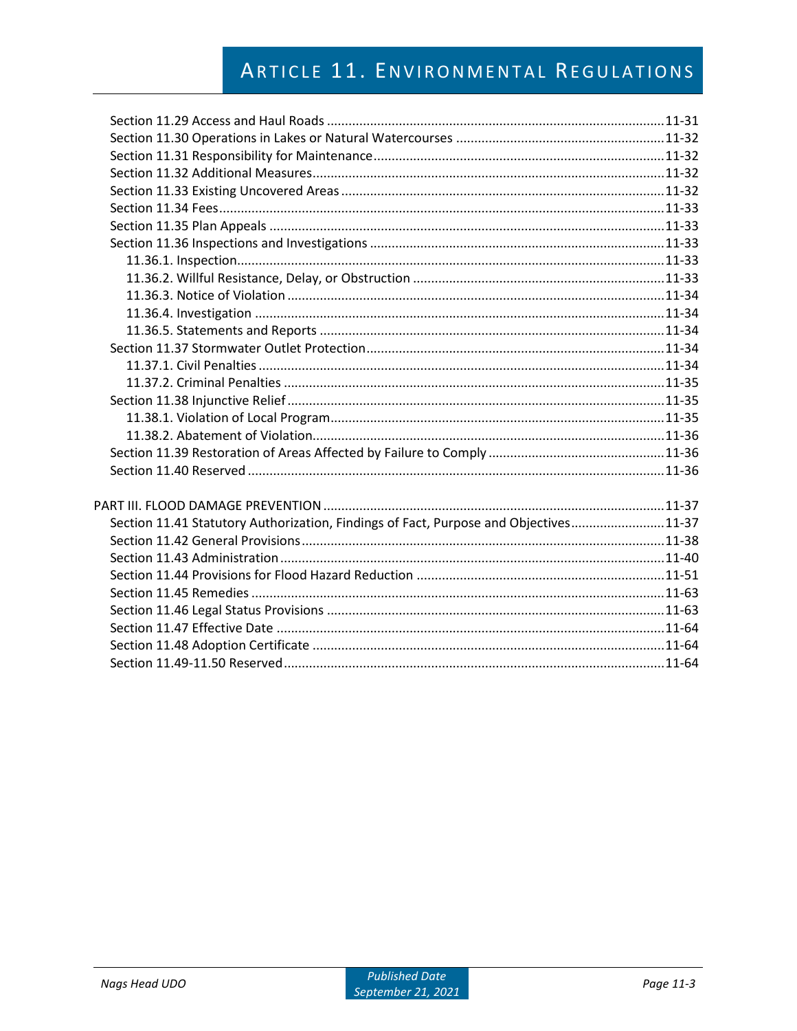Section 11.29 Access and Haul Roads ........................................................................................11-31
Section 11.30 Operations in Lakes or Natural Watercourses ........................................................11-32
Section 11.31 Responsibility for Maintenance ...............................................................................11-32
Section 11.32 Additional Measures ................................................................................................11-32
Section 11.33 Existing Uncovered Areas ........................................................................................11-32
Section 11.34 Fees ..........................................................................................................................11-33
Section 11.35 Plan Appeals ............................................................................................................11-33
Section 11.36 Inspections and Investigations ................................................................................11-33
  11.36.1. Inspection ........................................................................................................................11-33
  11.36.2. Willful Resistance, Delay, or Obstruction .........................................................................11-33
  11.36.3. Notice of Violation ............................................................................................................11-34
  11.36.4. Investigation .....................................................................................................................11-34
  11.36.5. Statements and Reports ...................................................................................................11-34
Section 11.37 Stormwater Outlet Protection .................................................................................11-34
  11.37.1. Civil Penalties ...................................................................................................................11-34
  11.37.2. Criminal Penalties .............................................................................................................11-35
Section 11.38 Injunctive Relief .......................................................................................................11-35
  11.38.1. Violation of Local Program ...............................................................................................11-35
  11.38.2. Abatement of Violation ....................................................................................................11-36
Section 11.39 Restoration of Areas Affected by Failure to Comply ...............................................11-36
Section 11.40 Reserved ..................................................................................................................11-36

PART III. FLOOD DAMAGE PREVENTION .............................................................................................11-37
Section 11.41 Statutory Authorization, Findings of Fact, Purpose and Objectives .........................11-37
Section 11.42 General Provisions ...................................................................................................11-38
Section 11.43 Administration .........................................................................................................11-40
Section 11.44 Provisions for Flood Hazard Reduction ....................................................................11-51
Section 11.45 Remedies .................................................................................................................11-63
Section 11.46 Legal Status Provisions ............................................................................................11-63
Section 11.47 Effective Date ..........................................................................................................11-64
Section 11.48 Adoption Certificate ................................................................................................11-64
Section 11.49-11.50 Reserved ........................................................................................................11-64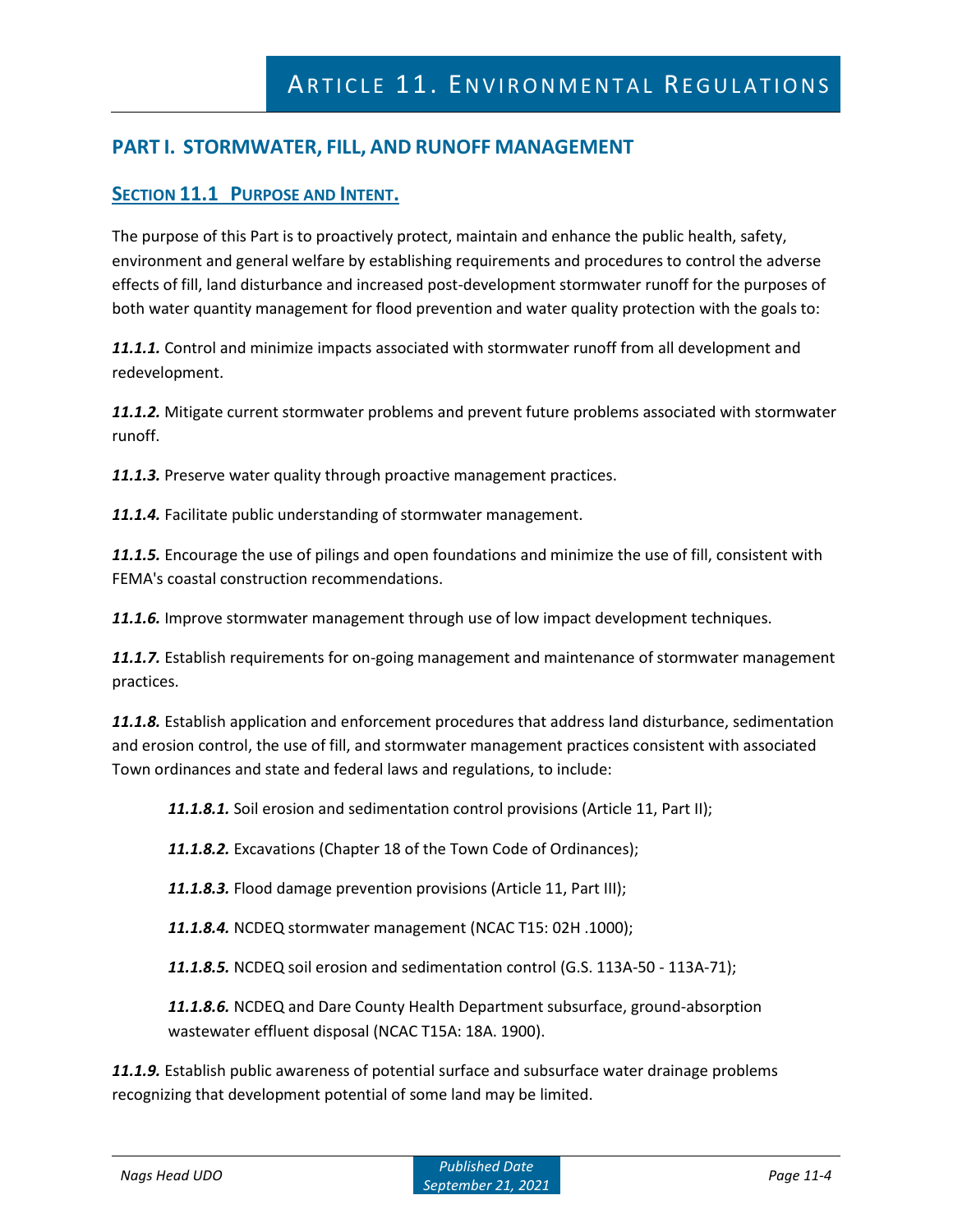# ARTICLE 11. ENVIRONMENTAL REGULATIONS

## PART I. STORMWATER, FILL, AND RUNOFF MANAGEMENT

### SECTION 11.1 PURPOSE AND INTENT.

The purpose of this Part is to proactively protect, maintain and enhance the public health, safety, environment and general welfare by establishing requirements and procedures to control the adverse effects of fill, land disturbance and increased post-development stormwater runoff for the purposes of both water quantity management for flood prevention and water quality protection with the goals to:

***11.1.1.*** Control and minimize impacts associated with stormwater runoff from all development and redevelopment.

***11.1.2.*** Mitigate current stormwater problems and prevent future problems associated with stormwater runoff.

***11.1.3.*** Preserve water quality through proactive management practices.

***11.1.4.*** Facilitate public understanding of stormwater management.

***11.1.5.*** Encourage the use of pilings and open foundations and minimize the use of fill, consistent with FEMA's coastal construction recommendations.

***11.1.6.*** Improve stormwater management through use of low impact development techniques.

***11.1.7.*** Establish requirements for on-going management and maintenance of stormwater management practices.

***11.1.8.*** Establish application and enforcement procedures that address land disturbance, sedimentation and erosion control, the use of fill, and stormwater management practices consistent with associated Town ordinances and state and federal laws and regulations, to include:

> ***11.1.8.1.*** Soil erosion and sedimentation control provisions (Article 11, Part II);
>
> ***11.1.8.2.*** Excavations (Chapter 18 of the Town Code of Ordinances);
>
> ***11.1.8.3.*** Flood damage prevention provisions (Article 11, Part III);
>
> ***11.1.8.4.*** NCDEQ stormwater management (NCAC T15: 02H .1000);
>
> ***11.1.8.5.*** NCDEQ soil erosion and sedimentation control (G.S. 113A-50 - 113A-71);
>
> ***11.1.8.6.*** NCDEQ and Dare County Health Department subsurface, ground-absorption wastewater effluent disposal (NCAC T15A: 18A. 1900).

***11.1.9.*** Establish public awareness of potential surface and subsurface water drainage problems recognizing that development potential of some land may be limited.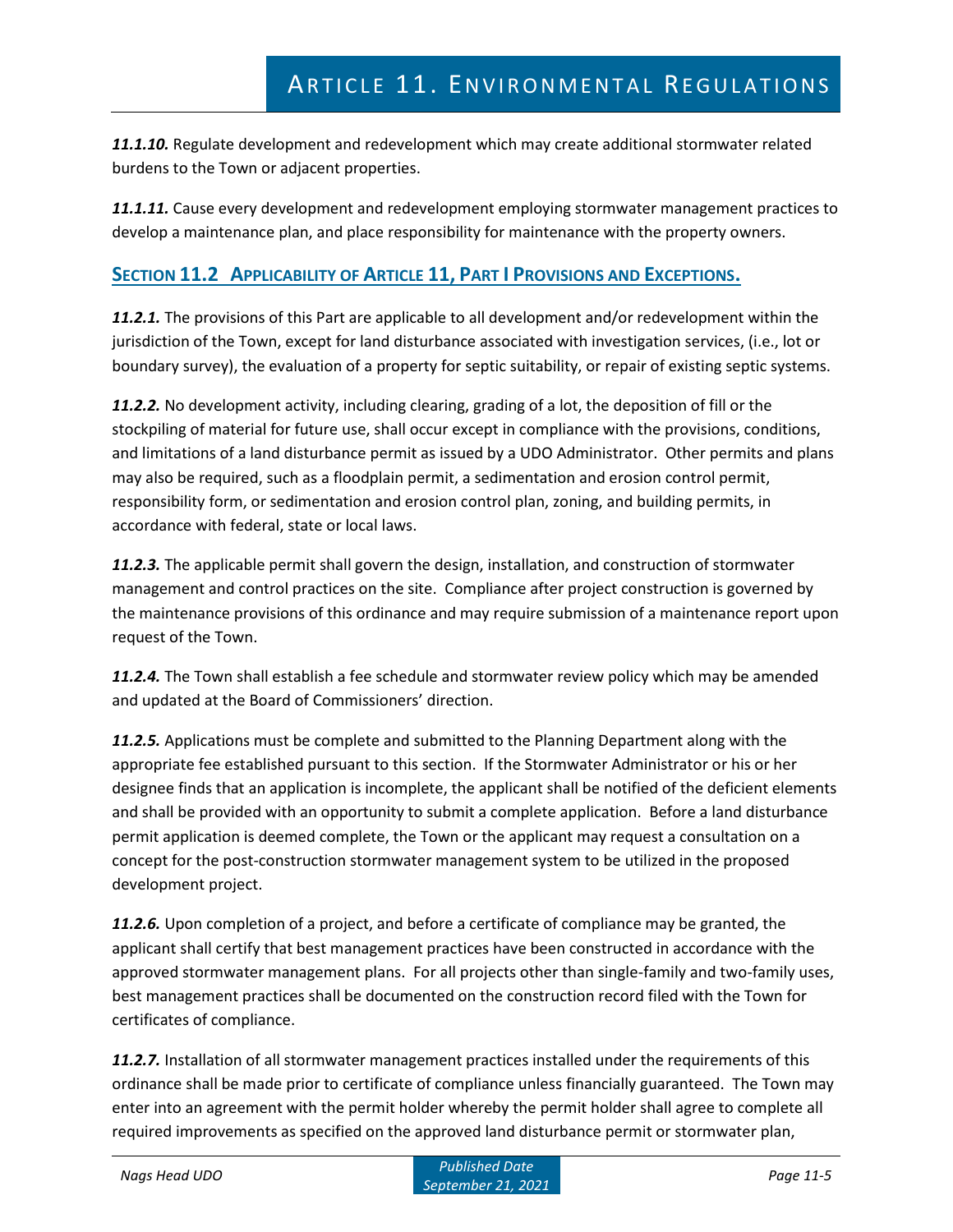***11.1.10.*** Regulate development and redevelopment which may create additional stormwater related burdens to the Town or adjacent properties.

***11.1.11.*** Cause every development and redevelopment employing stormwater management practices to develop a maintenance plan, and place responsibility for maintenance with the property owners.

## SECTION 11.2 APPLICABILITY OF ARTICLE 11, PART I PROVISIONS AND EXCEPTIONS.

***11.2.1.*** The provisions of this Part are applicable to all development and/or redevelopment within the jurisdiction of the Town, except for land disturbance associated with investigation services, (i.e., lot or boundary survey), the evaluation of a property for septic suitability, or repair of existing septic systems.

***11.2.2.*** No development activity, including clearing, grading of a lot, the deposition of fill or the stockpiling of material for future use, shall occur except in compliance with the provisions, conditions, and limitations of a land disturbance permit as issued by a UDO Administrator. Other permits and plans may also be required, such as a floodplain permit, a sedimentation and erosion control permit, responsibility form, or sedimentation and erosion control plan, zoning, and building permits, in accordance with federal, state or local laws.

***11.2.3.*** The applicable permit shall govern the design, installation, and construction of stormwater management and control practices on the site. Compliance after project construction is governed by the maintenance provisions of this ordinance and may require submission of a maintenance report upon request of the Town.

***11.2.4.*** The Town shall establish a fee schedule and stormwater review policy which may be amended and updated at the Board of Commissioners' direction.

***11.2.5.*** Applications must be complete and submitted to the Planning Department along with the appropriate fee established pursuant to this section. If the Stormwater Administrator or his or her designee finds that an application is incomplete, the applicant shall be notified of the deficient elements and shall be provided with an opportunity to submit a complete application. Before a land disturbance permit application is deemed complete, the Town or the applicant may request a consultation on a concept for the post-construction stormwater management system to be utilized in the proposed development project.

***11.2.6.*** Upon completion of a project, and before a certificate of compliance may be granted, the applicant shall certify that best management practices have been constructed in accordance with the approved stormwater management plans. For all projects other than single-family and two-family uses, best management practices shall be documented on the construction record filed with the Town for certificates of compliance.

***11.2.7.*** Installation of all stormwater management practices installed under the requirements of this ordinance shall be made prior to certificate of compliance unless financially guaranteed. The Town may enter into an agreement with the permit holder whereby the permit holder shall agree to complete all required improvements as specified on the approved land disturbance permit or stormwater plan,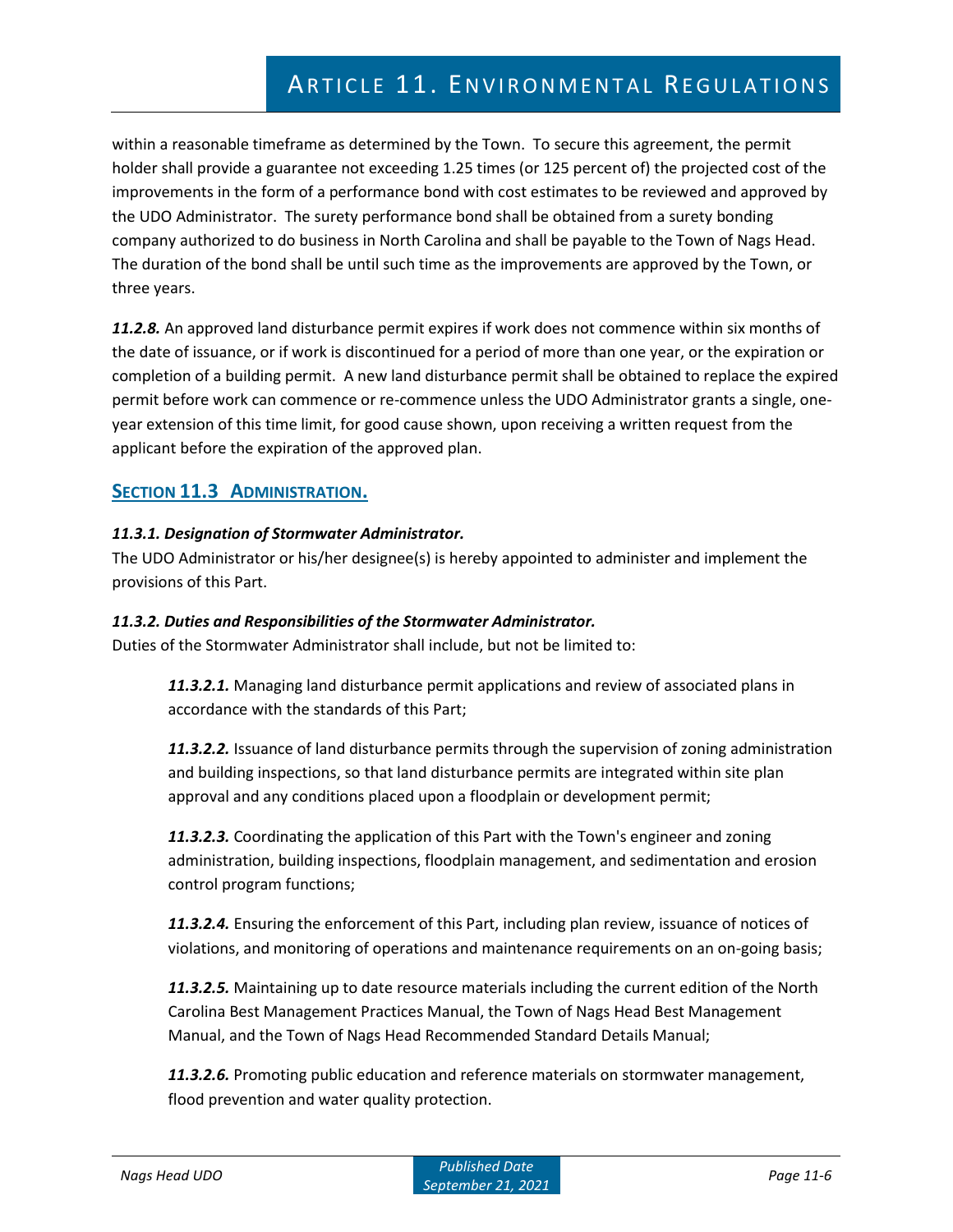within a reasonable timeframe as determined by the Town. To secure this agreement, the permit holder shall provide a guarantee not exceeding 1.25 times (or 125 percent of) the projected cost of the improvements in the form of a performance bond with cost estimates to be reviewed and approved by the UDO Administrator. The surety performance bond shall be obtained from a surety bonding company authorized to do business in North Carolina and shall be payable to the Town of Nags Head. The duration of the bond shall be until such time as the improvements are approved by the Town, or three years.

***11.2.8.*** An approved land disturbance permit expires if work does not commence within six months of the date of issuance, or if work is discontinued for a period of more than one year, or the expiration or completion of a building permit. A new land disturbance permit shall be obtained to replace the expired permit before work can commence or re-commence unless the UDO Administrator grants a single, one-year extension of this time limit, for good cause shown, upon receiving a written request from the applicant before the expiration of the approved plan.

## SECTION 11.3 ADMINISTRATION.

***11.3.1. Designation of Stormwater Administrator.***

The UDO Administrator or his/her designee(s) is hereby appointed to administer and implement the provisions of this Part.

***11.3.2. Duties and Responsibilities of the Stormwater Administrator.***

Duties of the Stormwater Administrator shall include, but not be limited to:

> ***11.3.2.1.*** Managing land disturbance permit applications and review of associated plans in accordance with the standards of this Part;
>
> ***11.3.2.2.*** Issuance of land disturbance permits through the supervision of zoning administration and building inspections, so that land disturbance permits are integrated within site plan approval and any conditions placed upon a floodplain or development permit;
>
> ***11.3.2.3.*** Coordinating the application of this Part with the Town's engineer and zoning administration, building inspections, floodplain management, and sedimentation and erosion control program functions;
>
> ***11.3.2.4.*** Ensuring the enforcement of this Part, including plan review, issuance of notices of violations, and monitoring of operations and maintenance requirements on an on-going basis;
>
> ***11.3.2.5.*** Maintaining up to date resource materials including the current edition of the North Carolina Best Management Practices Manual, the Town of Nags Head Best Management Manual, and the Town of Nags Head Recommended Standard Details Manual;
>
> ***11.3.2.6.*** Promoting public education and reference materials on stormwater management, flood prevention and water quality protection.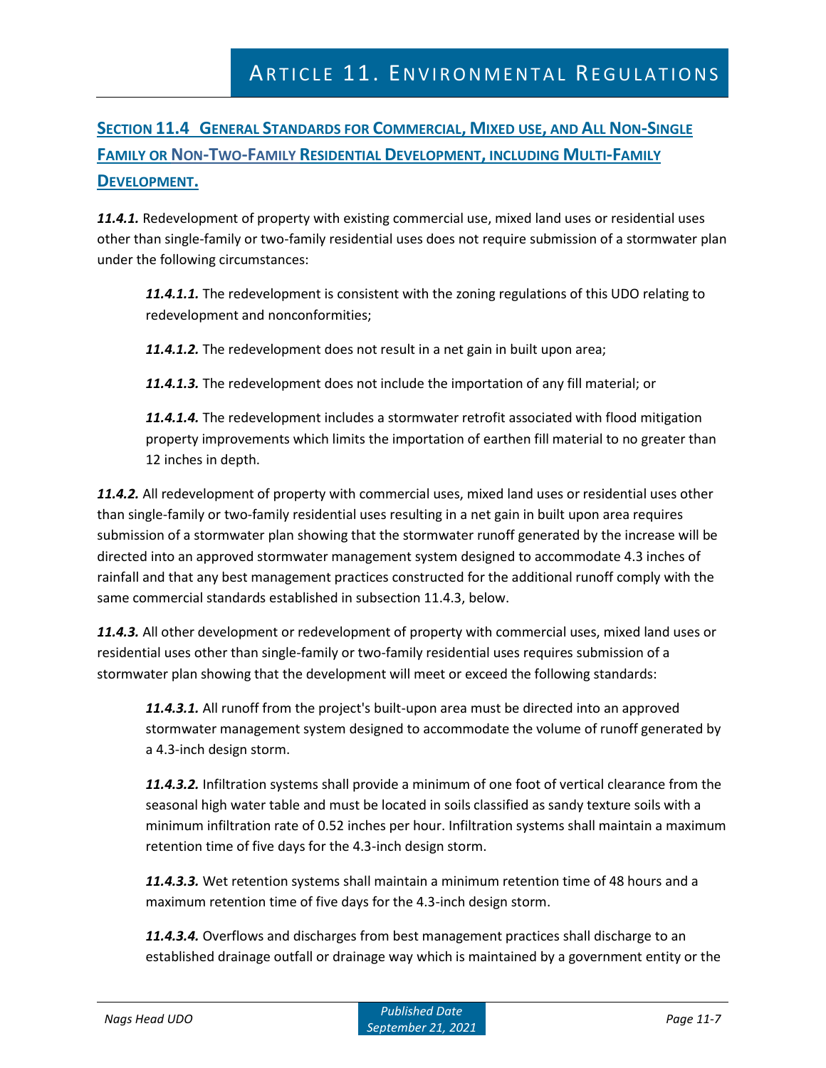## Section 11.4 General Standards for Commercial, Mixed use, and All Non-Single Family or Non-Two-Family Residential Development, including Multi-Family Development.

***11.4.1.*** Redevelopment of property with existing commercial use, mixed land uses or residential uses other than single-family or two-family residential uses does not require submission of a stormwater plan under the following circumstances:

> ***11.4.1.1.*** The redevelopment is consistent with the zoning regulations of this UDO relating to redevelopment and nonconformities;
>
> ***11.4.1.2.*** The redevelopment does not result in a net gain in built upon area;
>
> ***11.4.1.3.*** The redevelopment does not include the importation of any fill material; or
>
> ***11.4.1.4.*** The redevelopment includes a stormwater retrofit associated with flood mitigation property improvements which limits the importation of earthen fill material to no greater than 12 inches in depth.

***11.4.2.*** All redevelopment of property with commercial uses, mixed land uses or residential uses other than single-family or two-family residential uses resulting in a net gain in built upon area requires submission of a stormwater plan showing that the stormwater runoff generated by the increase will be directed into an approved stormwater management system designed to accommodate 4.3 inches of rainfall and that any best management practices constructed for the additional runoff comply with the same commercial standards established in subsection 11.4.3, below.

***11.4.3.*** All other development or redevelopment of property with commercial uses, mixed land uses or residential uses other than single-family or two-family residential uses requires submission of a stormwater plan showing that the development will meet or exceed the following standards:

> ***11.4.3.1.*** All runoff from the project's built-upon area must be directed into an approved stormwater management system designed to accommodate the volume of runoff generated by a 4.3-inch design storm.
>
> ***11.4.3.2.*** Infiltration systems shall provide a minimum of one foot of vertical clearance from the seasonal high water table and must be located in soils classified as sandy texture soils with a minimum infiltration rate of 0.52 inches per hour. Infiltration systems shall maintain a maximum retention time of five days for the 4.3-inch design storm.
>
> ***11.4.3.3.*** Wet retention systems shall maintain a minimum retention time of 48 hours and a maximum retention time of five days for the 4.3-inch design storm.
>
> ***11.4.3.4.*** Overflows and discharges from best management practices shall discharge to an established drainage outfall or drainage way which is maintained by a government entity or the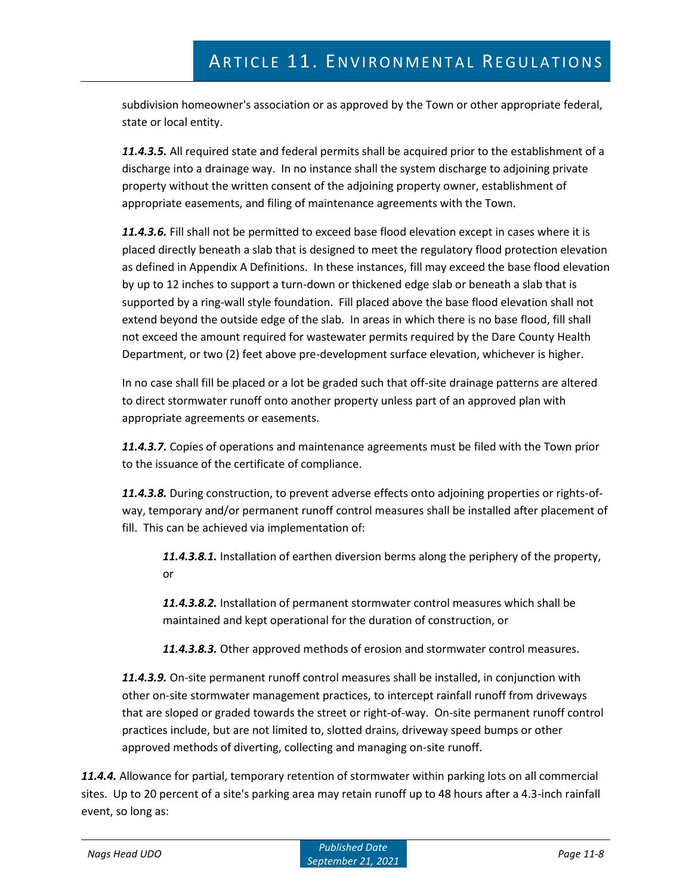subdivision homeowner's association or as approved by the Town or other appropriate federal, state or local entity.

***11.4.3.5.*** All required state and federal permits shall be acquired prior to the establishment of a discharge into a drainage way. In no instance shall the system discharge to adjoining private property without the written consent of the adjoining property owner, establishment of appropriate easements, and filing of maintenance agreements with the Town.

***11.4.3.6.*** Fill shall not be permitted to exceed base flood elevation except in cases where it is placed directly beneath a slab that is designed to meet the regulatory flood protection elevation as defined in Appendix A Definitions. In these instances, fill may exceed the base flood elevation by up to 12 inches to support a turn-down or thickened edge slab or beneath a slab that is supported by a ring-wall style foundation. Fill placed above the base flood elevation shall not extend beyond the outside edge of the slab. In areas in which there is no base flood, fill shall not exceed the amount required for wastewater permits required by the Dare County Health Department, or two (2) feet above pre-development surface elevation, whichever is higher.

In no case shall fill be placed or a lot be graded such that off-site drainage patterns are altered to direct stormwater runoff onto another property unless part of an approved plan with appropriate agreements or easements.

***11.4.3.7.*** Copies of operations and maintenance agreements must be filed with the Town prior to the issuance of the certificate of compliance.

***11.4.3.8.*** During construction, to prevent adverse effects onto adjoining properties or rights-of-way, temporary and/or permanent runoff control measures shall be installed after placement of fill. This can be achieved via implementation of:

> ***11.4.3.8.1.*** Installation of earthen diversion berms along the periphery of the property, or
>
> ***11.4.3.8.2.*** Installation of permanent stormwater control measures which shall be maintained and kept operational for the duration of construction, or
>
> ***11.4.3.8.3.*** Other approved methods of erosion and stormwater control measures.

***11.4.3.9.*** On-site permanent runoff control measures shall be installed, in conjunction with other on-site stormwater management practices, to intercept rainfall runoff from driveways that are sloped or graded towards the street or right-of-way. On-site permanent runoff control practices include, but are not limited to, slotted drains, driveway speed bumps or other approved methods of diverting, collecting and managing on-site runoff.

***11.4.4.*** Allowance for partial, temporary retention of stormwater within parking lots on all commercial sites. Up to 20 percent of a site's parking area may retain runoff up to 48 hours after a 4.3-inch rainfall event, so long as: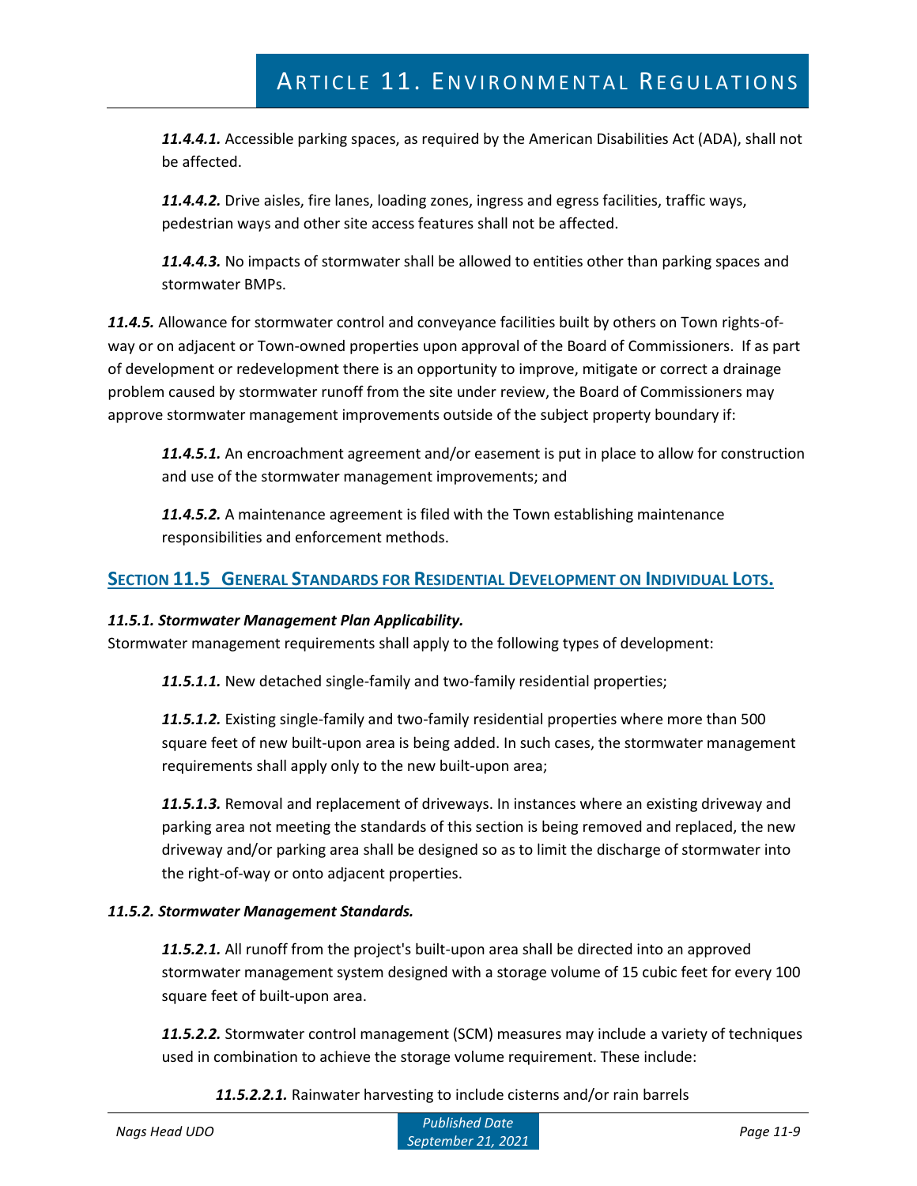***11.4.4.1.*** Accessible parking spaces, as required by the American Disabilities Act (ADA), shall not be affected.

***11.4.4.2.*** Drive aisles, fire lanes, loading zones, ingress and egress facilities, traffic ways, pedestrian ways and other site access features shall not be affected.

***11.4.4.3.*** No impacts of stormwater shall be allowed to entities other than parking spaces and stormwater BMPs.

***11.4.5.*** Allowance for stormwater control and conveyance facilities built by others on Town rights-of-way or on adjacent or Town-owned properties upon approval of the Board of Commissioners. If as part of development or redevelopment there is an opportunity to improve, mitigate or correct a drainage problem caused by stormwater runoff from the site under review, the Board of Commissioners may approve stormwater management improvements outside of the subject property boundary if:

***11.4.5.1.*** An encroachment agreement and/or easement is put in place to allow for construction and use of the stormwater management improvements; and

***11.4.5.2.*** A maintenance agreement is filed with the Town establishing maintenance responsibilities and enforcement methods.

## SECTION 11.5 GENERAL STANDARDS FOR RESIDENTIAL DEVELOPMENT ON INDIVIDUAL LOTS.

***11.5.1. Stormwater Management Plan Applicability.***

Stormwater management requirements shall apply to the following types of development:

***11.5.1.1.*** New detached single-family and two-family residential properties;

***11.5.1.2.*** Existing single-family and two-family residential properties where more than 500 square feet of new built-upon area is being added. In such cases, the stormwater management requirements shall apply only to the new built-upon area;

***11.5.1.3.*** Removal and replacement of driveways. In instances where an existing driveway and parking area not meeting the standards of this section is being removed and replaced, the new driveway and/or parking area shall be designed so as to limit the discharge of stormwater into the right-of-way or onto adjacent properties.

***11.5.2. Stormwater Management Standards.***

***11.5.2.1.*** All runoff from the project's built-upon area shall be directed into an approved stormwater management system designed with a storage volume of 15 cubic feet for every 100 square feet of built-upon area.

***11.5.2.2.*** Stormwater control management (SCM) measures may include a variety of techniques used in combination to achieve the storage volume requirement. These include:

***11.5.2.2.1.*** Rainwater harvesting to include cisterns and/or rain barrels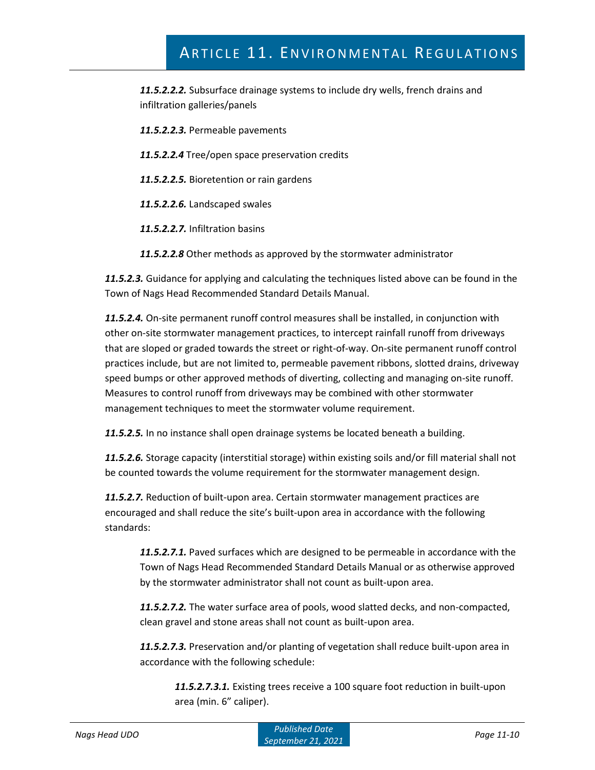***11.5.2.2.2.*** Subsurface drainage systems to include dry wells, french drains and infiltration galleries/panels

***11.5.2.2.3.*** Permeable pavements

***11.5.2.2.4*** Tree/open space preservation credits

***11.5.2.2.5.*** Bioretention or rain gardens

***11.5.2.2.6.*** Landscaped swales

***11.5.2.2.7.*** Infiltration basins

***11.5.2.2.8*** Other methods as approved by the stormwater administrator

***11.5.2.3.*** Guidance for applying and calculating the techniques listed above can be found in the Town of Nags Head Recommended Standard Details Manual.

***11.5.2.4.*** On-site permanent runoff control measures shall be installed, in conjunction with other on-site stormwater management practices, to intercept rainfall runoff from driveways that are sloped or graded towards the street or right-of-way. On-site permanent runoff control practices include, but are not limited to, permeable pavement ribbons, slotted drains, driveway speed bumps or other approved methods of diverting, collecting and managing on-site runoff. Measures to control runoff from driveways may be combined with other stormwater management techniques to meet the stormwater volume requirement.

***11.5.2.5.*** In no instance shall open drainage systems be located beneath a building.

***11.5.2.6.*** Storage capacity (interstitial storage) within existing soils and/or fill material shall not be counted towards the volume requirement for the stormwater management design.

***11.5.2.7.*** Reduction of built-upon area. Certain stormwater management practices are encouraged and shall reduce the site's built-upon area in accordance with the following standards:

***11.5.2.7.1.*** Paved surfaces which are designed to be permeable in accordance with the Town of Nags Head Recommended Standard Details Manual or as otherwise approved by the stormwater administrator shall not count as built-upon area.

***11.5.2.7.2.*** The water surface area of pools, wood slatted decks, and non-compacted, clean gravel and stone areas shall not count as built-upon area.

***11.5.2.7.3.*** Preservation and/or planting of vegetation shall reduce built-upon area in accordance with the following schedule:

***11.5.2.7.3.1.*** Existing trees receive a 100 square foot reduction in built-upon area (min. 6" caliper).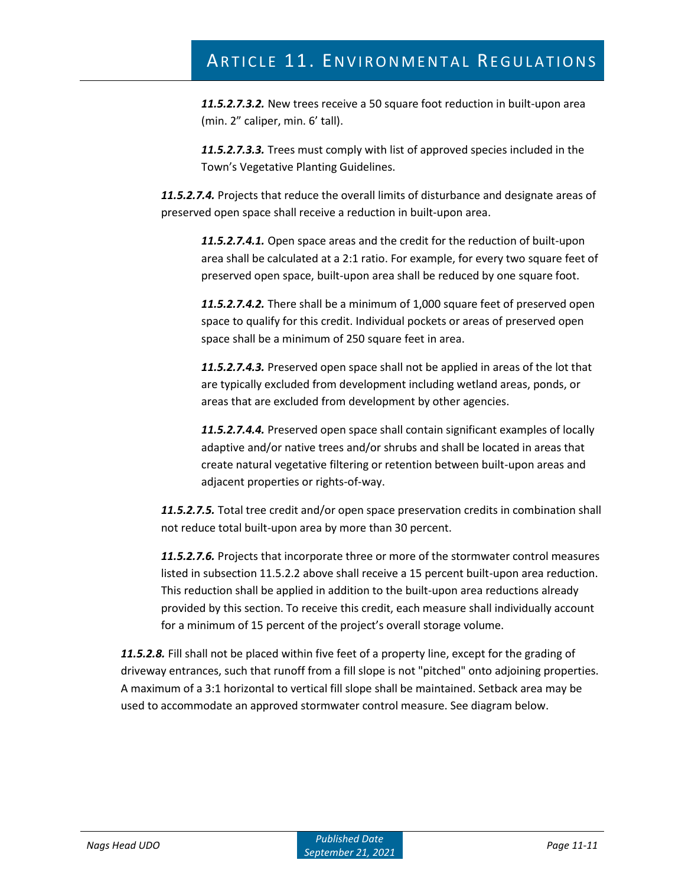***11.5.2.7.3.2.*** New trees receive a 50 square foot reduction in built-upon area (min. 2” caliper, min. 6’ tall).

***11.5.2.7.3.3.*** Trees must comply with list of approved species included in the Town’s Vegetative Planting Guidelines.

***11.5.2.7.4.*** Projects that reduce the overall limits of disturbance and designate areas of preserved open space shall receive a reduction in built-upon area.

***11.5.2.7.4.1.*** Open space areas and the credit for the reduction of built-upon area shall be calculated at a 2:1 ratio. For example, for every two square feet of preserved open space, built-upon area shall be reduced by one square foot.

***11.5.2.7.4.2.*** There shall be a minimum of 1,000 square feet of preserved open space to qualify for this credit. Individual pockets or areas of preserved open space shall be a minimum of 250 square feet in area.

***11.5.2.7.4.3.*** Preserved open space shall not be applied in areas of the lot that are typically excluded from development including wetland areas, ponds, or areas that are excluded from development by other agencies.

***11.5.2.7.4.4.*** Preserved open space shall contain significant examples of locally adaptive and/or native trees and/or shrubs and shall be located in areas that create natural vegetative filtering or retention between built-upon areas and adjacent properties or rights-of-way.

***11.5.2.7.5.*** Total tree credit and/or open space preservation credits in combination shall not reduce total built-upon area by more than 30 percent.

***11.5.2.7.6.*** Projects that incorporate three or more of the stormwater control measures listed in subsection 11.5.2.2 above shall receive a 15 percent built-upon area reduction. This reduction shall be applied in addition to the built-upon area reductions already provided by this section. To receive this credit, each measure shall individually account for a minimum of 15 percent of the project’s overall storage volume.

***11.5.2.8.*** Fill shall not be placed within five feet of a property line, except for the grading of driveway entrances, such that runoff from a fill slope is not "pitched" onto adjoining properties. A maximum of a 3:1 horizontal to vertical fill slope shall be maintained. Setback area may be used to accommodate an approved stormwater control measure. See diagram below.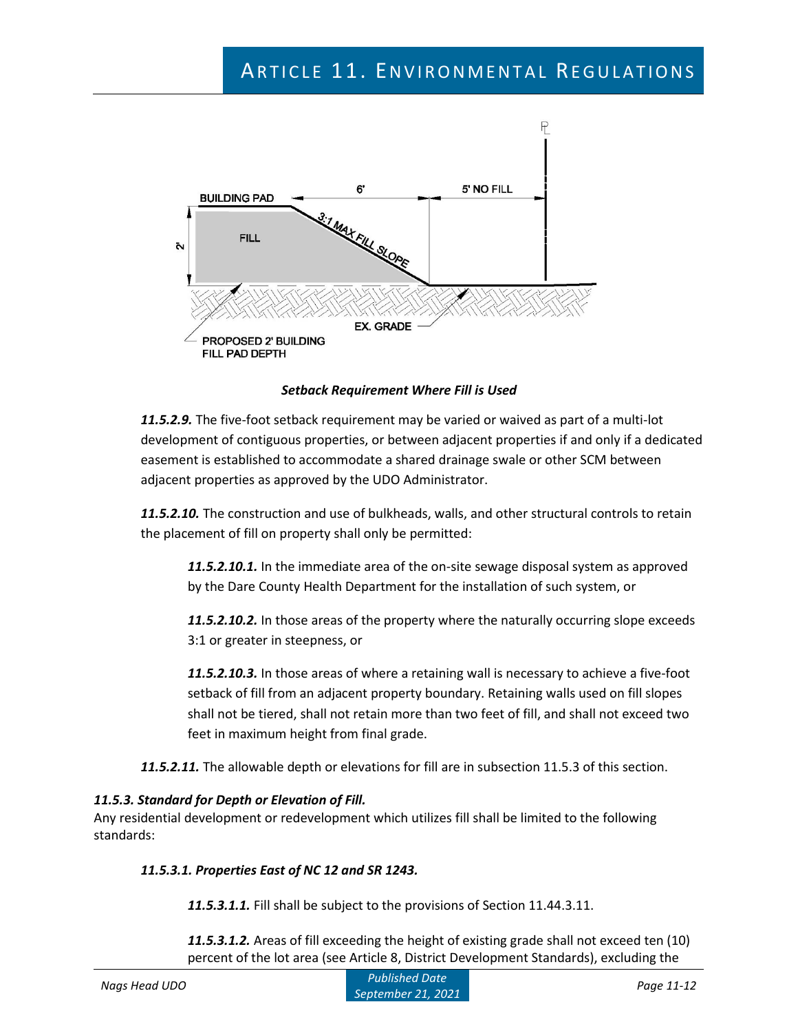*Setback Requirement Where Fill is Used*

***11.5.2.9.*** The five-foot setback requirement may be varied or waived as part of a multi-lot development of contiguous properties, or between adjacent properties if and only if a dedicated easement is established to accommodate a shared drainage swale or other SCM between adjacent properties as approved by the UDO Administrator.

***11.5.2.10.*** The construction and use of bulkheads, walls, and other structural controls to retain the placement of fill on property shall only be permitted:

***11.5.2.10.1.*** In the immediate area of the on-site sewage disposal system as approved by the Dare County Health Department for the installation of such system, or

***11.5.2.10.2.*** In those areas of the property where the naturally occurring slope exceeds 3:1 or greater in steepness, or

***11.5.2.10.3.*** In those areas of where a retaining wall is necessary to achieve a five-foot setback of fill from an adjacent property boundary. Retaining walls used on fill slopes shall not be tiered, shall not retain more than two feet of fill, and shall not exceed two feet in maximum height from final grade.

***11.5.2.11.*** The allowable depth or elevations for fill are in subsection 11.5.3 of this section.

### *11.5.3. Standard for Depth or Elevation of Fill.*

Any residential development or redevelopment which utilizes fill shall be limited to the following standards:

#### *11.5.3.1. Properties East of NC 12 and SR 1243.*

***11.5.3.1.1.*** Fill shall be subject to the provisions of Section 11.44.3.11.

***11.5.3.1.2.*** Areas of fill exceeding the height of existing grade shall not exceed ten (10) percent of the lot area (see Article 8, District Development Standards), excluding the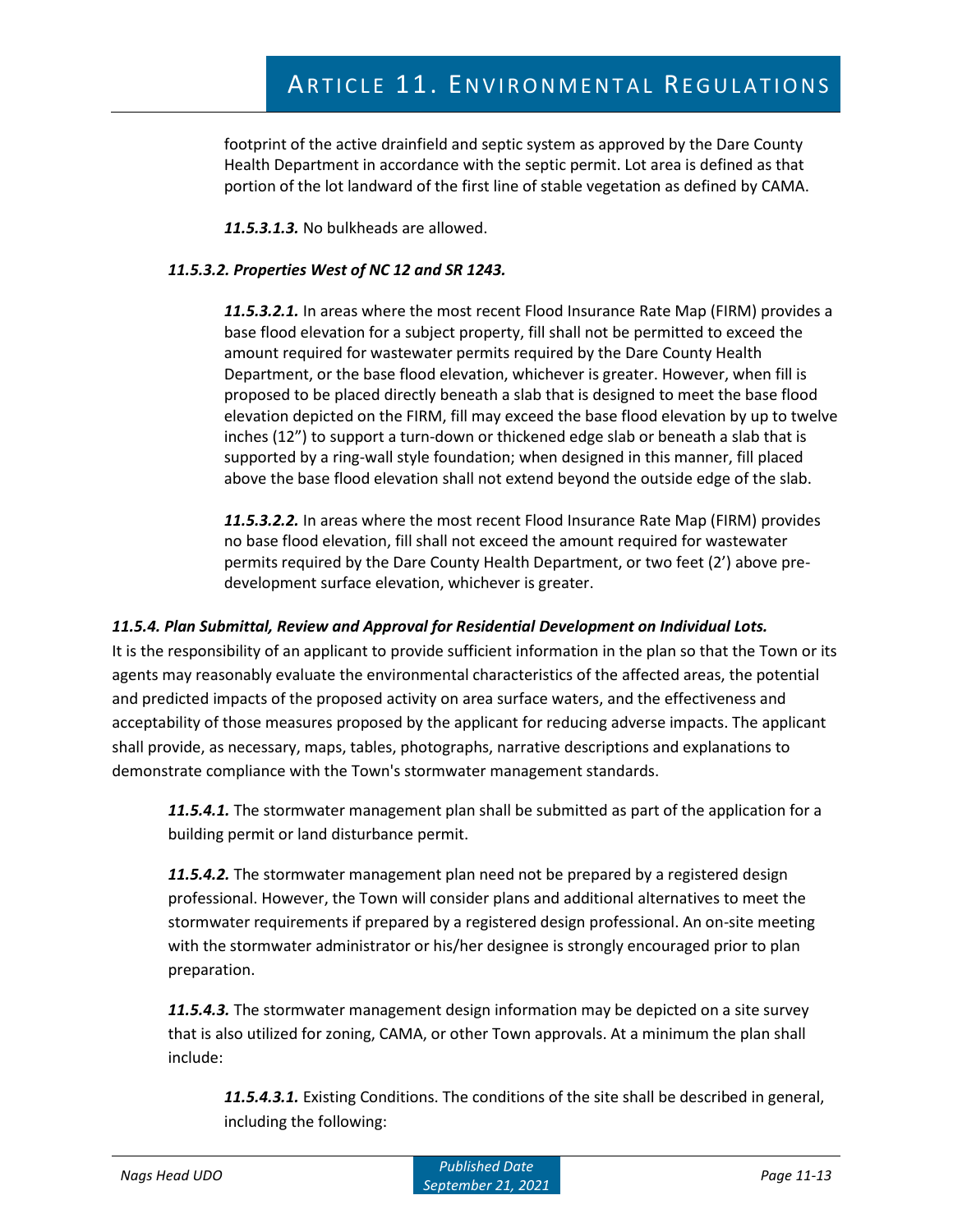footprint of the active drainfield and septic system as approved by the Dare County Health Department in accordance with the septic permit. Lot area is defined as that portion of the lot landward of the first line of stable vegetation as defined by CAMA.

***11.5.3.1.3.*** No bulkheads are allowed.

***11.5.3.2. Properties West of NC 12 and SR 1243.***

***11.5.3.2.1.*** In areas where the most recent Flood Insurance Rate Map (FIRM) provides a base flood elevation for a subject property, fill shall not be permitted to exceed the amount required for wastewater permits required by the Dare County Health Department, or the base flood elevation, whichever is greater. However, when fill is proposed to be placed directly beneath a slab that is designed to meet the base flood elevation depicted on the FIRM, fill may exceed the base flood elevation by up to twelve inches (12") to support a turn-down or thickened edge slab or beneath a slab that is supported by a ring-wall style foundation; when designed in this manner, fill placed above the base flood elevation shall not extend beyond the outside edge of the slab.

***11.5.3.2.2.*** In areas where the most recent Flood Insurance Rate Map (FIRM) provides no base flood elevation, fill shall not exceed the amount required for wastewater permits required by the Dare County Health Department, or two feet (2') above pre-development surface elevation, whichever is greater.

***11.5.4. Plan Submittal, Review and Approval for Residential Development on Individual Lots.***

It is the responsibility of an applicant to provide sufficient information in the plan so that the Town or its agents may reasonably evaluate the environmental characteristics of the affected areas, the potential and predicted impacts of the proposed activity on area surface waters, and the effectiveness and acceptability of those measures proposed by the applicant for reducing adverse impacts. The applicant shall provide, as necessary, maps, tables, photographs, narrative descriptions and explanations to demonstrate compliance with the Town's stormwater management standards.

***11.5.4.1.*** The stormwater management plan shall be submitted as part of the application for a building permit or land disturbance permit.

***11.5.4.2.*** The stormwater management plan need not be prepared by a registered design professional. However, the Town will consider plans and additional alternatives to meet the stormwater requirements if prepared by a registered design professional. An on-site meeting with the stormwater administrator or his/her designee is strongly encouraged prior to plan preparation.

***11.5.4.3.*** The stormwater management design information may be depicted on a site survey that is also utilized for zoning, CAMA, or other Town approvals. At a minimum the plan shall include:

***11.5.4.3.1.*** Existing Conditions. The conditions of the site shall be described in general, including the following: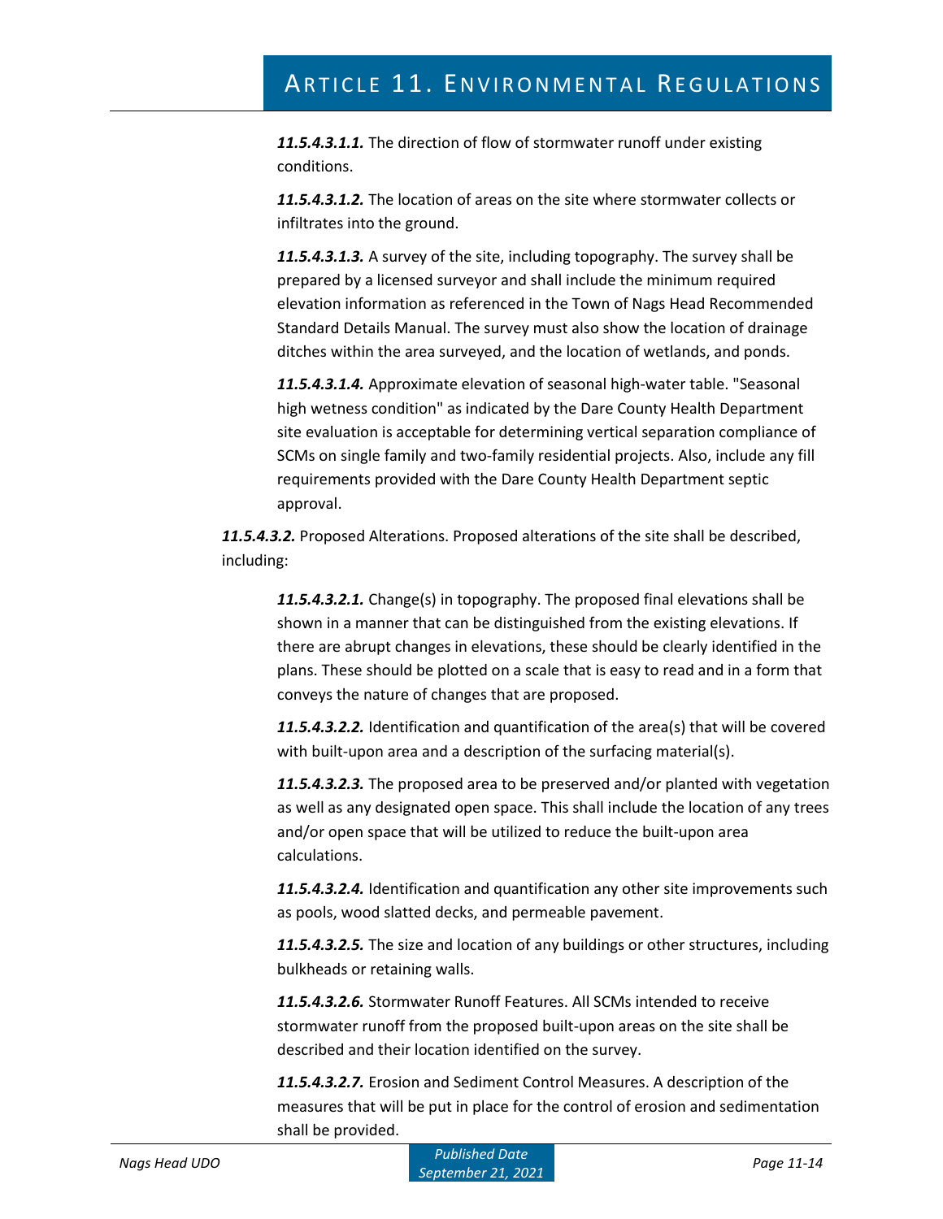***11.5.4.3.1.1.*** The direction of flow of stormwater runoff under existing conditions.

***11.5.4.3.1.2.*** The location of areas on the site where stormwater collects or infiltrates into the ground.

***11.5.4.3.1.3.*** A survey of the site, including topography. The survey shall be prepared by a licensed surveyor and shall include the minimum required elevation information as referenced in the Town of Nags Head Recommended Standard Details Manual. The survey must also show the location of drainage ditches within the area surveyed, and the location of wetlands, and ponds.

***11.5.4.3.1.4.*** Approximate elevation of seasonal high-water table. "Seasonal high wetness condition" as indicated by the Dare County Health Department site evaluation is acceptable for determining vertical separation compliance of SCMs on single family and two-family residential projects. Also, include any fill requirements provided with the Dare County Health Department septic approval.

***11.5.4.3.2.*** Proposed Alterations. Proposed alterations of the site shall be described, including:

***11.5.4.3.2.1.*** Change(s) in topography. The proposed final elevations shall be shown in a manner that can be distinguished from the existing elevations. If there are abrupt changes in elevations, these should be clearly identified in the plans. These should be plotted on a scale that is easy to read and in a form that conveys the nature of changes that are proposed.

***11.5.4.3.2.2.*** Identification and quantification of the area(s) that will be covered with built-upon area and a description of the surfacing material(s).

***11.5.4.3.2.3.*** The proposed area to be preserved and/or planted with vegetation as well as any designated open space. This shall include the location of any trees and/or open space that will be utilized to reduce the built-upon area calculations.

***11.5.4.3.2.4.*** Identification and quantification any other site improvements such as pools, wood slatted decks, and permeable pavement.

***11.5.4.3.2.5.*** The size and location of any buildings or other structures, including bulkheads or retaining walls.

***11.5.4.3.2.6.*** Stormwater Runoff Features. All SCMs intended to receive stormwater runoff from the proposed built-upon areas on the site shall be described and their location identified on the survey.

***11.5.4.3.2.7.*** Erosion and Sediment Control Measures. A description of the measures that will be put in place for the control of erosion and sedimentation shall be provided.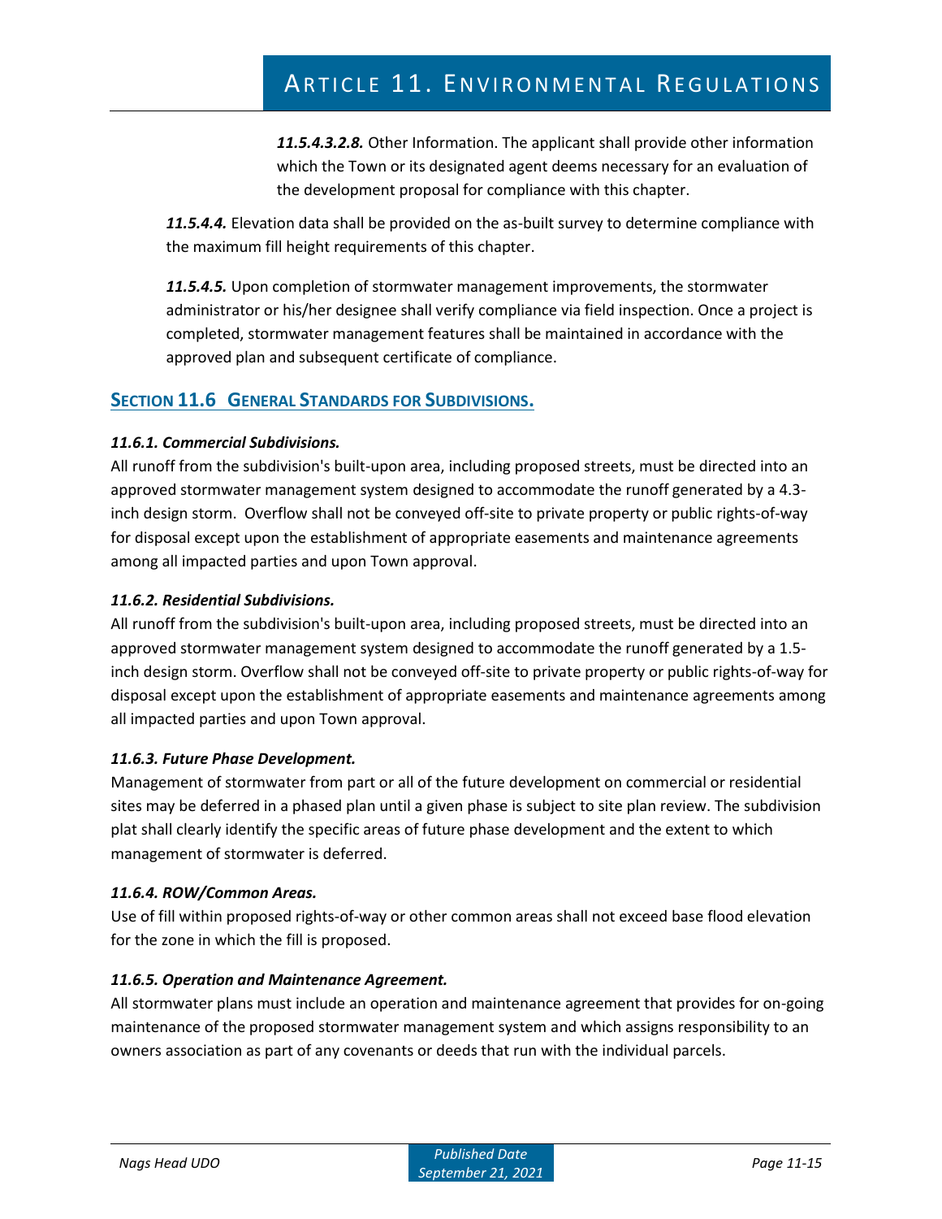***11.5.4.3.2.8.*** Other Information. The applicant shall provide other information which the Town or its designated agent deems necessary for an evaluation of the development proposal for compliance with this chapter.

***11.5.4.4.*** Elevation data shall be provided on the as-built survey to determine compliance with the maximum fill height requirements of this chapter.

***11.5.4.5.*** Upon completion of stormwater management improvements, the stormwater administrator or his/her designee shall verify compliance via field inspection. Once a project is completed, stormwater management features shall be maintained in accordance with the approved plan and subsequent certificate of compliance.

## SECTION 11.6 GENERAL STANDARDS FOR SUBDIVISIONS.

***11.6.1. Commercial Subdivisions.***

All runoff from the subdivision's built-upon area, including proposed streets, must be directed into an approved stormwater management system designed to accommodate the runoff generated by a 4.3-inch design storm. Overflow shall not be conveyed off-site to private property or public rights-of-way for disposal except upon the establishment of appropriate easements and maintenance agreements among all impacted parties and upon Town approval.

***11.6.2. Residential Subdivisions.***

All runoff from the subdivision's built-upon area, including proposed streets, must be directed into an approved stormwater management system designed to accommodate the runoff generated by a 1.5-inch design storm. Overflow shall not be conveyed off-site to private property or public rights-of-way for disposal except upon the establishment of appropriate easements and maintenance agreements among all impacted parties and upon Town approval.

***11.6.3. Future Phase Development.***

Management of stormwater from part or all of the future development on commercial or residential sites may be deferred in a phased plan until a given phase is subject to site plan review. The subdivision plat shall clearly identify the specific areas of future phase development and the extent to which management of stormwater is deferred.

***11.6.4. ROW/Common Areas.***

Use of fill within proposed rights-of-way or other common areas shall not exceed base flood elevation for the zone in which the fill is proposed.

***11.6.5. Operation and Maintenance Agreement.***

All stormwater plans must include an operation and maintenance agreement that provides for on-going maintenance of the proposed stormwater management system and which assigns responsibility to an owners association as part of any covenants or deeds that run with the individual parcels.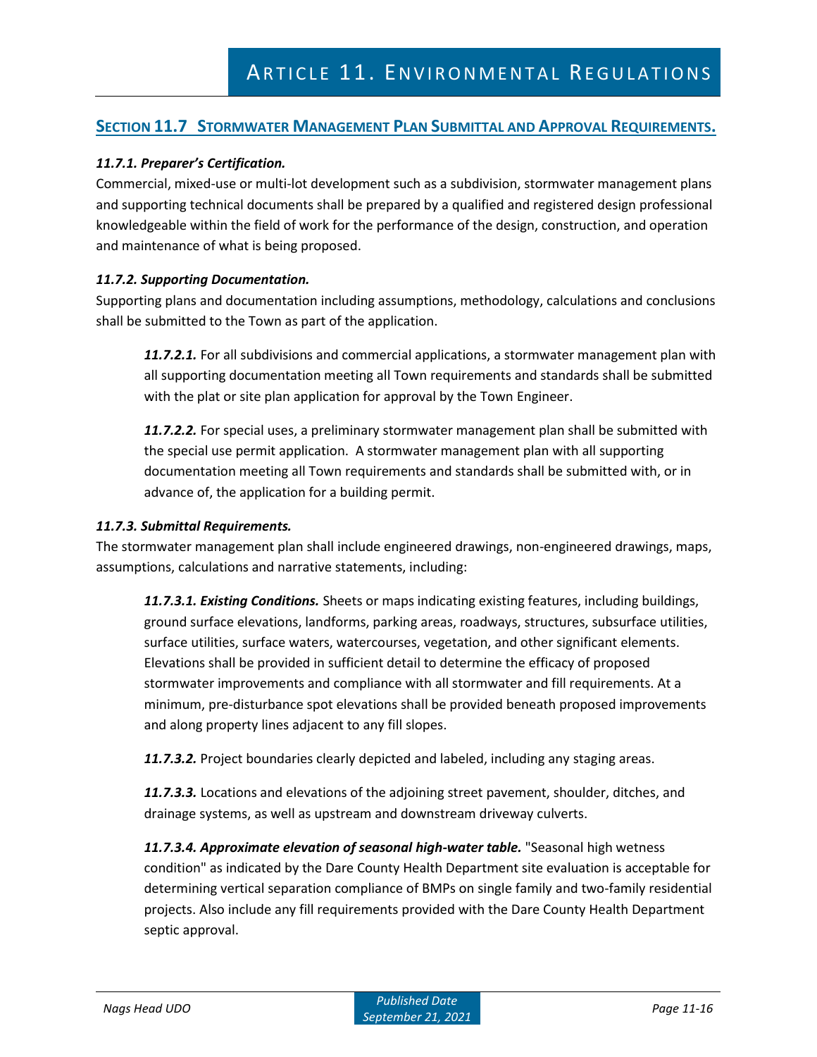## Section 11.7 Stormwater Management Plan Submittal and Approval Requirements.

***11.7.1. Preparer's Certification.***

Commercial, mixed-use or multi-lot development such as a subdivision, stormwater management plans and supporting technical documents shall be prepared by a qualified and registered design professional knowledgeable within the field of work for the performance of the design, construction, and operation and maintenance of what is being proposed.

***11.7.2. Supporting Documentation.***

Supporting plans and documentation including assumptions, methodology, calculations and conclusions shall be submitted to the Town as part of the application.

***11.7.2.1.*** For all subdivisions and commercial applications, a stormwater management plan with all supporting documentation meeting all Town requirements and standards shall be submitted with the plat or site plan application for approval by the Town Engineer.

***11.7.2.2.*** For special uses, a preliminary stormwater management plan shall be submitted with the special use permit application. A stormwater management plan with all supporting documentation meeting all Town requirements and standards shall be submitted with, or in advance of, the application for a building permit.

***11.7.3. Submittal Requirements.***

The stormwater management plan shall include engineered drawings, non-engineered drawings, maps, assumptions, calculations and narrative statements, including:

***11.7.3.1. Existing Conditions.*** Sheets or maps indicating existing features, including buildings, ground surface elevations, landforms, parking areas, roadways, structures, subsurface utilities, surface utilities, surface waters, watercourses, vegetation, and other significant elements. Elevations shall be provided in sufficient detail to determine the efficacy of proposed stormwater improvements and compliance with all stormwater and fill requirements. At a minimum, pre-disturbance spot elevations shall be provided beneath proposed improvements and along property lines adjacent to any fill slopes.

***11.7.3.2.*** Project boundaries clearly depicted and labeled, including any staging areas.

***11.7.3.3.*** Locations and elevations of the adjoining street pavement, shoulder, ditches, and drainage systems, as well as upstream and downstream driveway culverts.

***11.7.3.4. Approximate elevation of seasonal high-water table.*** "Seasonal high wetness condition" as indicated by the Dare County Health Department site evaluation is acceptable for determining vertical separation compliance of BMPs on single family and two-family residential projects. Also include any fill requirements provided with the Dare County Health Department septic approval.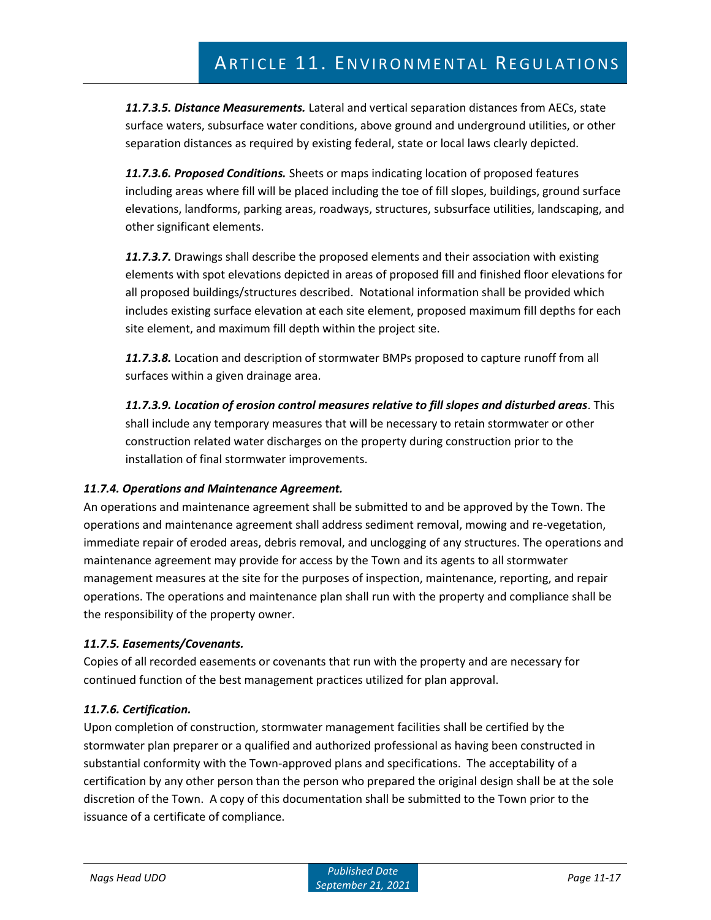***11.7.3.5. Distance Measurements.*** Lateral and vertical separation distances from AECs, state surface waters, subsurface water conditions, above ground and underground utilities, or other separation distances as required by existing federal, state or local laws clearly depicted.

***11.7.3.6. Proposed Conditions.*** Sheets or maps indicating location of proposed features including areas where fill will be placed including the toe of fill slopes, buildings, ground surface elevations, landforms, parking areas, roadways, structures, subsurface utilities, landscaping, and other significant elements.

***11.7.3.7.*** Drawings shall describe the proposed elements and their association with existing elements with spot elevations depicted in areas of proposed fill and finished floor elevations for all proposed buildings/structures described. Notational information shall be provided which includes existing surface elevation at each site element, proposed maximum fill depths for each site element, and maximum fill depth within the project site.

***11.7.3.8.*** Location and description of stormwater BMPs proposed to capture runoff from all surfaces within a given drainage area.

***11.7.3.9. Location of erosion control measures relative to fill slopes and disturbed areas***. This shall include any temporary measures that will be necessary to retain stormwater or other construction related water discharges on the property during construction prior to the installation of final stormwater improvements.

***11.7.4. Operations and Maintenance Agreement.***

An operations and maintenance agreement shall be submitted to and be approved by the Town. The operations and maintenance agreement shall address sediment removal, mowing and re-vegetation, immediate repair of eroded areas, debris removal, and unclogging of any structures. The operations and maintenance agreement may provide for access by the Town and its agents to all stormwater management measures at the site for the purposes of inspection, maintenance, reporting, and repair operations. The operations and maintenance plan shall run with the property and compliance shall be the responsibility of the property owner.

***11.7.5. Easements/Covenants.***

Copies of all recorded easements or covenants that run with the property and are necessary for continued function of the best management practices utilized for plan approval.

***11.7.6. Certification.***

Upon completion of construction, stormwater management facilities shall be certified by the stormwater plan preparer or a qualified and authorized professional as having been constructed in substantial conformity with the Town-approved plans and specifications. The acceptability of a certification by any other person than the person who prepared the original design shall be at the sole discretion of the Town. A copy of this documentation shall be submitted to the Town prior to the issuance of a certificate of compliance.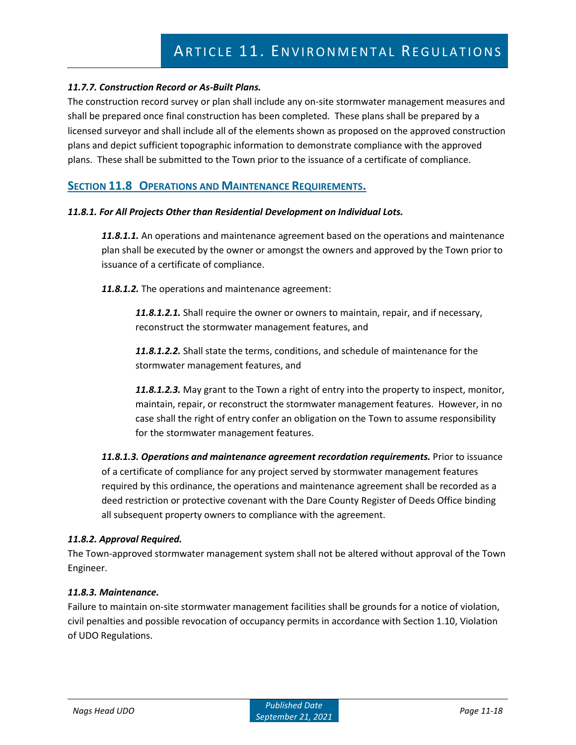#### *11.7.7. Construction Record or As-Built Plans.*

The construction record survey or plan shall include any on-site stormwater management measures and shall be prepared once final construction has been completed. These plans shall be prepared by a licensed surveyor and shall include all of the elements shown as proposed on the approved construction plans and depict sufficient topographic information to demonstrate compliance with the approved plans. These shall be submitted to the Town prior to the issuance of a certificate of compliance.

## SECTION 11.8 OPERATIONS AND MAINTENANCE REQUIREMENTS.

#### *11.8.1. For All Projects Other than Residential Development on Individual Lots.*

***11.8.1.1.*** An operations and maintenance agreement based on the operations and maintenance plan shall be executed by the owner or amongst the owners and approved by the Town prior to issuance of a certificate of compliance.

***11.8.1.2.*** The operations and maintenance agreement:

***11.8.1.2.1.*** Shall require the owner or owners to maintain, repair, and if necessary, reconstruct the stormwater management features, and

***11.8.1.2.2.*** Shall state the terms, conditions, and schedule of maintenance for the stormwater management features, and

***11.8.1.2.3.*** May grant to the Town a right of entry into the property to inspect, monitor, maintain, repair, or reconstruct the stormwater management features. However, in no case shall the right of entry confer an obligation on the Town to assume responsibility for the stormwater management features.

***11.8.1.3. Operations and maintenance agreement recordation requirements.*** Prior to issuance of a certificate of compliance for any project served by stormwater management features required by this ordinance, the operations and maintenance agreement shall be recorded as a deed restriction or protective covenant with the Dare County Register of Deeds Office binding all subsequent property owners to compliance with the agreement.

#### *11.8.2. Approval Required.*

The Town-approved stormwater management system shall not be altered without approval of the Town Engineer.

#### *11.8.3. Maintenance.*

Failure to maintain on-site stormwater management facilities shall be grounds for a notice of violation, civil penalties and possible revocation of occupancy permits in accordance with Section 1.10, Violation of UDO Regulations.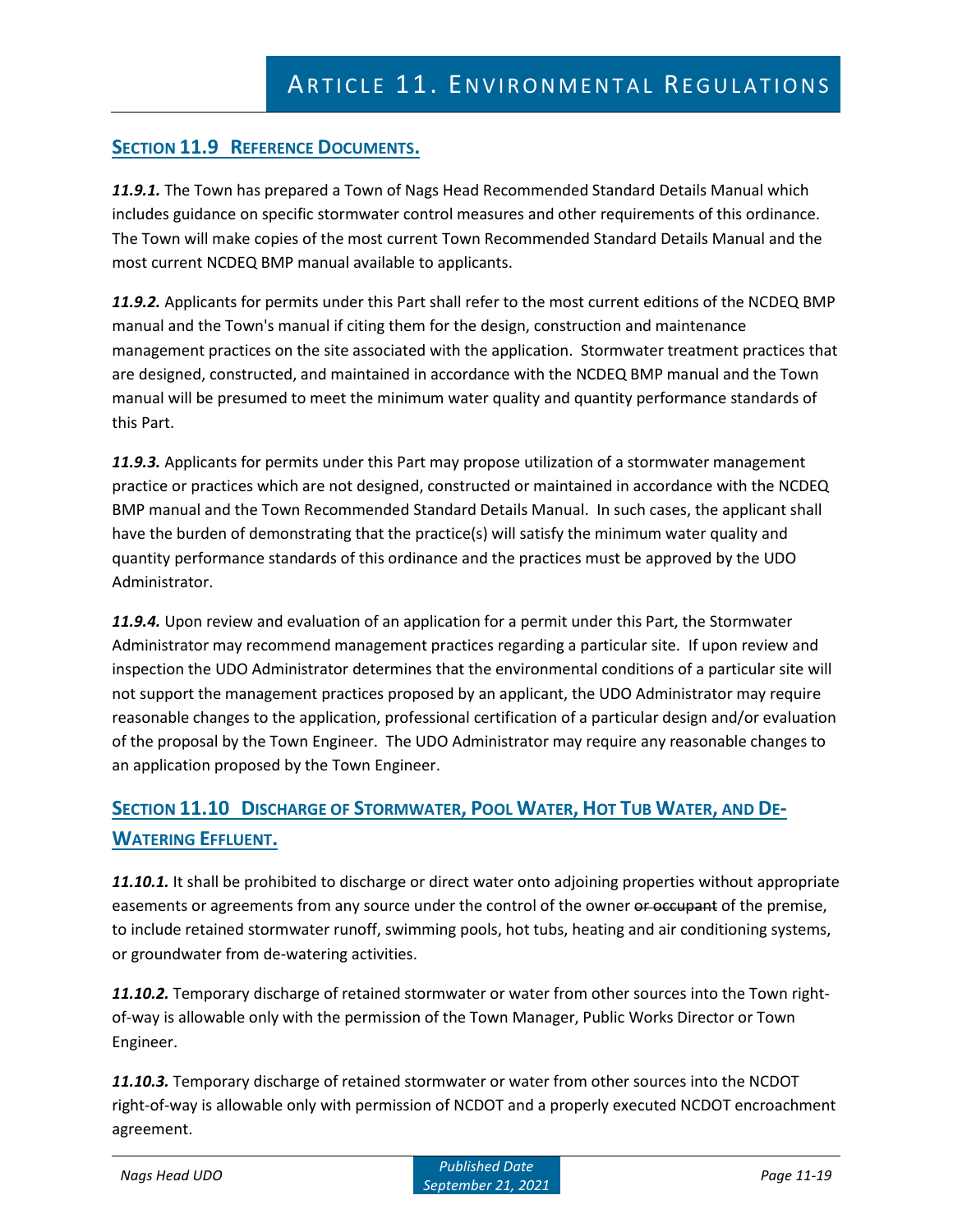## Section 11.9 Reference Documents.

***11.9.1.*** The Town has prepared a Town of Nags Head Recommended Standard Details Manual which includes guidance on specific stormwater control measures and other requirements of this ordinance. The Town will make copies of the most current Town Recommended Standard Details Manual and the most current NCDEQ BMP manual available to applicants.

***11.9.2.*** Applicants for permits under this Part shall refer to the most current editions of the NCDEQ BMP manual and the Town's manual if citing them for the design, construction and maintenance management practices on the site associated with the application. Stormwater treatment practices that are designed, constructed, and maintained in accordance with the NCDEQ BMP manual and the Town manual will be presumed to meet the minimum water quality and quantity performance standards of this Part.

***11.9.3.*** Applicants for permits under this Part may propose utilization of a stormwater management practice or practices which are not designed, constructed or maintained in accordance with the NCDEQ BMP manual and the Town Recommended Standard Details Manual. In such cases, the applicant shall have the burden of demonstrating that the practice(s) will satisfy the minimum water quality and quantity performance standards of this ordinance and the practices must be approved by the UDO Administrator.

***11.9.4.*** Upon review and evaluation of an application for a permit under this Part, the Stormwater Administrator may recommend management practices regarding a particular site. If upon review and inspection the UDO Administrator determines that the environmental conditions of a particular site will not support the management practices proposed by an applicant, the UDO Administrator may require reasonable changes to the application, professional certification of a particular design and/or evaluation of the proposal by the Town Engineer. The UDO Administrator may require any reasonable changes to an application proposed by the Town Engineer.

## Section 11.10 Discharge of Stormwater, Pool Water, Hot Tub Water, and De-Watering Effluent.

***11.10.1.*** It shall be prohibited to discharge or direct water onto adjoining properties without appropriate easements or agreements from any source under the control of the owner ~~or occupant~~ of the premise, to include retained stormwater runoff, swimming pools, hot tubs, heating and air conditioning systems, or groundwater from de-watering activities.

***11.10.2.*** Temporary discharge of retained stormwater or water from other sources into the Town right-of-way is allowable only with the permission of the Town Manager, Public Works Director or Town Engineer.

***11.10.3.*** Temporary discharge of retained stormwater or water from other sources into the NCDOT right-of-way is allowable only with permission of NCDOT and a properly executed NCDOT encroachment agreement.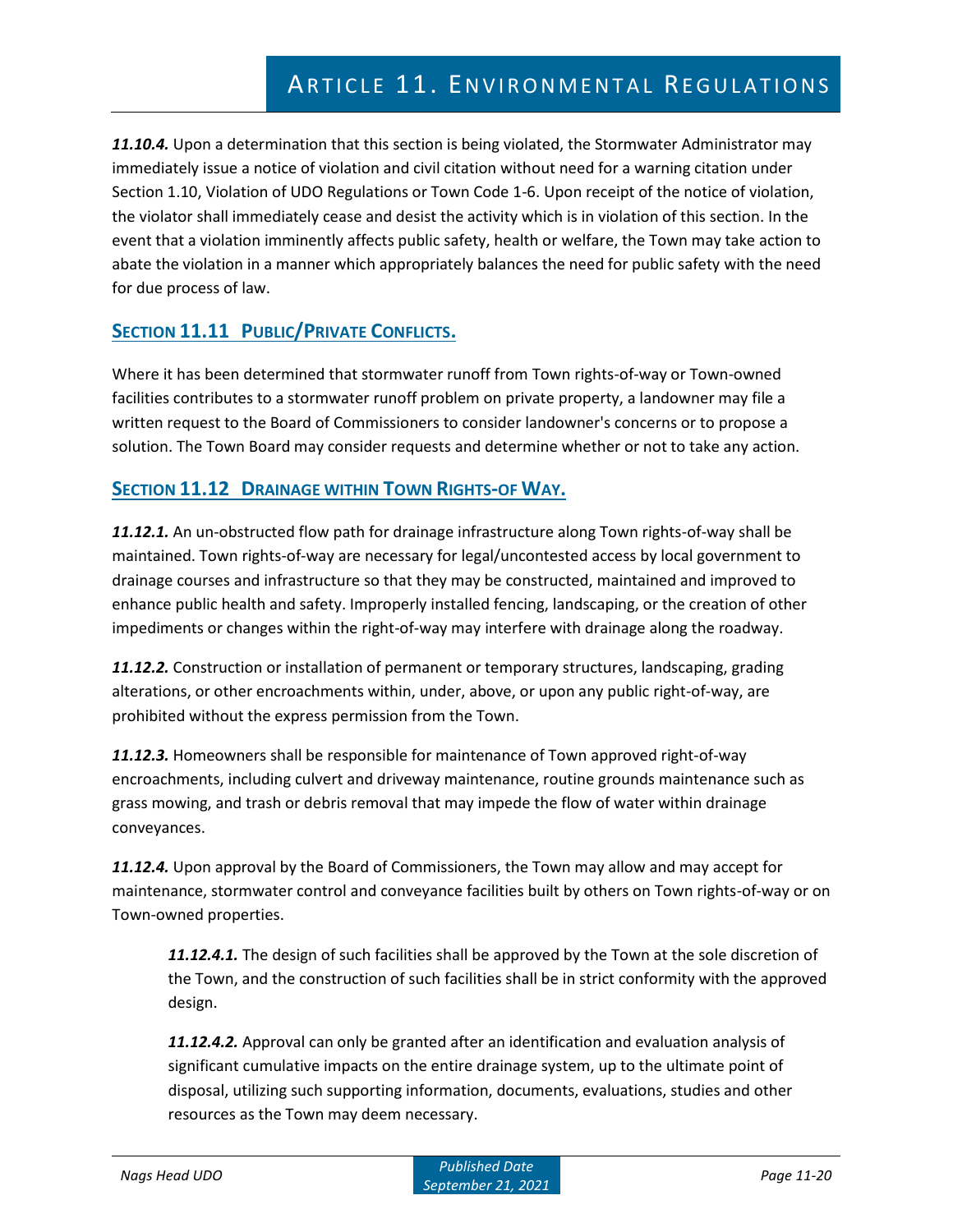***11.10.4.*** Upon a determination that this section is being violated, the Stormwater Administrator may immediately issue a notice of violation and civil citation without need for a warning citation under Section 1.10, Violation of UDO Regulations or Town Code 1-6. Upon receipt of the notice of violation, the violator shall immediately cease and desist the activity which is in violation of this section. In the event that a violation imminently affects public safety, health or welfare, the Town may take action to abate the violation in a manner which appropriately balances the need for public safety with the need for due process of law.

## SECTION 11.11 PUBLIC/PRIVATE CONFLICTS.

Where it has been determined that stormwater runoff from Town rights-of-way or Town-owned facilities contributes to a stormwater runoff problem on private property, a landowner may file a written request to the Board of Commissioners to consider landowner's concerns or to propose a solution. The Town Board may consider requests and determine whether or not to take any action.

## SECTION 11.12 DRAINAGE WITHIN TOWN RIGHTS-OF WAY.

***11.12.1.*** An un-obstructed flow path for drainage infrastructure along Town rights-of-way shall be maintained. Town rights-of-way are necessary for legal/uncontested access by local government to drainage courses and infrastructure so that they may be constructed, maintained and improved to enhance public health and safety. Improperly installed fencing, landscaping, or the creation of other impediments or changes within the right-of-way may interfere with drainage along the roadway.

***11.12.2.*** Construction or installation of permanent or temporary structures, landscaping, grading alterations, or other encroachments within, under, above, or upon any public right-of-way, are prohibited without the express permission from the Town.

***11.12.3.*** Homeowners shall be responsible for maintenance of Town approved right-of-way encroachments, including culvert and driveway maintenance, routine grounds maintenance such as grass mowing, and trash or debris removal that may impede the flow of water within drainage conveyances.

***11.12.4.*** Upon approval by the Board of Commissioners, the Town may allow and may accept for maintenance, stormwater control and conveyance facilities built by others on Town rights-of-way or on Town-owned properties.

> ***11.12.4.1.*** The design of such facilities shall be approved by the Town at the sole discretion of the Town, and the construction of such facilities shall be in strict conformity with the approved design.
>
> ***11.12.4.2.*** Approval can only be granted after an identification and evaluation analysis of significant cumulative impacts on the entire drainage system, up to the ultimate point of disposal, utilizing such supporting information, documents, evaluations, studies and other resources as the Town may deem necessary.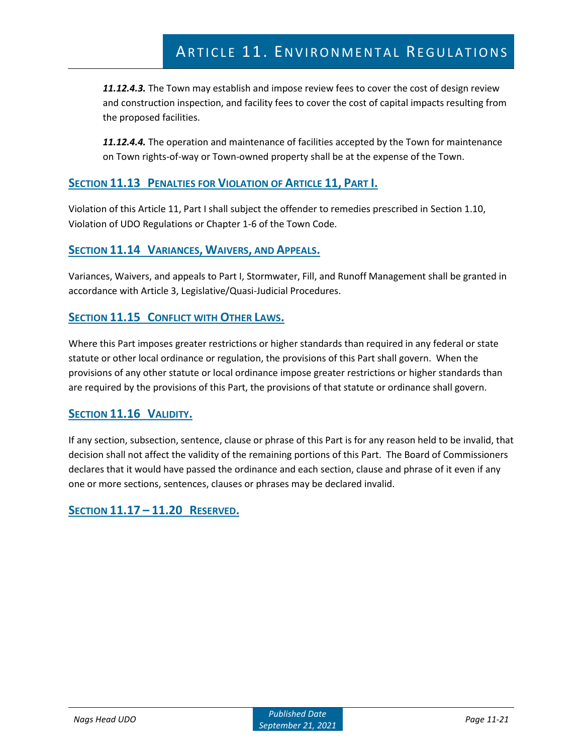***11.12.4.3.*** The Town may establish and impose review fees to cover the cost of design review and construction inspection, and facility fees to cover the cost of capital impacts resulting from the proposed facilities.

***11.12.4.4.*** The operation and maintenance of facilities accepted by the Town for maintenance on Town rights-of-way or Town-owned property shall be at the expense of the Town.

## Section 11.13 Penalties for Violation of Article 11, Part I.

Violation of this Article 11, Part I shall subject the offender to remedies prescribed in Section 1.10, Violation of UDO Regulations or Chapter 1-6 of the Town Code.

## Section 11.14 Variances, Waivers, and Appeals.

Variances, Waivers, and appeals to Part I, Stormwater, Fill, and Runoff Management shall be granted in accordance with Article 3, Legislative/Quasi-Judicial Procedures.

## Section 11.15 Conflict with Other Laws.

Where this Part imposes greater restrictions or higher standards than required in any federal or state statute or other local ordinance or regulation, the provisions of this Part shall govern. When the provisions of any other statute or local ordinance impose greater restrictions or higher standards than are required by the provisions of this Part, the provisions of that statute or ordinance shall govern.

## Section 11.16 Validity.

If any section, subsection, sentence, clause or phrase of this Part is for any reason held to be invalid, that decision shall not affect the validity of the remaining portions of this Part. The Board of Commissioners declares that it would have passed the ordinance and each section, clause and phrase of it even if any one or more sections, sentences, clauses or phrases may be declared invalid.

## Section 11.17 – 11.20 Reserved.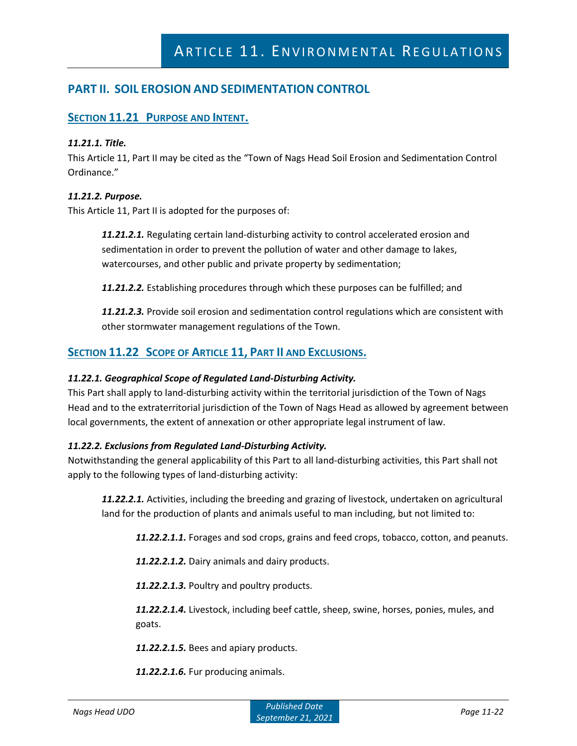## PART II. SOIL EROSION AND SEDIMENTATION CONTROL

### SECTION 11.21 PURPOSE AND INTENT.

***11.21.1. Title.***
This Article 11, Part II may be cited as the "Town of Nags Head Soil Erosion and Sedimentation Control Ordinance."

***11.21.2. Purpose.***
This Article 11, Part II is adopted for the purposes of:

> ***11.21.2.1.*** Regulating certain land-disturbing activity to control accelerated erosion and sedimentation in order to prevent the pollution of water and other damage to lakes, watercourses, and other public and private property by sedimentation;
>
> ***11.21.2.2.*** Establishing procedures through which these purposes can be fulfilled; and
>
> ***11.21.2.3.*** Provide soil erosion and sedimentation control regulations which are consistent with other stormwater management regulations of the Town.

### SECTION 11.22 SCOPE OF ARTICLE 11, PART II AND EXCLUSIONS.

***11.22.1. Geographical Scope of Regulated Land-Disturbing Activity.***
This Part shall apply to land-disturbing activity within the territorial jurisdiction of the Town of Nags Head and to the extraterritorial jurisdiction of the Town of Nags Head as allowed by agreement between local governments, the extent of annexation or other appropriate legal instrument of law.

***11.22.2. Exclusions from Regulated Land-Disturbing Activity.***
Notwithstanding the general applicability of this Part to all land-disturbing activities, this Part shall not apply to the following types of land-disturbing activity:

> ***11.22.2.1.*** Activities, including the breeding and grazing of livestock, undertaken on agricultural land for the production of plants and animals useful to man including, but not limited to:
>
> > ***11.22.2.1.1.*** Forages and sod crops, grains and feed crops, tobacco, cotton, and peanuts.
> >
> > ***11.22.2.1.2.*** Dairy animals and dairy products.
> >
> > ***11.22.2.1.3.*** Poultry and poultry products.
> >
> > ***11.22.2.1.4.*** Livestock, including beef cattle, sheep, swine, horses, ponies, mules, and goats.
> >
> > ***11.22.2.1.5.*** Bees and apiary products.
> >
> > ***11.22.2.1.6.*** Fur producing animals.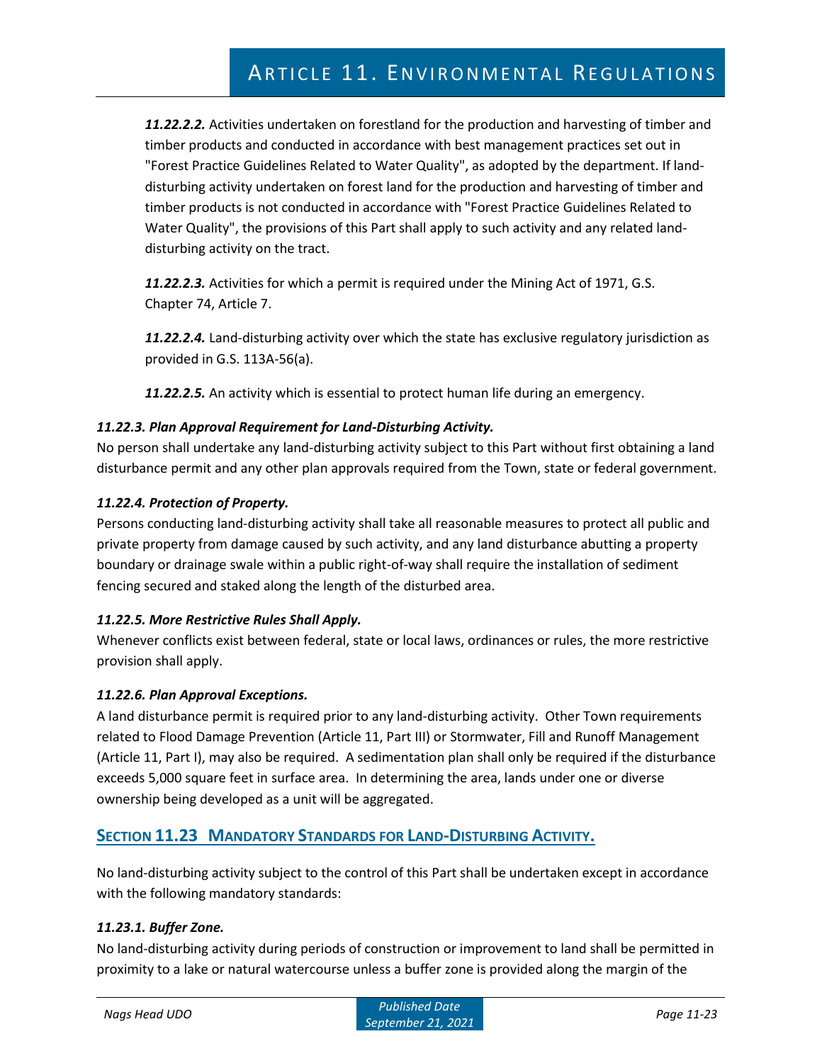***11.22.2.2.*** Activities undertaken on forestland for the production and harvesting of timber and timber products and conducted in accordance with best management practices set out in "Forest Practice Guidelines Related to Water Quality", as adopted by the department. If land-disturbing activity undertaken on forest land for the production and harvesting of timber and timber products is not conducted in accordance with "Forest Practice Guidelines Related to Water Quality", the provisions of this Part shall apply to such activity and any related land-disturbing activity on the tract.

***11.22.2.3.*** Activities for which a permit is required under the Mining Act of 1971, G.S. Chapter 74, Article 7.

***11.22.2.4.*** Land-disturbing activity over which the state has exclusive regulatory jurisdiction as provided in G.S. 113A-56(a).

***11.22.2.5.*** An activity which is essential to protect human life during an emergency.

***11.22.3. Plan Approval Requirement for Land-Disturbing Activity.***

No person shall undertake any land-disturbing activity subject to this Part without first obtaining a land disturbance permit and any other plan approvals required from the Town, state or federal government.

***11.22.4. Protection of Property.***

Persons conducting land-disturbing activity shall take all reasonable measures to protect all public and private property from damage caused by such activity, and any land disturbance abutting a property boundary or drainage swale within a public right-of-way shall require the installation of sediment fencing secured and staked along the length of the disturbed area.

***11.22.5. More Restrictive Rules Shall Apply.***

Whenever conflicts exist between federal, state or local laws, ordinances or rules, the more restrictive provision shall apply.

***11.22.6. Plan Approval Exceptions.***

A land disturbance permit is required prior to any land-disturbing activity. Other Town requirements related to Flood Damage Prevention (Article 11, Part III) or Stormwater, Fill and Runoff Management (Article 11, Part I), may also be required. A sedimentation plan shall only be required if the disturbance exceeds 5,000 square feet in surface area. In determining the area, lands under one or diverse ownership being developed as a unit will be aggregated.

## SECTION 11.23 MANDATORY STANDARDS FOR LAND-DISTURBING ACTIVITY.

No land-disturbing activity subject to the control of this Part shall be undertaken except in accordance with the following mandatory standards:

***11.23.1. Buffer Zone.***

No land-disturbing activity during periods of construction or improvement to land shall be permitted in proximity to a lake or natural watercourse unless a buffer zone is provided along the margin of the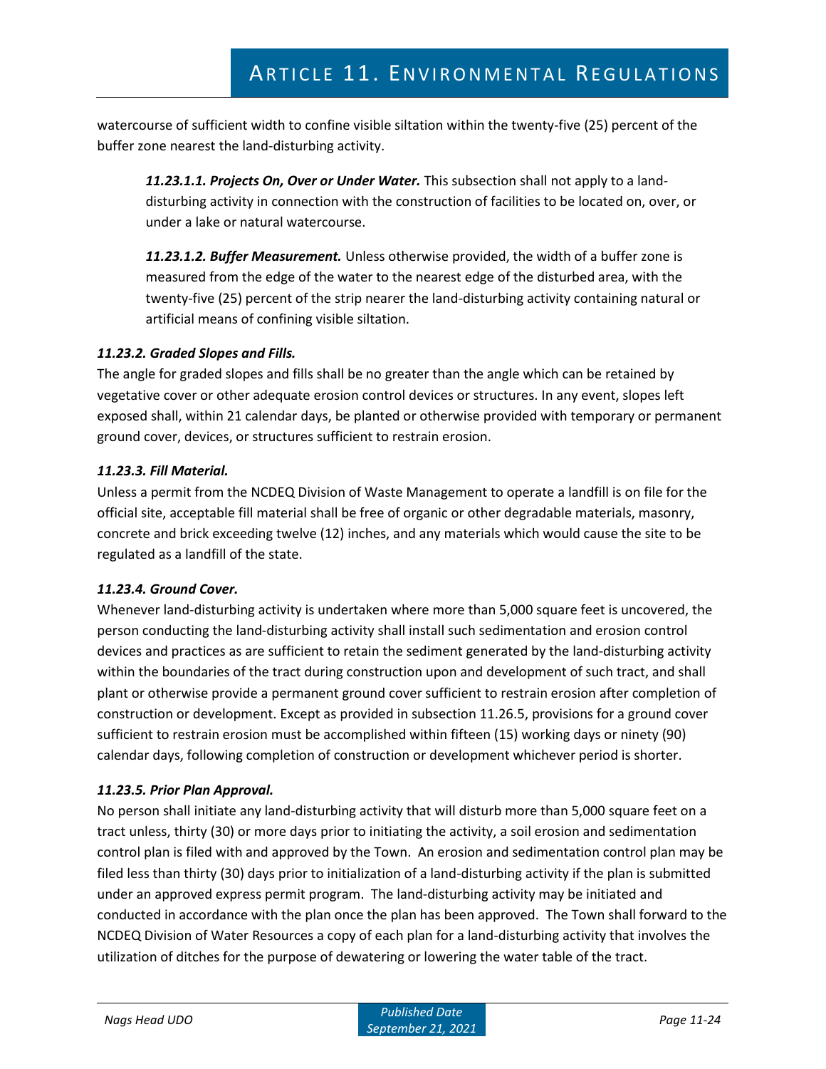watercourse of sufficient width to confine visible siltation within the twenty-five (25) percent of the buffer zone nearest the land-disturbing activity.

> ***11.23.1.1. Projects On, Over or Under Water.*** This subsection shall not apply to a land-disturbing activity in connection with the construction of facilities to be located on, over, or under a lake or natural watercourse.
>
> ***11.23.1.2. Buffer Measurement.*** Unless otherwise provided, the width of a buffer zone is measured from the edge of the water to the nearest edge of the disturbed area, with the twenty-five (25) percent of the strip nearer the land-disturbing activity containing natural or artificial means of confining visible siltation.

#### *11.23.2. Graded Slopes and Fills.*

The angle for graded slopes and fills shall be no greater than the angle which can be retained by vegetative cover or other adequate erosion control devices or structures. In any event, slopes left exposed shall, within 21 calendar days, be planted or otherwise provided with temporary or permanent ground cover, devices, or structures sufficient to restrain erosion.

#### *11.23.3. Fill Material.*

Unless a permit from the NCDEQ Division of Waste Management to operate a landfill is on file for the official site, acceptable fill material shall be free of organic or other degradable materials, masonry, concrete and brick exceeding twelve (12) inches, and any materials which would cause the site to be regulated as a landfill of the state.

#### *11.23.4. Ground Cover.*

Whenever land-disturbing activity is undertaken where more than 5,000 square feet is uncovered, the person conducting the land-disturbing activity shall install such sedimentation and erosion control devices and practices as are sufficient to retain the sediment generated by the land-disturbing activity within the boundaries of the tract during construction upon and development of such tract, and shall plant or otherwise provide a permanent ground cover sufficient to restrain erosion after completion of construction or development. Except as provided in subsection 11.26.5, provisions for a ground cover sufficient to restrain erosion must be accomplished within fifteen (15) working days or ninety (90) calendar days, following completion of construction or development whichever period is shorter.

#### *11.23.5. Prior Plan Approval.*

No person shall initiate any land-disturbing activity that will disturb more than 5,000 square feet on a tract unless, thirty (30) or more days prior to initiating the activity, a soil erosion and sedimentation control plan is filed with and approved by the Town. An erosion and sedimentation control plan may be filed less than thirty (30) days prior to initialization of a land-disturbing activity if the plan is submitted under an approved express permit program. The land-disturbing activity may be initiated and conducted in accordance with the plan once the plan has been approved. The Town shall forward to the NCDEQ Division of Water Resources a copy of each plan for a land-disturbing activity that involves the utilization of ditches for the purpose of dewatering or lowering the water table of the tract.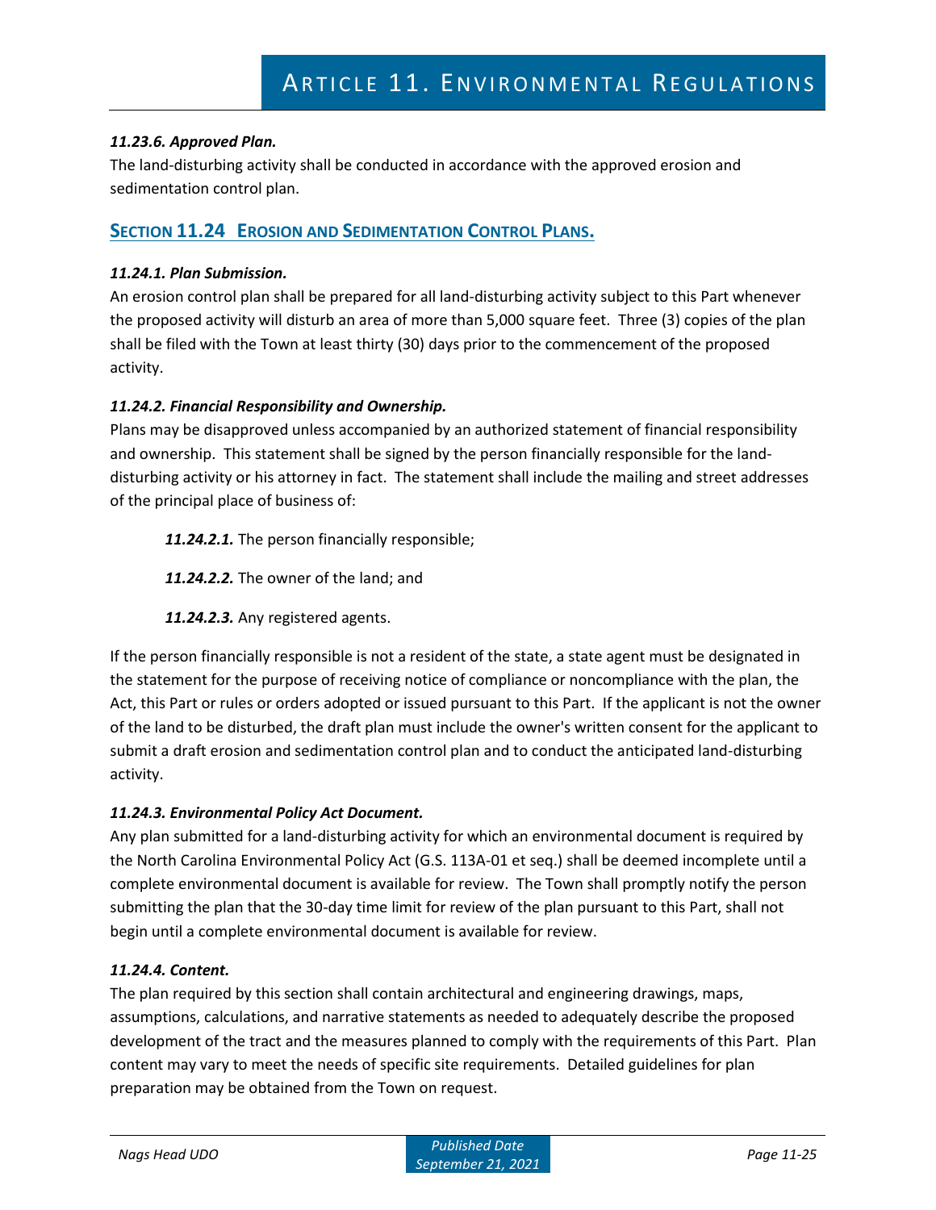#### *11.23.6. Approved Plan.*

The land-disturbing activity shall be conducted in accordance with the approved erosion and sedimentation control plan.

## SECTION 11.24 EROSION AND SEDIMENTATION CONTROL PLANS.

#### *11.24.1. Plan Submission.*

An erosion control plan shall be prepared for all land-disturbing activity subject to this Part whenever the proposed activity will disturb an area of more than 5,000 square feet. Three (3) copies of the plan shall be filed with the Town at least thirty (30) days prior to the commencement of the proposed activity.

#### *11.24.2. Financial Responsibility and Ownership.*

Plans may be disapproved unless accompanied by an authorized statement of financial responsibility and ownership. This statement shall be signed by the person financially responsible for the land-disturbing activity or his attorney in fact. The statement shall include the mailing and street addresses of the principal place of business of:

***11.24.2.1.*** The person financially responsible;

***11.24.2.2.*** The owner of the land; and

***11.24.2.3.*** Any registered agents.

If the person financially responsible is not a resident of the state, a state agent must be designated in the statement for the purpose of receiving notice of compliance or noncompliance with the plan, the Act, this Part or rules or orders adopted or issued pursuant to this Part. If the applicant is not the owner of the land to be disturbed, the draft plan must include the owner's written consent for the applicant to submit a draft erosion and sedimentation control plan and to conduct the anticipated land-disturbing activity.

#### *11.24.3. Environmental Policy Act Document.*

Any plan submitted for a land-disturbing activity for which an environmental document is required by the North Carolina Environmental Policy Act (G.S. 113A-01 et seq.) shall be deemed incomplete until a complete environmental document is available for review. The Town shall promptly notify the person submitting the plan that the 30-day time limit for review of the plan pursuant to this Part, shall not begin until a complete environmental document is available for review.

#### *11.24.4. Content.*

The plan required by this section shall contain architectural and engineering drawings, maps, assumptions, calculations, and narrative statements as needed to adequately describe the proposed development of the tract and the measures planned to comply with the requirements of this Part. Plan content may vary to meet the needs of specific site requirements. Detailed guidelines for plan preparation may be obtained from the Town on request.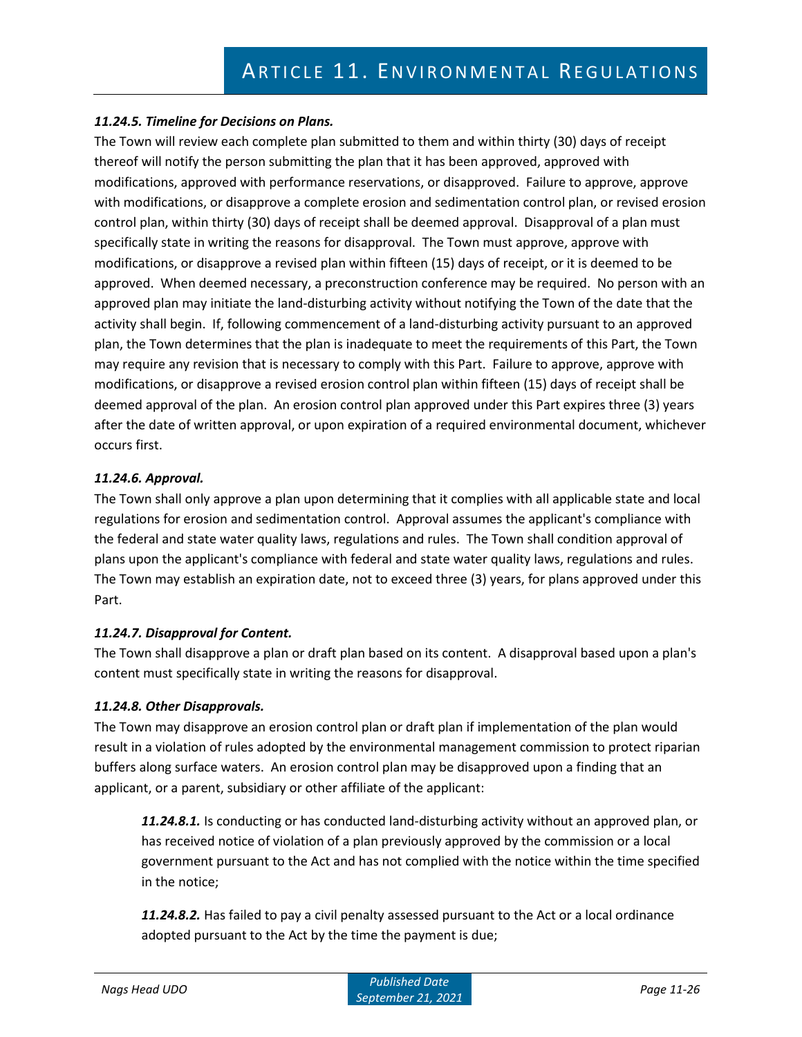***11.24.5. Timeline for Decisions on Plans.***

The Town will review each complete plan submitted to them and within thirty (30) days of receipt thereof will notify the person submitting the plan that it has been approved, approved with modifications, approved with performance reservations, or disapproved. Failure to approve, approve with modifications, or disapprove a complete erosion and sedimentation control plan, or revised erosion control plan, within thirty (30) days of receipt shall be deemed approval. Disapproval of a plan must specifically state in writing the reasons for disapproval. The Town must approve, approve with modifications, or disapprove a revised plan within fifteen (15) days of receipt, or it is deemed to be approved. When deemed necessary, a preconstruction conference may be required. No person with an approved plan may initiate the land-disturbing activity without notifying the Town of the date that the activity shall begin. If, following commencement of a land-disturbing activity pursuant to an approved plan, the Town determines that the plan is inadequate to meet the requirements of this Part, the Town may require any revision that is necessary to comply with this Part. Failure to approve, approve with modifications, or disapprove a revised erosion control plan within fifteen (15) days of receipt shall be deemed approval of the plan. An erosion control plan approved under this Part expires three (3) years after the date of written approval, or upon expiration of a required environmental document, whichever occurs first.

***11.24.6. Approval.***

The Town shall only approve a plan upon determining that it complies with all applicable state and local regulations for erosion and sedimentation control. Approval assumes the applicant's compliance with the federal and state water quality laws, regulations and rules. The Town shall condition approval of plans upon the applicant's compliance with federal and state water quality laws, regulations and rules. The Town may establish an expiration date, not to exceed three (3) years, for plans approved under this Part.

***11.24.7. Disapproval for Content.***

The Town shall disapprove a plan or draft plan based on its content. A disapproval based upon a plan's content must specifically state in writing the reasons for disapproval.

***11.24.8. Other Disapprovals.***

The Town may disapprove an erosion control plan or draft plan if implementation of the plan would result in a violation of rules adopted by the environmental management commission to protect riparian buffers along surface waters. An erosion control plan may be disapproved upon a finding that an applicant, or a parent, subsidiary or other affiliate of the applicant:

> ***11.24.8.1.*** Is conducting or has conducted land-disturbing activity without an approved plan, or has received notice of violation of a plan previously approved by the commission or a local government pursuant to the Act and has not complied with the notice within the time specified in the notice;
>
> ***11.24.8.2.*** Has failed to pay a civil penalty assessed pursuant to the Act or a local ordinance adopted pursuant to the Act by the time the payment is due;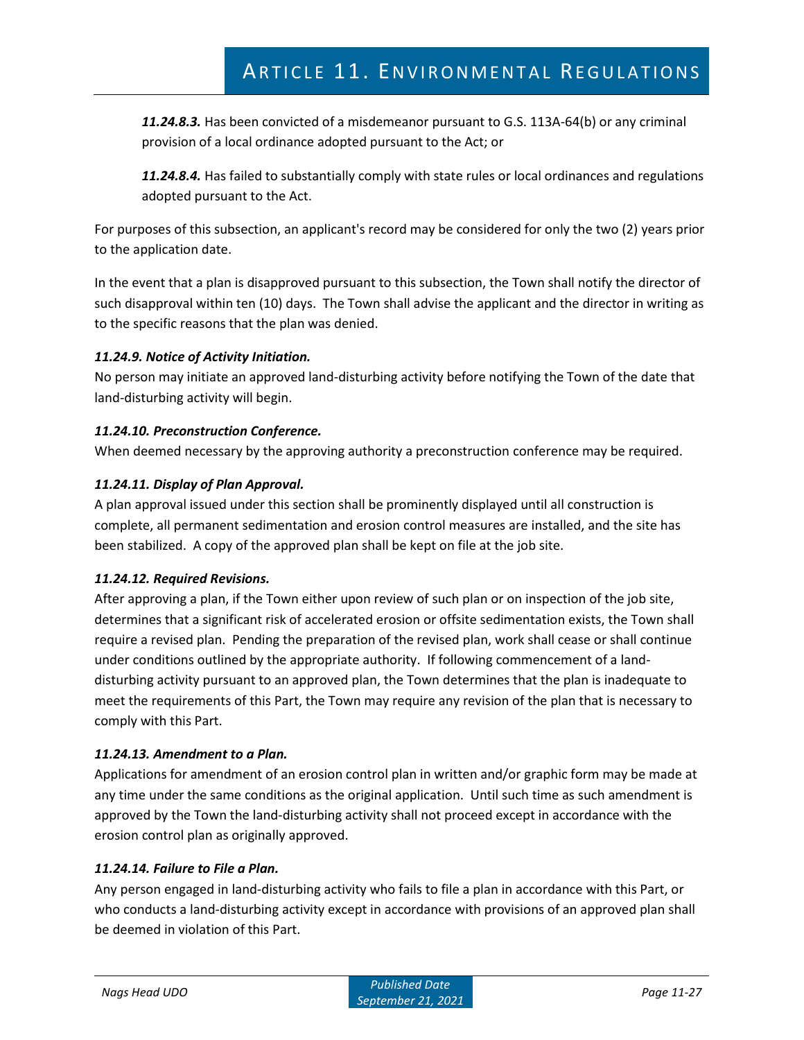***11.24.8.3.*** Has been convicted of a misdemeanor pursuant to G.S. 113A-64(b) or any criminal provision of a local ordinance adopted pursuant to the Act; or

***11.24.8.4.*** Has failed to substantially comply with state rules or local ordinances and regulations adopted pursuant to the Act.

For purposes of this subsection, an applicant's record may be considered for only the two (2) years prior to the application date.

In the event that a plan is disapproved pursuant to this subsection, the Town shall notify the director of such disapproval within ten (10) days. The Town shall advise the applicant and the director in writing as to the specific reasons that the plan was denied.

***11.24.9. Notice of Activity Initiation.***

No person may initiate an approved land-disturbing activity before notifying the Town of the date that land-disturbing activity will begin.

***11.24.10. Preconstruction Conference.***

When deemed necessary by the approving authority a preconstruction conference may be required.

***11.24.11. Display of Plan Approval.***

A plan approval issued under this section shall be prominently displayed until all construction is complete, all permanent sedimentation and erosion control measures are installed, and the site has been stabilized. A copy of the approved plan shall be kept on file at the job site.

***11.24.12. Required Revisions.***

After approving a plan, if the Town either upon review of such plan or on inspection of the job site, determines that a significant risk of accelerated erosion or offsite sedimentation exists, the Town shall require a revised plan. Pending the preparation of the revised plan, work shall cease or shall continue under conditions outlined by the appropriate authority. If following commencement of a land-disturbing activity pursuant to an approved plan, the Town determines that the plan is inadequate to meet the requirements of this Part, the Town may require any revision of the plan that is necessary to comply with this Part.

***11.24.13. Amendment to a Plan.***

Applications for amendment of an erosion control plan in written and/or graphic form may be made at any time under the same conditions as the original application. Until such time as such amendment is approved by the Town the land-disturbing activity shall not proceed except in accordance with the erosion control plan as originally approved.

***11.24.14. Failure to File a Plan.***

Any person engaged in land-disturbing activity who fails to file a plan in accordance with this Part, or who conducts a land-disturbing activity except in accordance with provisions of an approved plan shall be deemed in violation of this Part.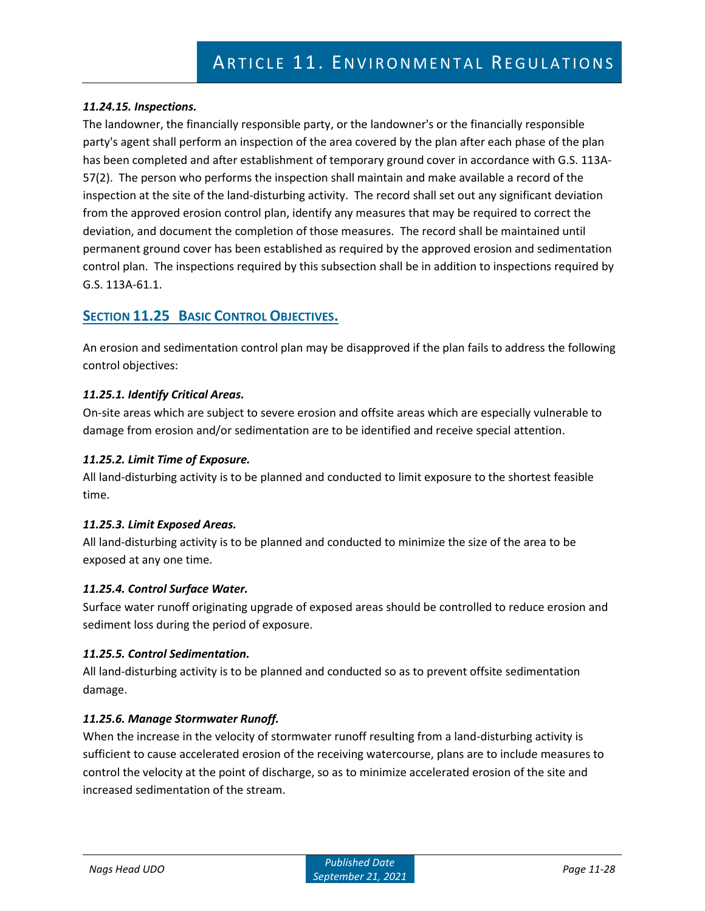#### *11.24.15. Inspections.*

The landowner, the financially responsible party, or the landowner's or the financially responsible party's agent shall perform an inspection of the area covered by the plan after each phase of the plan has been completed and after establishment of temporary ground cover in accordance with G.S. 113A-57(2). The person who performs the inspection shall maintain and make available a record of the inspection at the site of the land-disturbing activity. The record shall set out any significant deviation from the approved erosion control plan, identify any measures that may be required to correct the deviation, and document the completion of those measures. The record shall be maintained until permanent ground cover has been established as required by the approved erosion and sedimentation control plan. The inspections required by this subsection shall be in addition to inspections required by G.S. 113A-61.1.

## SECTION 11.25 BASIC CONTROL OBJECTIVES.

An erosion and sedimentation control plan may be disapproved if the plan fails to address the following control objectives:

#### *11.25.1. Identify Critical Areas.*

On-site areas which are subject to severe erosion and offsite areas which are especially vulnerable to damage from erosion and/or sedimentation are to be identified and receive special attention.

#### *11.25.2. Limit Time of Exposure.*

All land-disturbing activity is to be planned and conducted to limit exposure to the shortest feasible time.

#### *11.25.3. Limit Exposed Areas.*

All land-disturbing activity is to be planned and conducted to minimize the size of the area to be exposed at any one time.

#### *11.25.4. Control Surface Water.*

Surface water runoff originating upgrade of exposed areas should be controlled to reduce erosion and sediment loss during the period of exposure.

#### *11.25.5. Control Sedimentation.*

All land-disturbing activity is to be planned and conducted so as to prevent offsite sedimentation damage.

#### *11.25.6. Manage Stormwater Runoff.*

When the increase in the velocity of stormwater runoff resulting from a land-disturbing activity is sufficient to cause accelerated erosion of the receiving watercourse, plans are to include measures to control the velocity at the point of discharge, so as to minimize accelerated erosion of the site and increased sedimentation of the stream.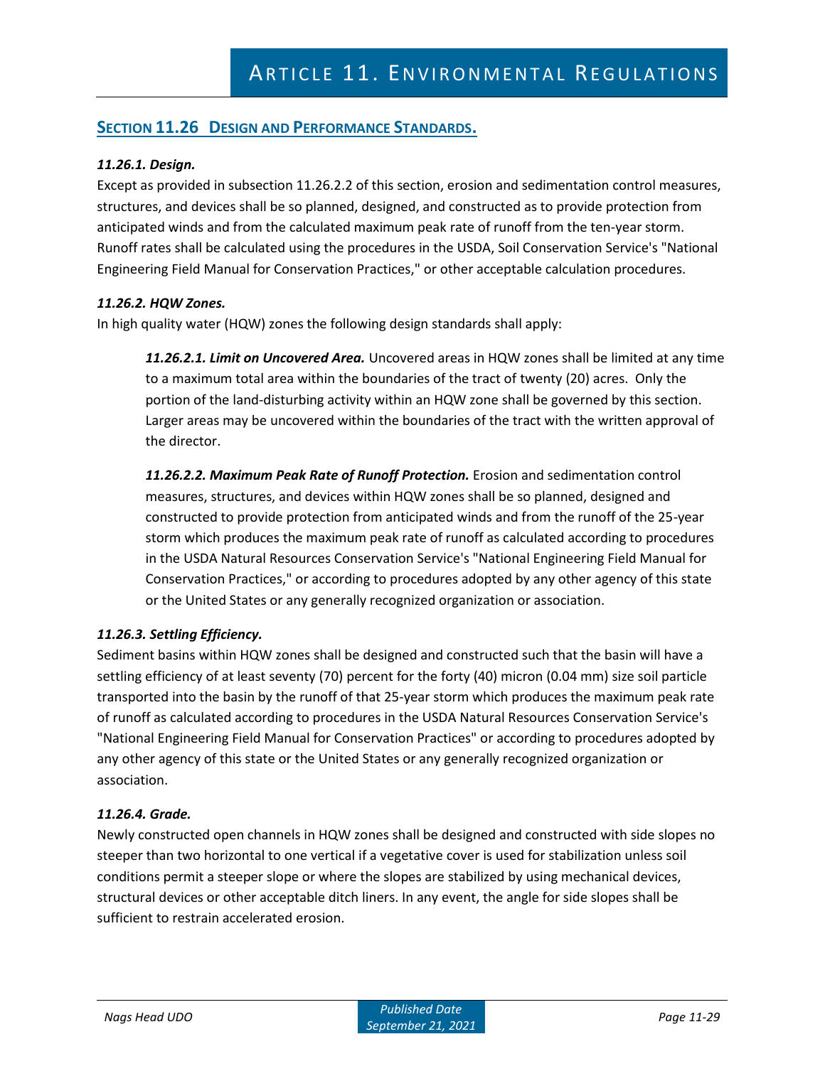## Section 11.26 Design and Performance Standards.

***11.26.1. Design.***

Except as provided in subsection 11.26.2.2 of this section, erosion and sedimentation control measures, structures, and devices shall be so planned, designed, and constructed as to provide protection from anticipated winds and from the calculated maximum peak rate of runoff from the ten-year storm. Runoff rates shall be calculated using the procedures in the USDA, Soil Conservation Service's "National Engineering Field Manual for Conservation Practices," or other acceptable calculation procedures.

***11.26.2. HQW Zones.***

In high quality water (HQW) zones the following design standards shall apply:

> ***11.26.2.1. Limit on Uncovered Area.*** Uncovered areas in HQW zones shall be limited at any time to a maximum total area within the boundaries of the tract of twenty (20) acres. Only the portion of the land-disturbing activity within an HQW zone shall be governed by this section. Larger areas may be uncovered within the boundaries of the tract with the written approval of the director.
>
> ***11.26.2.2. Maximum Peak Rate of Runoff Protection.*** Erosion and sedimentation control measures, structures, and devices within HQW zones shall be so planned, designed and constructed to provide protection from anticipated winds and from the runoff of the 25-year storm which produces the maximum peak rate of runoff as calculated according to procedures in the USDA Natural Resources Conservation Service's "National Engineering Field Manual for Conservation Practices," or according to procedures adopted by any other agency of this state or the United States or any generally recognized organization or association.

***11.26.3. Settling Efficiency.***

Sediment basins within HQW zones shall be designed and constructed such that the basin will have a settling efficiency of at least seventy (70) percent for the forty (40) micron (0.04 mm) size soil particle transported into the basin by the runoff of that 25-year storm which produces the maximum peak rate of runoff as calculated according to procedures in the USDA Natural Resources Conservation Service's "National Engineering Field Manual for Conservation Practices" or according to procedures adopted by any other agency of this state or the United States or any generally recognized organization or association.

***11.26.4. Grade.***

Newly constructed open channels in HQW zones shall be designed and constructed with side slopes no steeper than two horizontal to one vertical if a vegetative cover is used for stabilization unless soil conditions permit a steeper slope or where the slopes are stabilized by using mechanical devices, structural devices or other acceptable ditch liners. In any event, the angle for side slopes shall be sufficient to restrain accelerated erosion.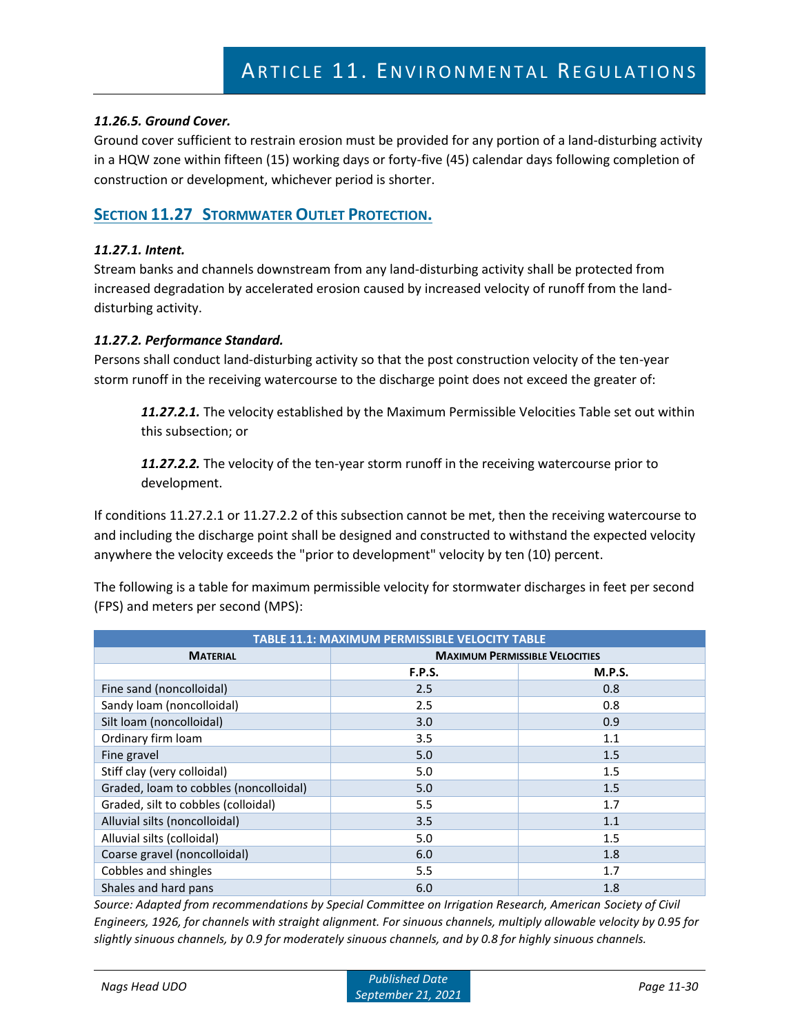#### *11.26.5. Ground Cover.*

Ground cover sufficient to restrain erosion must be provided for any portion of a land-disturbing activity in a HQW zone within fifteen (15) working days or forty-five (45) calendar days following completion of construction or development, whichever period is shorter.

## SECTION 11.27 STORMWATER OUTLET PROTECTION.

#### *11.27.1. Intent.*

Stream banks and channels downstream from any land-disturbing activity shall be protected from increased degradation by accelerated erosion caused by increased velocity of runoff from the land-disturbing activity.

#### *11.27.2. Performance Standard.*

Persons shall conduct land-disturbing activity so that the post construction velocity of the ten-year storm runoff in the receiving watercourse to the discharge point does not exceed the greater of:

> ***11.27.2.1.*** The velocity established by the Maximum Permissible Velocities Table set out within this subsection; or
>
> ***11.27.2.2.*** The velocity of the ten-year storm runoff in the receiving watercourse prior to development.

If conditions 11.27.2.1 or 11.27.2.2 of this subsection cannot be met, then the receiving watercourse to and including the discharge point shall be designed and constructed to withstand the expected velocity anywhere the velocity exceeds the "prior to development" velocity by ten (10) percent.

The following is a table for maximum permissible velocity for stormwater discharges in feet per second (FPS) and meters per second (MPS):

**TABLE 11.1: MAXIMUM PERMISSIBLE VELOCITY TABLE**

| MATERIAL | MAXIMUM PERMISSIBLE VELOCITIES | |
|---|---|---|
| | F.P.S. | M.P.S. |
| Fine sand (noncolloidal) | 2.5 | 0.8 |
| Sandy loam (noncolloidal) | 2.5 | 0.8 |
| Silt loam (noncolloidal) | 3.0 | 0.9 |
| Ordinary firm loam | 3.5 | 1.1 |
| Fine gravel | 5.0 | 1.5 |
| Stiff clay (very colloidal) | 5.0 | 1.5 |
| Graded, loam to cobbles (noncolloidal) | 5.0 | 1.5 |
| Graded, silt to cobbles (colloidal) | 5.5 | 1.7 |
| Alluvial silts (noncolloidal) | 3.5 | 1.1 |
| Alluvial silts (colloidal) | 5.0 | 1.5 |
| Coarse gravel (noncolloidal) | 6.0 | 1.8 |
| Cobbles and shingles | 5.5 | 1.7 |
| Shales and hard pans | 6.0 | 1.8 |

*Source: Adapted from recommendations by Special Committee on Irrigation Research, American Society of Civil Engineers, 1926, for channels with straight alignment. For sinuous channels, multiply allowable velocity by 0.95 for slightly sinuous channels, by 0.9 for moderately sinuous channels, and by 0.8 for highly sinuous channels.*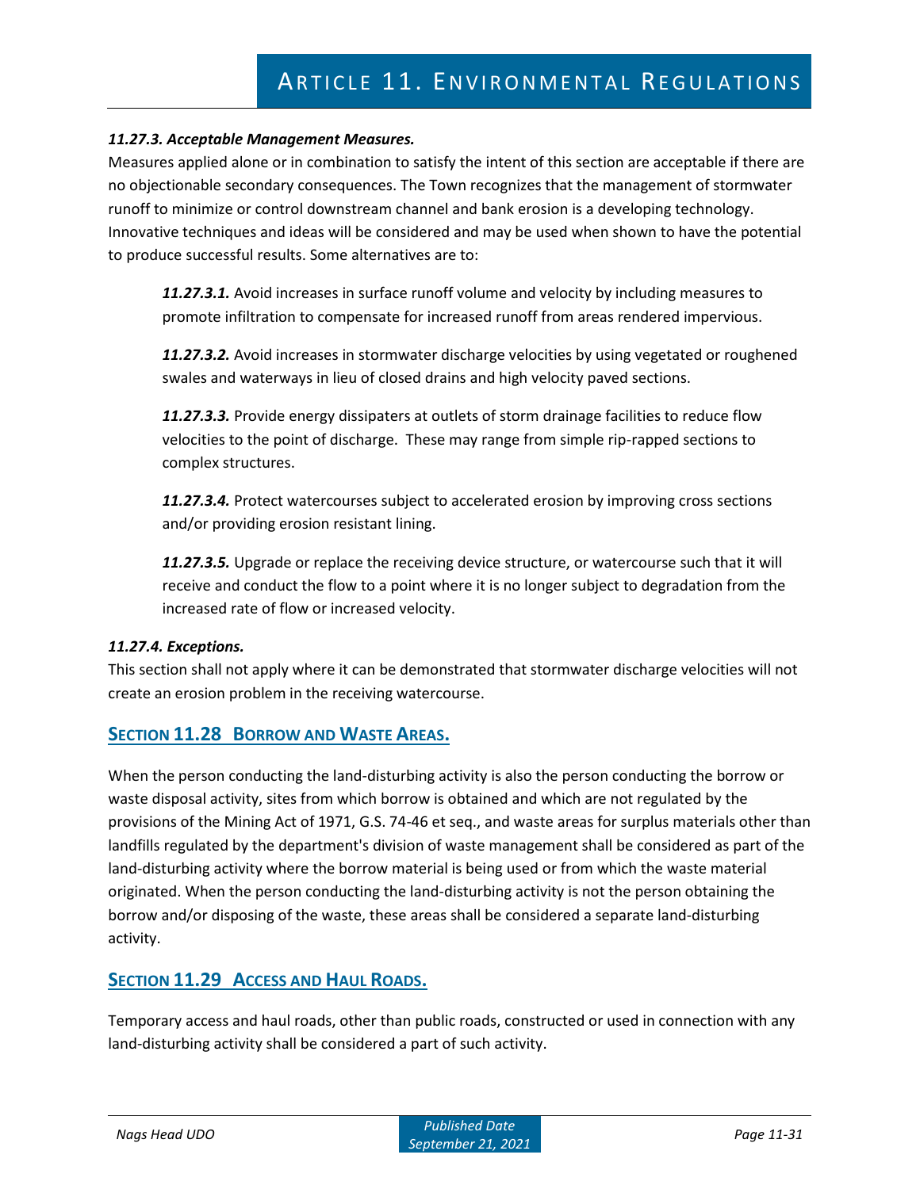***11.27.3. Acceptable Management Measures.***

Measures applied alone or in combination to satisfy the intent of this section are acceptable if there are no objectionable secondary consequences. The Town recognizes that the management of stormwater runoff to minimize or control downstream channel and bank erosion is a developing technology. Innovative techniques and ideas will be considered and may be used when shown to have the potential to produce successful results. Some alternatives are to:

> ***11.27.3.1.*** Avoid increases in surface runoff volume and velocity by including measures to promote infiltration to compensate for increased runoff from areas rendered impervious.
>
> ***11.27.3.2.*** Avoid increases in stormwater discharge velocities by using vegetated or roughened swales and waterways in lieu of closed drains and high velocity paved sections.
>
> ***11.27.3.3.*** Provide energy dissipaters at outlets of storm drainage facilities to reduce flow velocities to the point of discharge. These may range from simple rip-rapped sections to complex structures.
>
> ***11.27.3.4.*** Protect watercourses subject to accelerated erosion by improving cross sections and/or providing erosion resistant lining.
>
> ***11.27.3.5.*** Upgrade or replace the receiving device structure, or watercourse such that it will receive and conduct the flow to a point where it is no longer subject to degradation from the increased rate of flow or increased velocity.

***11.27.4. Exceptions.***

This section shall not apply where it can be demonstrated that stormwater discharge velocities will not create an erosion problem in the receiving watercourse.

## SECTION 11.28 BORROW AND WASTE AREAS.

When the person conducting the land-disturbing activity is also the person conducting the borrow or waste disposal activity, sites from which borrow is obtained and which are not regulated by the provisions of the Mining Act of 1971, G.S. 74-46 et seq., and waste areas for surplus materials other than landfills regulated by the department's division of waste management shall be considered as part of the land-disturbing activity where the borrow material is being used or from which the waste material originated. When the person conducting the land-disturbing activity is not the person obtaining the borrow and/or disposing of the waste, these areas shall be considered a separate land-disturbing activity.

## SECTION 11.29 ACCESS AND HAUL ROADS.

Temporary access and haul roads, other than public roads, constructed or used in connection with any land-disturbing activity shall be considered a part of such activity.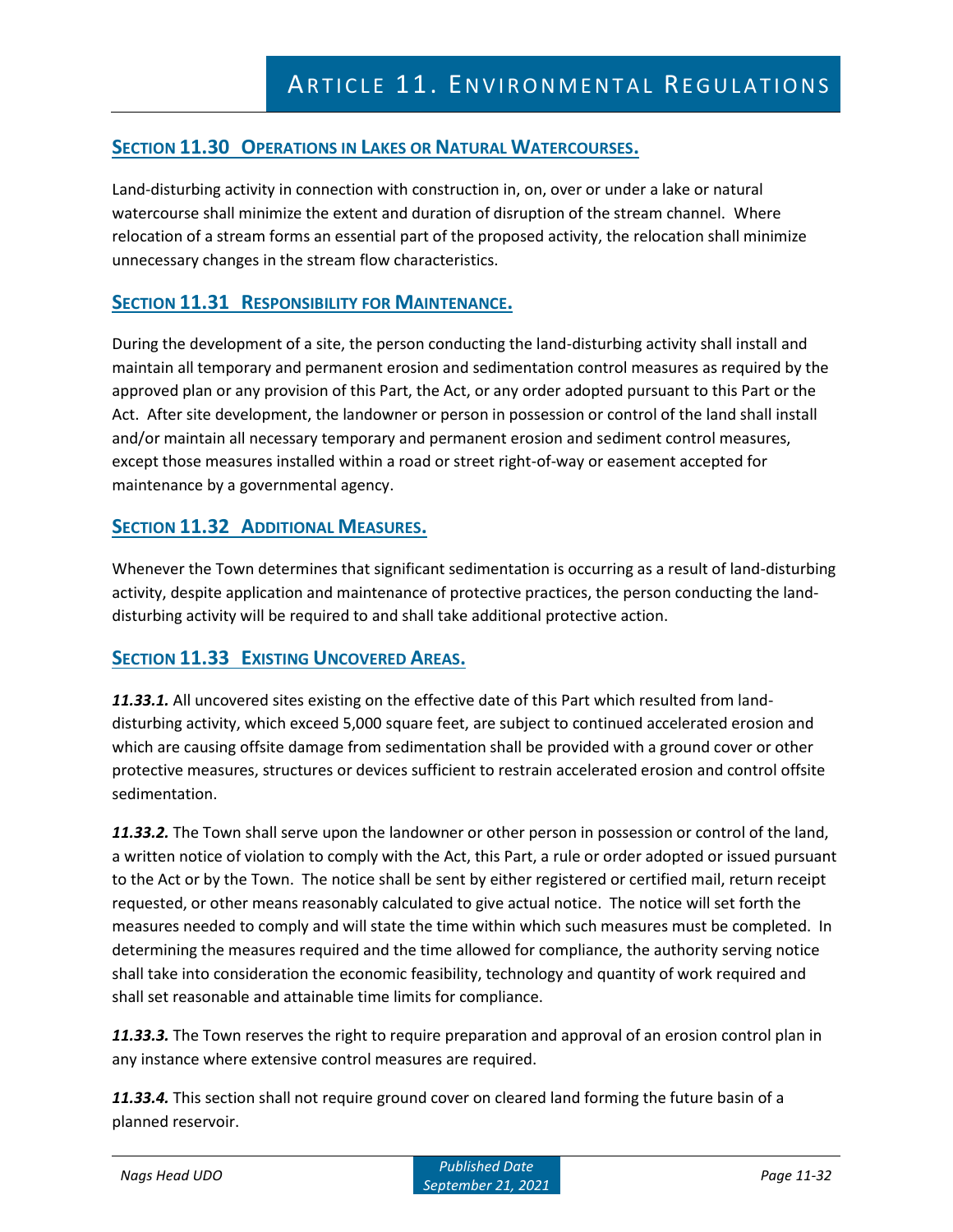## SECTION 11.30 OPERATIONS IN LAKES OR NATURAL WATERCOURSES.

Land-disturbing activity in connection with construction in, on, over or under a lake or natural watercourse shall minimize the extent and duration of disruption of the stream channel. Where relocation of a stream forms an essential part of the proposed activity, the relocation shall minimize unnecessary changes in the stream flow characteristics.

## SECTION 11.31 RESPONSIBILITY FOR MAINTENANCE.

During the development of a site, the person conducting the land-disturbing activity shall install and maintain all temporary and permanent erosion and sedimentation control measures as required by the approved plan or any provision of this Part, the Act, or any order adopted pursuant to this Part or the Act. After site development, the landowner or person in possession or control of the land shall install and/or maintain all necessary temporary and permanent erosion and sediment control measures, except those measures installed within a road or street right-of-way or easement accepted for maintenance by a governmental agency.

## SECTION 11.32 ADDITIONAL MEASURES.

Whenever the Town determines that significant sedimentation is occurring as a result of land-disturbing activity, despite application and maintenance of protective practices, the person conducting the land-disturbing activity will be required to and shall take additional protective action.

## SECTION 11.33 EXISTING UNCOVERED AREAS.

***11.33.1.*** All uncovered sites existing on the effective date of this Part which resulted from land-disturbing activity, which exceed 5,000 square feet, are subject to continued accelerated erosion and which are causing offsite damage from sedimentation shall be provided with a ground cover or other protective measures, structures or devices sufficient to restrain accelerated erosion and control offsite sedimentation.

***11.33.2.*** The Town shall serve upon the landowner or other person in possession or control of the land, a written notice of violation to comply with the Act, this Part, a rule or order adopted or issued pursuant to the Act or by the Town. The notice shall be sent by either registered or certified mail, return receipt requested, or other means reasonably calculated to give actual notice. The notice will set forth the measures needed to comply and will state the time within which such measures must be completed. In determining the measures required and the time allowed for compliance, the authority serving notice shall take into consideration the economic feasibility, technology and quantity of work required and shall set reasonable and attainable time limits for compliance.

***11.33.3.*** The Town reserves the right to require preparation and approval of an erosion control plan in any instance where extensive control measures are required.

***11.33.4.*** This section shall not require ground cover on cleared land forming the future basin of a planned reservoir.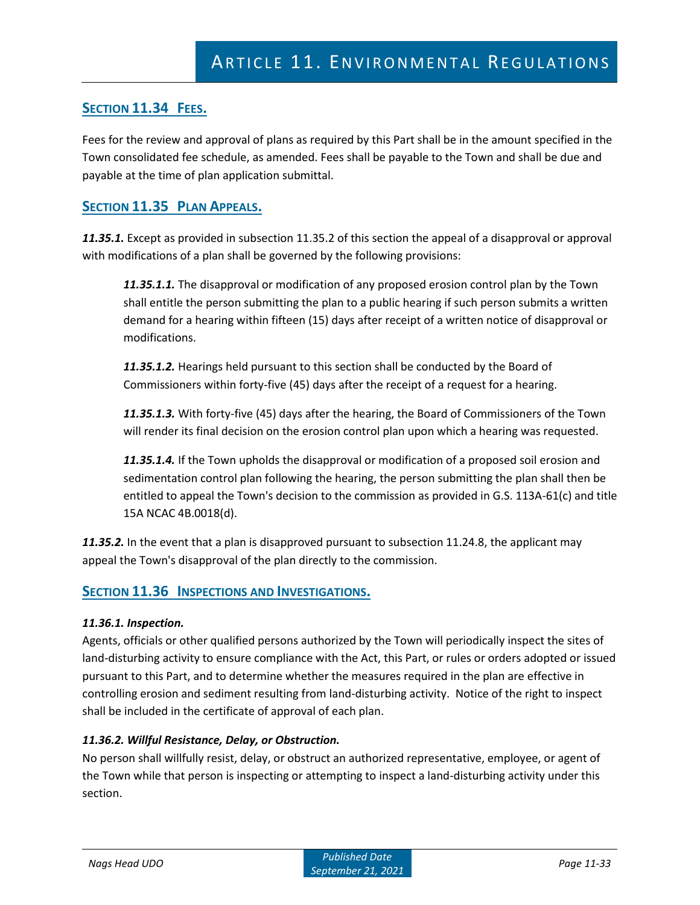## Section 11.34 Fees.

Fees for the review and approval of plans as required by this Part shall be in the amount specified in the Town consolidated fee schedule, as amended. Fees shall be payable to the Town and shall be due and payable at the time of plan application submittal.

## Section 11.35 Plan Appeals.

***11.35.1.*** Except as provided in subsection 11.35.2 of this section the appeal of a disapproval or approval with modifications of a plan shall be governed by the following provisions:

> ***11.35.1.1.*** The disapproval or modification of any proposed erosion control plan by the Town shall entitle the person submitting the plan to a public hearing if such person submits a written demand for a hearing within fifteen (15) days after receipt of a written notice of disapproval or modifications.
>
> ***11.35.1.2.*** Hearings held pursuant to this section shall be conducted by the Board of Commissioners within forty-five (45) days after the receipt of a request for a hearing.
>
> ***11.35.1.3.*** With forty-five (45) days after the hearing, the Board of Commissioners of the Town will render its final decision on the erosion control plan upon which a hearing was requested.
>
> ***11.35.1.4.*** If the Town upholds the disapproval or modification of a proposed soil erosion and sedimentation control plan following the hearing, the person submitting the plan shall then be entitled to appeal the Town's decision to the commission as provided in G.S. 113A-61(c) and title 15A NCAC 4B.0018(d).

***11.35.2.*** In the event that a plan is disapproved pursuant to subsection 11.24.8, the applicant may appeal the Town's disapproval of the plan directly to the commission.

## Section 11.36 Inspections and Investigations.

***11.36.1. Inspection.***

Agents, officials or other qualified persons authorized by the Town will periodically inspect the sites of land-disturbing activity to ensure compliance with the Act, this Part, or rules or orders adopted or issued pursuant to this Part, and to determine whether the measures required in the plan are effective in controlling erosion and sediment resulting from land-disturbing activity. Notice of the right to inspect shall be included in the certificate of approval of each plan.

***11.36.2. Willful Resistance, Delay, or Obstruction.***

No person shall willfully resist, delay, or obstruct an authorized representative, employee, or agent of the Town while that person is inspecting or attempting to inspect a land-disturbing activity under this section.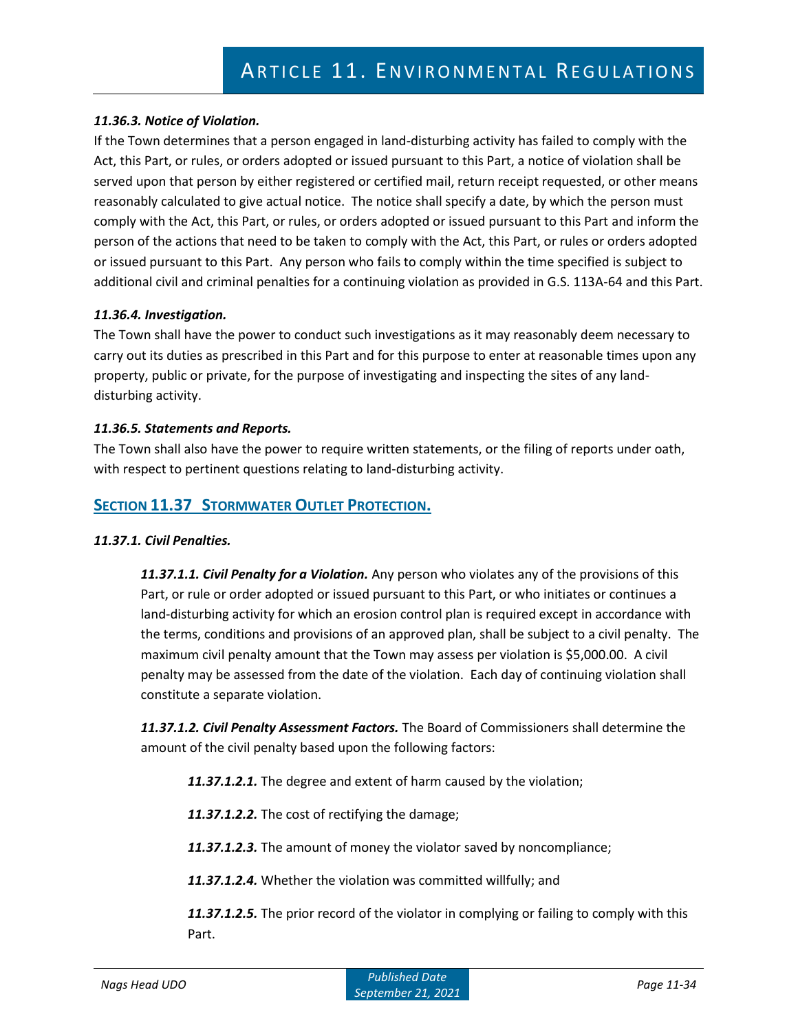#### *11.36.3. Notice of Violation.*

If the Town determines that a person engaged in land-disturbing activity has failed to comply with the Act, this Part, or rules, or orders adopted or issued pursuant to this Part, a notice of violation shall be served upon that person by either registered or certified mail, return receipt requested, or other means reasonably calculated to give actual notice. The notice shall specify a date, by which the person must comply with the Act, this Part, or rules, or orders adopted or issued pursuant to this Part and inform the person of the actions that need to be taken to comply with the Act, this Part, or rules or orders adopted or issued pursuant to this Part. Any person who fails to comply within the time specified is subject to additional civil and criminal penalties for a continuing violation as provided in G.S. 113A-64 and this Part.

#### *11.36.4. Investigation.*

The Town shall have the power to conduct such investigations as it may reasonably deem necessary to carry out its duties as prescribed in this Part and for this purpose to enter at reasonable times upon any property, public or private, for the purpose of investigating and inspecting the sites of any land-disturbing activity.

#### *11.36.5. Statements and Reports.*

The Town shall also have the power to require written statements, or the filing of reports under oath, with respect to pertinent questions relating to land-disturbing activity.

## Section 11.37 Stormwater Outlet Protection.

#### *11.37.1. Civil Penalties.*

***11.37.1.1. Civil Penalty for a Violation.*** Any person who violates any of the provisions of this Part, or rule or order adopted or issued pursuant to this Part, or who initiates or continues a land-disturbing activity for which an erosion control plan is required except in accordance with the terms, conditions and provisions of an approved plan, shall be subject to a civil penalty. The maximum civil penalty amount that the Town may assess per violation is $5,000.00. A civil penalty may be assessed from the date of the violation. Each day of continuing violation shall constitute a separate violation.

***11.37.1.2. Civil Penalty Assessment Factors.*** The Board of Commissioners shall determine the amount of the civil penalty based upon the following factors:

***11.37.1.2.1.*** The degree and extent of harm caused by the violation;

***11.37.1.2.2.*** The cost of rectifying the damage;

***11.37.1.2.3.*** The amount of money the violator saved by noncompliance;

***11.37.1.2.4.*** Whether the violation was committed willfully; and

***11.37.1.2.5.*** The prior record of the violator in complying or failing to comply with this Part.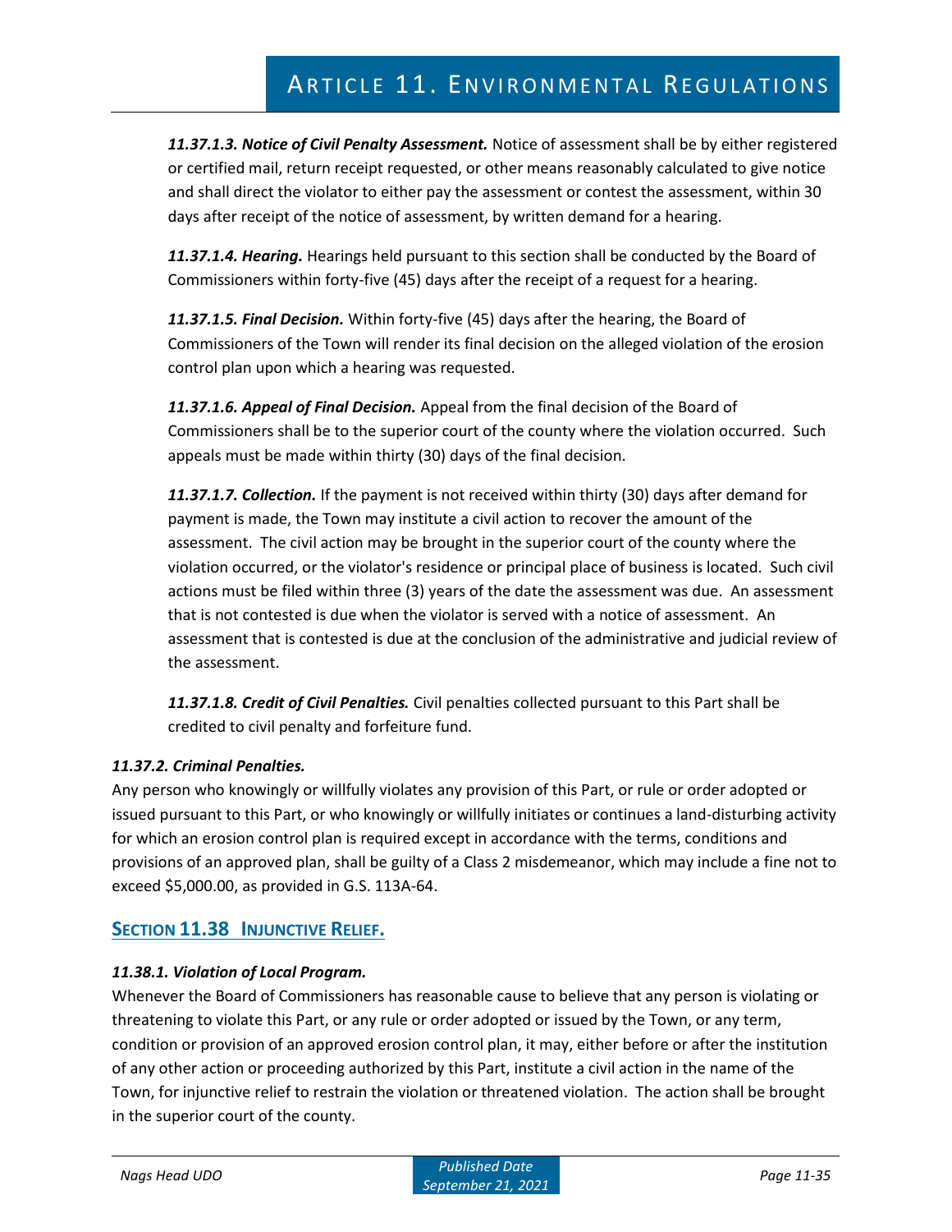***11.37.1.3. Notice of Civil Penalty Assessment.*** Notice of assessment shall be by either registered or certified mail, return receipt requested, or other means reasonably calculated to give notice and shall direct the violator to either pay the assessment or contest the assessment, within 30 days after receipt of the notice of assessment, by written demand for a hearing.

***11.37.1.4. Hearing.*** Hearings held pursuant to this section shall be conducted by the Board of Commissioners within forty-five (45) days after the receipt of a request for a hearing.

***11.37.1.5. Final Decision.*** Within forty-five (45) days after the hearing, the Board of Commissioners of the Town will render its final decision on the alleged violation of the erosion control plan upon which a hearing was requested.

***11.37.1.6. Appeal of Final Decision.*** Appeal from the final decision of the Board of Commissioners shall be to the superior court of the county where the violation occurred. Such appeals must be made within thirty (30) days of the final decision.

***11.37.1.7. Collection.*** If the payment is not received within thirty (30) days after demand for payment is made, the Town may institute a civil action to recover the amount of the assessment. The civil action may be brought in the superior court of the county where the violation occurred, or the violator's residence or principal place of business is located. Such civil actions must be filed within three (3) years of the date the assessment was due. An assessment that is not contested is due when the violator is served with a notice of assessment. An assessment that is contested is due at the conclusion of the administrative and judicial review of the assessment.

***11.37.1.8. Credit of Civil Penalties.*** Civil penalties collected pursuant to this Part shall be credited to civil penalty and forfeiture fund.

***11.37.2. Criminal Penalties.***

Any person who knowingly or willfully violates any provision of this Part, or rule or order adopted or issued pursuant to this Part, or who knowingly or willfully initiates or continues a land-disturbing activity for which an erosion control plan is required except in accordance with the terms, conditions and provisions of an approved plan, shall be guilty of a Class 2 misdemeanor, which may include a fine not to exceed $5,000.00, as provided in G.S. 113A-64.

## SECTION 11.38 INJUNCTIVE RELIEF.

***11.38.1. Violation of Local Program.***

Whenever the Board of Commissioners has reasonable cause to believe that any person is violating or threatening to violate this Part, or any rule or order adopted or issued by the Town, or any term, condition or provision of an approved erosion control plan, it may, either before or after the institution of any other action or proceeding authorized by this Part, institute a civil action in the name of the Town, for injunctive relief to restrain the violation or threatened violation. The action shall be brought in the superior court of the county.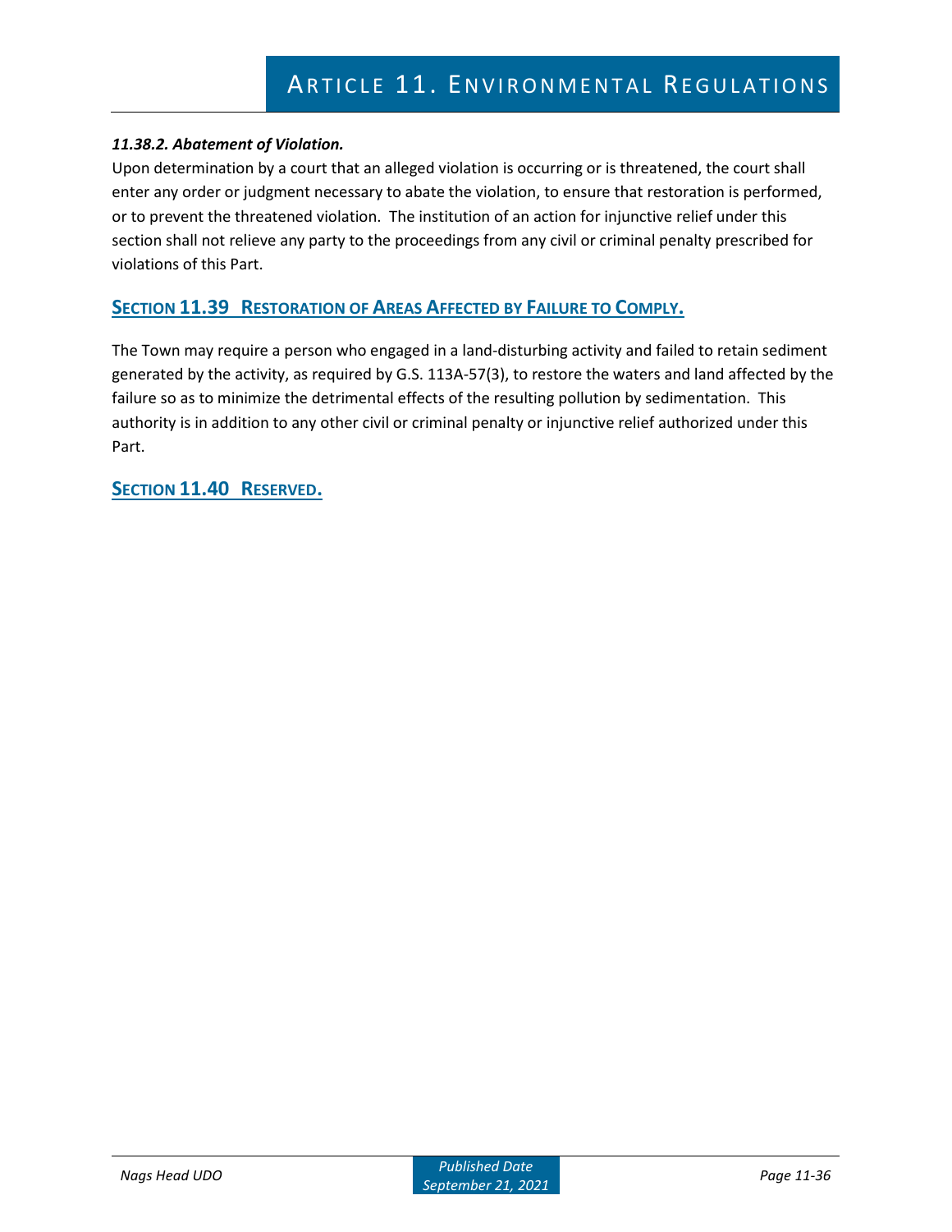#### *11.38.2. Abatement of Violation.*

Upon determination by a court that an alleged violation is occurring or is threatened, the court shall enter any order or judgment necessary to abate the violation, to ensure that restoration is performed, or to prevent the threatened violation. The institution of an action for injunctive relief under this section shall not relieve any party to the proceedings from any civil or criminal penalty prescribed for violations of this Part.

## SECTION 11.39 RESTORATION OF AREAS AFFECTED BY FAILURE TO COMPLY.

The Town may require a person who engaged in a land-disturbing activity and failed to retain sediment generated by the activity, as required by G.S. 113A-57(3), to restore the waters and land affected by the failure so as to minimize the detrimental effects of the resulting pollution by sedimentation. This authority is in addition to any other civil or criminal penalty or injunctive relief authorized under this Part.

## SECTION 11.40 RESERVED.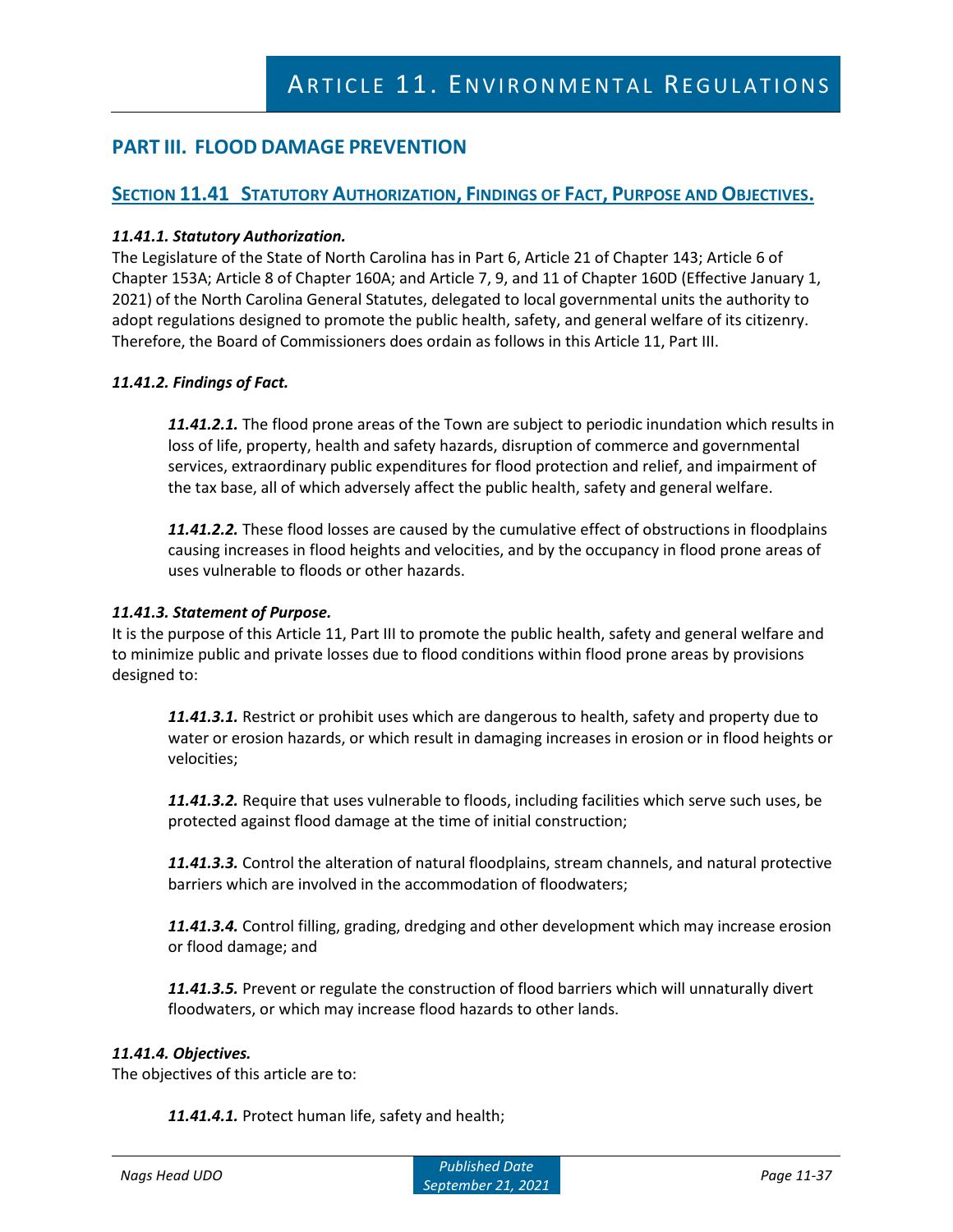## PART III. FLOOD DAMAGE PREVENTION

### SECTION 11.41 STATUTORY AUTHORIZATION, FINDINGS OF FACT, PURPOSE AND OBJECTIVES.

***11.41.1. Statutory Authorization.***

The Legislature of the State of North Carolina has in Part 6, Article 21 of Chapter 143; Article 6 of Chapter 153A; Article 8 of Chapter 160A; and Article 7, 9, and 11 of Chapter 160D (Effective January 1, 2021) of the North Carolina General Statutes, delegated to local governmental units the authority to adopt regulations designed to promote the public health, safety, and general welfare of its citizenry. Therefore, the Board of Commissioners does ordain as follows in this Article 11, Part III.

***11.41.2. Findings of Fact.***

***11.41.2.1.*** The flood prone areas of the Town are subject to periodic inundation which results in loss of life, property, health and safety hazards, disruption of commerce and governmental services, extraordinary public expenditures for flood protection and relief, and impairment of the tax base, all of which adversely affect the public health, safety and general welfare.

***11.41.2.2.*** These flood losses are caused by the cumulative effect of obstructions in floodplains causing increases in flood heights and velocities, and by the occupancy in flood prone areas of uses vulnerable to floods or other hazards.

***11.41.3. Statement of Purpose.***

It is the purpose of this Article 11, Part III to promote the public health, safety and general welfare and to minimize public and private losses due to flood conditions within flood prone areas by provisions designed to:

***11.41.3.1.*** Restrict or prohibit uses which are dangerous to health, safety and property due to water or erosion hazards, or which result in damaging increases in erosion or in flood heights or velocities;

***11.41.3.2.*** Require that uses vulnerable to floods, including facilities which serve such uses, be protected against flood damage at the time of initial construction;

***11.41.3.3.*** Control the alteration of natural floodplains, stream channels, and natural protective barriers which are involved in the accommodation of floodwaters;

***11.41.3.4.*** Control filling, grading, dredging and other development which may increase erosion or flood damage; and

***11.41.3.5.*** Prevent or regulate the construction of flood barriers which will unnaturally divert floodwaters, or which may increase flood hazards to other lands.

***11.41.4. Objectives.***

The objectives of this article are to:

***11.41.4.1.*** Protect human life, safety and health;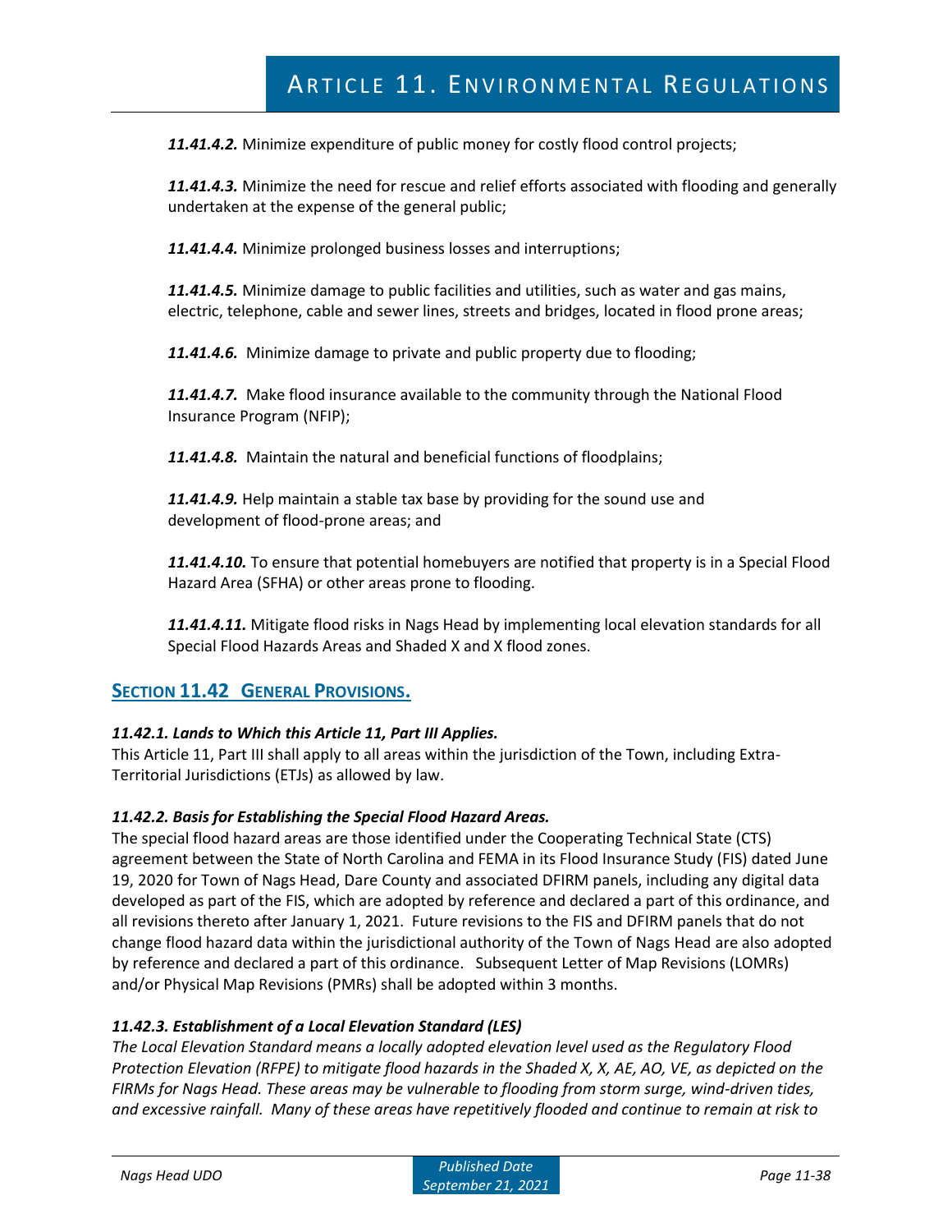***11.41.4.2.*** Minimize expenditure of public money for costly flood control projects;

***11.41.4.3.*** Minimize the need for rescue and relief efforts associated with flooding and generally undertaken at the expense of the general public;

***11.41.4.4.*** Minimize prolonged business losses and interruptions;

***11.41.4.5.*** Minimize damage to public facilities and utilities, such as water and gas mains, electric, telephone, cable and sewer lines, streets and bridges, located in flood prone areas;

***11.41.4.6.*** Minimize damage to private and public property due to flooding;

***11.41.4.7.*** Make flood insurance available to the community through the National Flood Insurance Program (NFIP);

***11.41.4.8.*** Maintain the natural and beneficial functions of floodplains;

***11.41.4.9.*** Help maintain a stable tax base by providing for the sound use and development of flood-prone areas; and

***11.41.4.10.*** To ensure that potential homebuyers are notified that property is in a Special Flood Hazard Area (SFHA) or other areas prone to flooding.

***11.41.4.11.*** Mitigate flood risks in Nags Head by implementing local elevation standards for all Special Flood Hazards Areas and Shaded X and X flood zones.

## SECTION 11.42 GENERAL PROVISIONS.

***11.42.1. Lands to Which this Article 11, Part III Applies.***
This Article 11, Part III shall apply to all areas within the jurisdiction of the Town, including Extra-Territorial Jurisdictions (ETJs) as allowed by law.

***11.42.2. Basis for Establishing the Special Flood Hazard Areas.***
The special flood hazard areas are those identified under the Cooperating Technical State (CTS) agreement between the State of North Carolina and FEMA in its Flood Insurance Study (FIS) dated June 19, 2020 for Town of Nags Head, Dare County and associated DFIRM panels, including any digital data developed as part of the FIS, which are adopted by reference and declared a part of this ordinance, and all revisions thereto after January 1, 2021. Future revisions to the FIS and DFIRM panels that do not change flood hazard data within the jurisdictional authority of the Town of Nags Head are also adopted by reference and declared a part of this ordinance. Subsequent Letter of Map Revisions (LOMRs) and/or Physical Map Revisions (PMRs) shall be adopted within 3 months.

***11.42.3. Establishment of a Local Elevation Standard (LES)***
*The Local Elevation Standard means a locally adopted elevation level used as the Regulatory Flood Protection Elevation (RFPE) to mitigate flood hazards in the Shaded X, X, AE, AO, VE, as depicted on the FIRMs for Nags Head. These areas may be vulnerable to flooding from storm surge, wind-driven tides, and excessive rainfall. Many of these areas have repetitively flooded and continue to remain at risk to*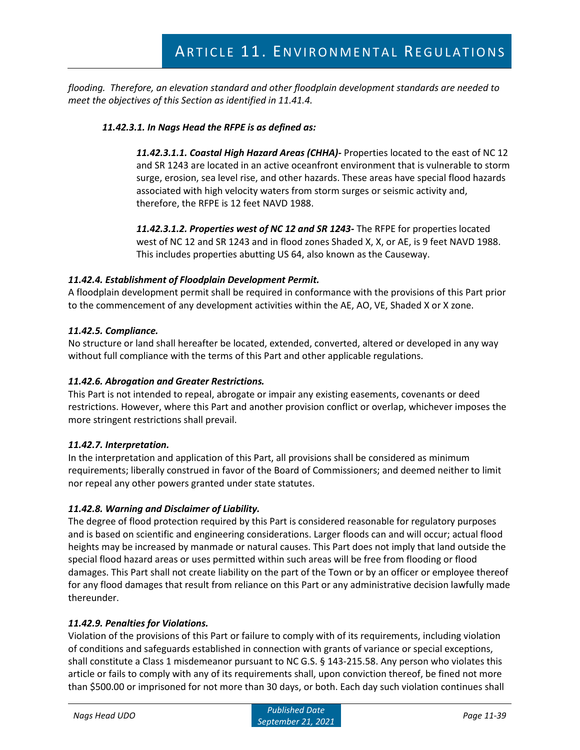*flooding. Therefore, an elevation standard and other floodplain development standards are needed to meet the objectives of this Section as identified in 11.41.4.*

***11.42.3.1. In Nags Head the RFPE is as defined as:***

> ***11.42.3.1.1. Coastal High Hazard Areas (CHHA)-*** Properties located to the east of NC 12 and SR 1243 are located in an active oceanfront environment that is vulnerable to storm surge, erosion, sea level rise, and other hazards. These areas have special flood hazards associated with high velocity waters from storm surges or seismic activity and, therefore, the RFPE is 12 feet NAVD 1988.
>
> ***11.42.3.1.2. Properties west of NC 12 and SR 1243-*** The RFPE for properties located west of NC 12 and SR 1243 and in flood zones Shaded X, X, or AE, is 9 feet NAVD 1988. This includes properties abutting US 64, also known as the Causeway.

***11.42.4. Establishment of Floodplain Development Permit.***

A floodplain development permit shall be required in conformance with the provisions of this Part prior to the commencement of any development activities within the AE, AO, VE, Shaded X or X zone.

***11.42.5. Compliance.***

No structure or land shall hereafter be located, extended, converted, altered or developed in any way without full compliance with the terms of this Part and other applicable regulations.

***11.42.6. Abrogation and Greater Restrictions.***

This Part is not intended to repeal, abrogate or impair any existing easements, covenants or deed restrictions. However, where this Part and another provision conflict or overlap, whichever imposes the more stringent restrictions shall prevail.

***11.42.7. Interpretation.***

In the interpretation and application of this Part, all provisions shall be considered as minimum requirements; liberally construed in favor of the Board of Commissioners; and deemed neither to limit nor repeal any other powers granted under state statutes.

***11.42.8. Warning and Disclaimer of Liability.***

The degree of flood protection required by this Part is considered reasonable for regulatory purposes and is based on scientific and engineering considerations. Larger floods can and will occur; actual flood heights may be increased by manmade or natural causes. This Part does not imply that land outside the special flood hazard areas or uses permitted within such areas will be free from flooding or flood damages. This Part shall not create liability on the part of the Town or by an officer or employee thereof for any flood damages that result from reliance on this Part or any administrative decision lawfully made thereunder.

***11.42.9. Penalties for Violations.***

Violation of the provisions of this Part or failure to comply with of its requirements, including violation of conditions and safeguards established in connection with grants of variance or special exceptions, shall constitute a Class 1 misdemeanor pursuant to NC G.S. § 143-215.58. Any person who violates this article or fails to comply with any of its requirements shall, upon conviction thereof, be fined not more than $500.00 or imprisoned for not more than 30 days, or both. Each day such violation continues shall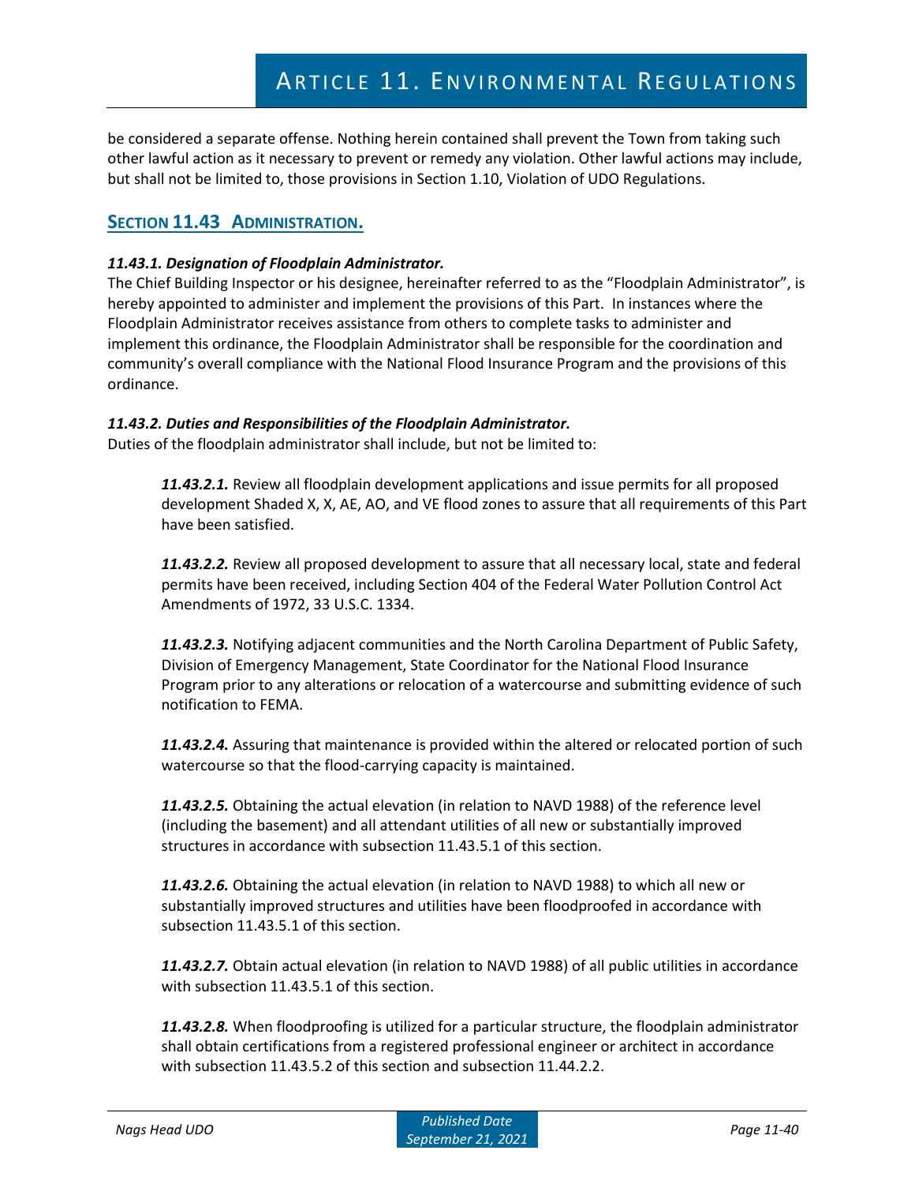be considered a separate offense. Nothing herein contained shall prevent the Town from taking such other lawful action as it necessary to prevent or remedy any violation. Other lawful actions may include, but shall not be limited to, those provisions in Section 1.10, Violation of UDO Regulations.

## SECTION 11.43 ADMINISTRATION.

***11.43.1. Designation of Floodplain Administrator.***
The Chief Building Inspector or his designee, hereinafter referred to as the "Floodplain Administrator", is hereby appointed to administer and implement the provisions of this Part. In instances where the Floodplain Administrator receives assistance from others to complete tasks to administer and implement this ordinance, the Floodplain Administrator shall be responsible for the coordination and community's overall compliance with the National Flood Insurance Program and the provisions of this ordinance.

***11.43.2. Duties and Responsibilities of the Floodplain Administrator.***
Duties of the floodplain administrator shall include, but not be limited to:

> ***11.43.2.1.*** Review all floodplain development applications and issue permits for all proposed development Shaded X, X, AE, AO, and VE flood zones to assure that all requirements of this Part have been satisfied.
>
> ***11.43.2.2.*** Review all proposed development to assure that all necessary local, state and federal permits have been received, including Section 404 of the Federal Water Pollution Control Act Amendments of 1972, 33 U.S.C. 1334.
>
> ***11.43.2.3.*** Notifying adjacent communities and the North Carolina Department of Public Safety, Division of Emergency Management, State Coordinator for the National Flood Insurance Program prior to any alterations or relocation of a watercourse and submitting evidence of such notification to FEMA.
>
> ***11.43.2.4.*** Assuring that maintenance is provided within the altered or relocated portion of such watercourse so that the flood-carrying capacity is maintained.
>
> ***11.43.2.5.*** Obtaining the actual elevation (in relation to NAVD 1988) of the reference level (including the basement) and all attendant utilities of all new or substantially improved structures in accordance with subsection 11.43.5.1 of this section.
>
> ***11.43.2.6.*** Obtaining the actual elevation (in relation to NAVD 1988) to which all new or substantially improved structures and utilities have been floodproofed in accordance with subsection 11.43.5.1 of this section.
>
> ***11.43.2.7.*** Obtain actual elevation (in relation to NAVD 1988) of all public utilities in accordance with subsection 11.43.5.1 of this section.
>
> ***11.43.2.8.*** When floodproofing is utilized for a particular structure, the floodplain administrator shall obtain certifications from a registered professional engineer or architect in accordance with subsection 11.43.5.2 of this section and subsection 11.44.2.2.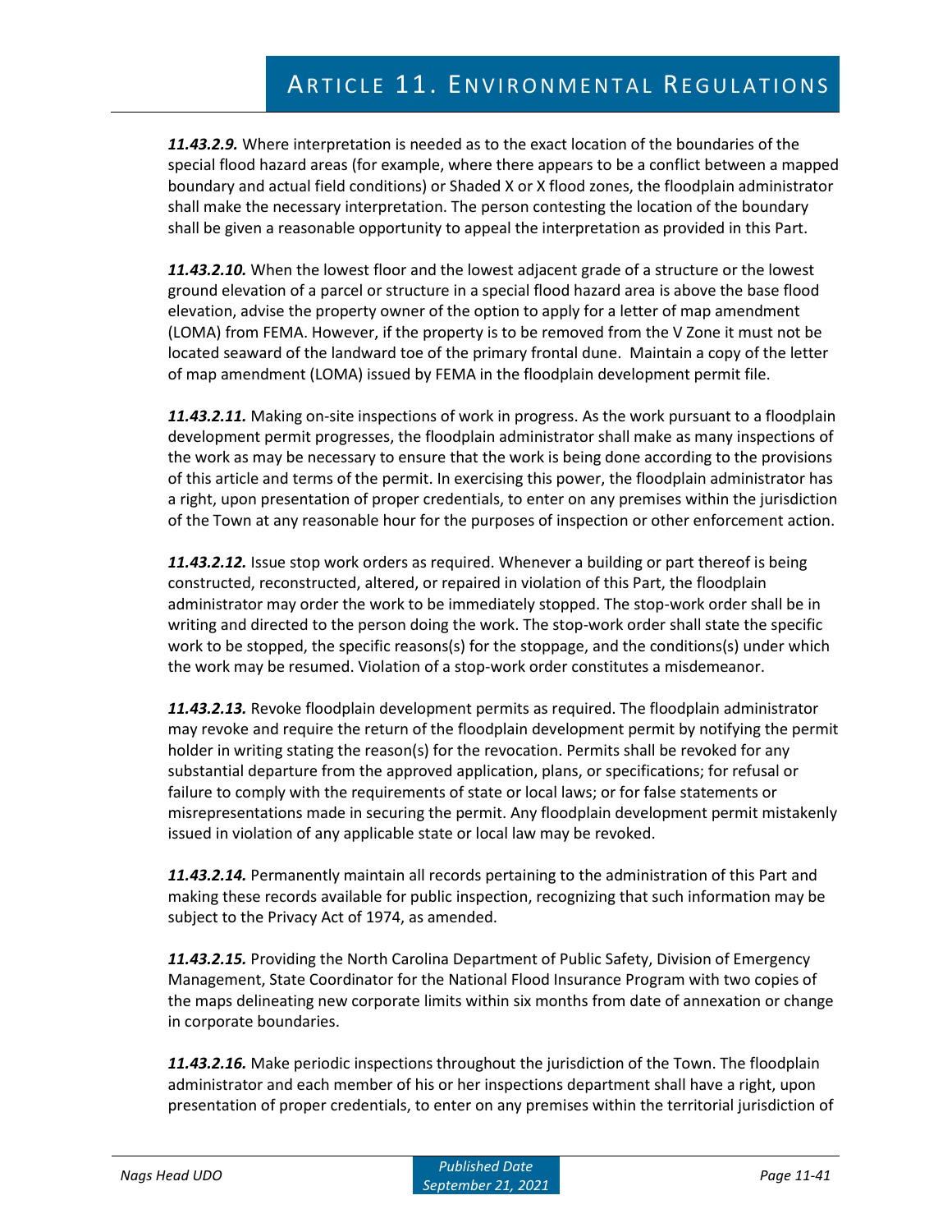***11.43.2.9.*** Where interpretation is needed as to the exact location of the boundaries of the special flood hazard areas (for example, where there appears to be a conflict between a mapped boundary and actual field conditions) or Shaded X or X flood zones, the floodplain administrator shall make the necessary interpretation. The person contesting the location of the boundary shall be given a reasonable opportunity to appeal the interpretation as provided in this Part.

***11.43.2.10.*** When the lowest floor and the lowest adjacent grade of a structure or the lowest ground elevation of a parcel or structure in a special flood hazard area is above the base flood elevation, advise the property owner of the option to apply for a letter of map amendment (LOMA) from FEMA. However, if the property is to be removed from the V Zone it must not be located seaward of the landward toe of the primary frontal dune. Maintain a copy of the letter of map amendment (LOMA) issued by FEMA in the floodplain development permit file.

***11.43.2.11.*** Making on-site inspections of work in progress. As the work pursuant to a floodplain development permit progresses, the floodplain administrator shall make as many inspections of the work as may be necessary to ensure that the work is being done according to the provisions of this article and terms of the permit. In exercising this power, the floodplain administrator has a right, upon presentation of proper credentials, to enter on any premises within the jurisdiction of the Town at any reasonable hour for the purposes of inspection or other enforcement action.

***11.43.2.12.*** Issue stop work orders as required. Whenever a building or part thereof is being constructed, reconstructed, altered, or repaired in violation of this Part, the floodplain administrator may order the work to be immediately stopped. The stop-work order shall be in writing and directed to the person doing the work. The stop-work order shall state the specific work to be stopped, the specific reasons(s) for the stoppage, and the conditions(s) under which the work may be resumed. Violation of a stop-work order constitutes a misdemeanor.

***11.43.2.13.*** Revoke floodplain development permits as required. The floodplain administrator may revoke and require the return of the floodplain development permit by notifying the permit holder in writing stating the reason(s) for the revocation. Permits shall be revoked for any substantial departure from the approved application, plans, or specifications; for refusal or failure to comply with the requirements of state or local laws; or for false statements or misrepresentations made in securing the permit. Any floodplain development permit mistakenly issued in violation of any applicable state or local law may be revoked.

***11.43.2.14.*** Permanently maintain all records pertaining to the administration of this Part and making these records available for public inspection, recognizing that such information may be subject to the Privacy Act of 1974, as amended.

***11.43.2.15.*** Providing the North Carolina Department of Public Safety, Division of Emergency Management, State Coordinator for the National Flood Insurance Program with two copies of the maps delineating new corporate limits within six months from date of annexation or change in corporate boundaries.

***11.43.2.16.*** Make periodic inspections throughout the jurisdiction of the Town. The floodplain administrator and each member of his or her inspections department shall have a right, upon presentation of proper credentials, to enter on any premises within the territorial jurisdiction of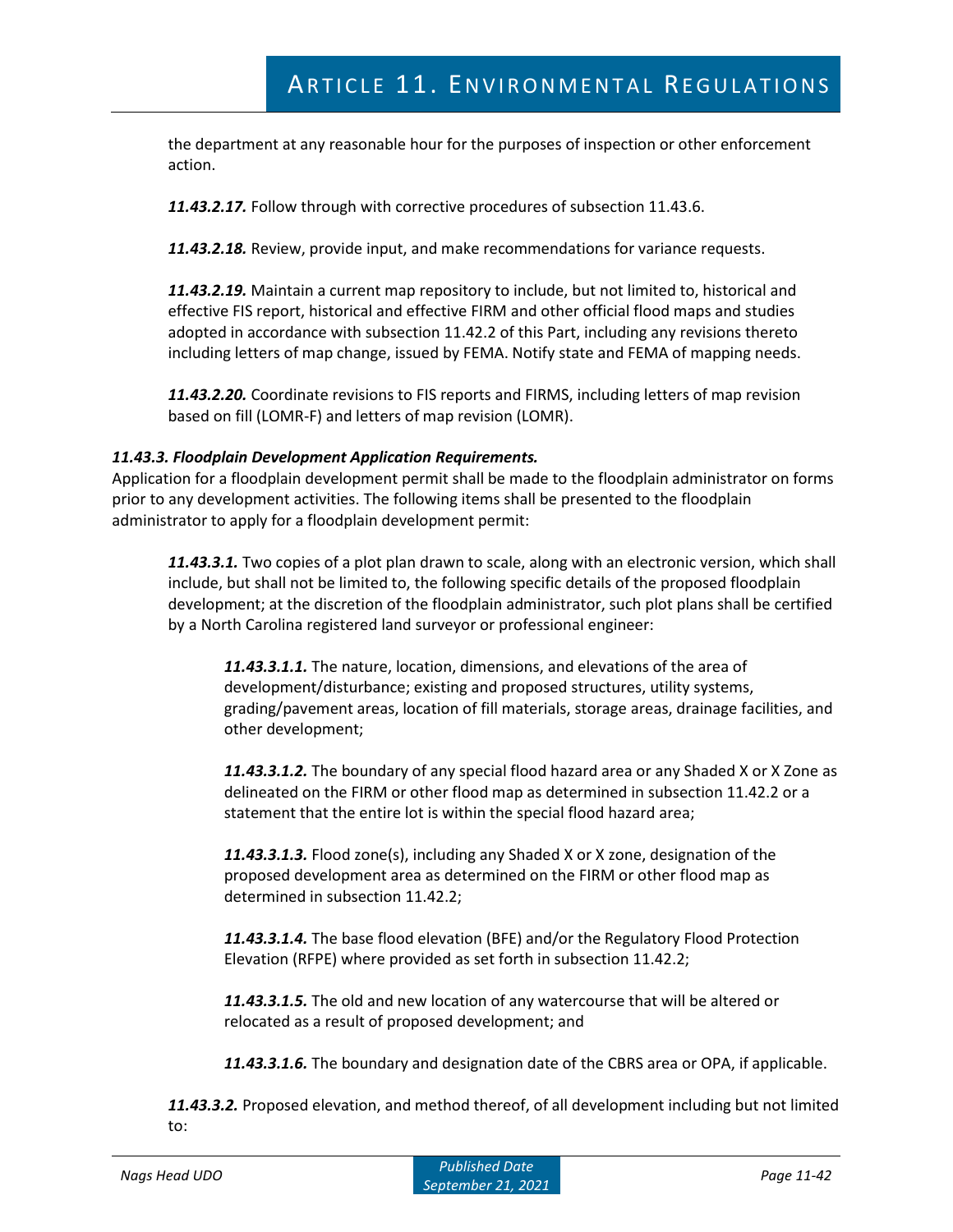the department at any reasonable hour for the purposes of inspection or other enforcement action.

***11.43.2.17.*** Follow through with corrective procedures of subsection 11.43.6.

***11.43.2.18.*** Review, provide input, and make recommendations for variance requests.

***11.43.2.19.*** Maintain a current map repository to include, but not limited to, historical and effective FIS report, historical and effective FIRM and other official flood maps and studies adopted in accordance with subsection 11.42.2 of this Part, including any revisions thereto including letters of map change, issued by FEMA. Notify state and FEMA of mapping needs.

***11.43.2.20.*** Coordinate revisions to FIS reports and FIRMS, including letters of map revision based on fill (LOMR-F) and letters of map revision (LOMR).

***11.43.3. Floodplain Development Application Requirements.***

Application for a floodplain development permit shall be made to the floodplain administrator on forms prior to any development activities. The following items shall be presented to the floodplain administrator to apply for a floodplain development permit:

***11.43.3.1.*** Two copies of a plot plan drawn to scale, along with an electronic version, which shall include, but shall not be limited to, the following specific details of the proposed floodplain development; at the discretion of the floodplain administrator, such plot plans shall be certified by a North Carolina registered land surveyor or professional engineer:

***11.43.3.1.1.*** The nature, location, dimensions, and elevations of the area of development/disturbance; existing and proposed structures, utility systems, grading/pavement areas, location of fill materials, storage areas, drainage facilities, and other development;

***11.43.3.1.2.*** The boundary of any special flood hazard area or any Shaded X or X Zone as delineated on the FIRM or other flood map as determined in subsection 11.42.2 or a statement that the entire lot is within the special flood hazard area;

***11.43.3.1.3.*** Flood zone(s), including any Shaded X or X zone, designation of the proposed development area as determined on the FIRM or other flood map as determined in subsection 11.42.2;

***11.43.3.1.4.*** The base flood elevation (BFE) and/or the Regulatory Flood Protection Elevation (RFPE) where provided as set forth in subsection 11.42.2;

***11.43.3.1.5.*** The old and new location of any watercourse that will be altered or relocated as a result of proposed development; and

***11.43.3.1.6.*** The boundary and designation date of the CBRS area or OPA, if applicable.

***11.43.3.2.*** Proposed elevation, and method thereof, of all development including but not limited to: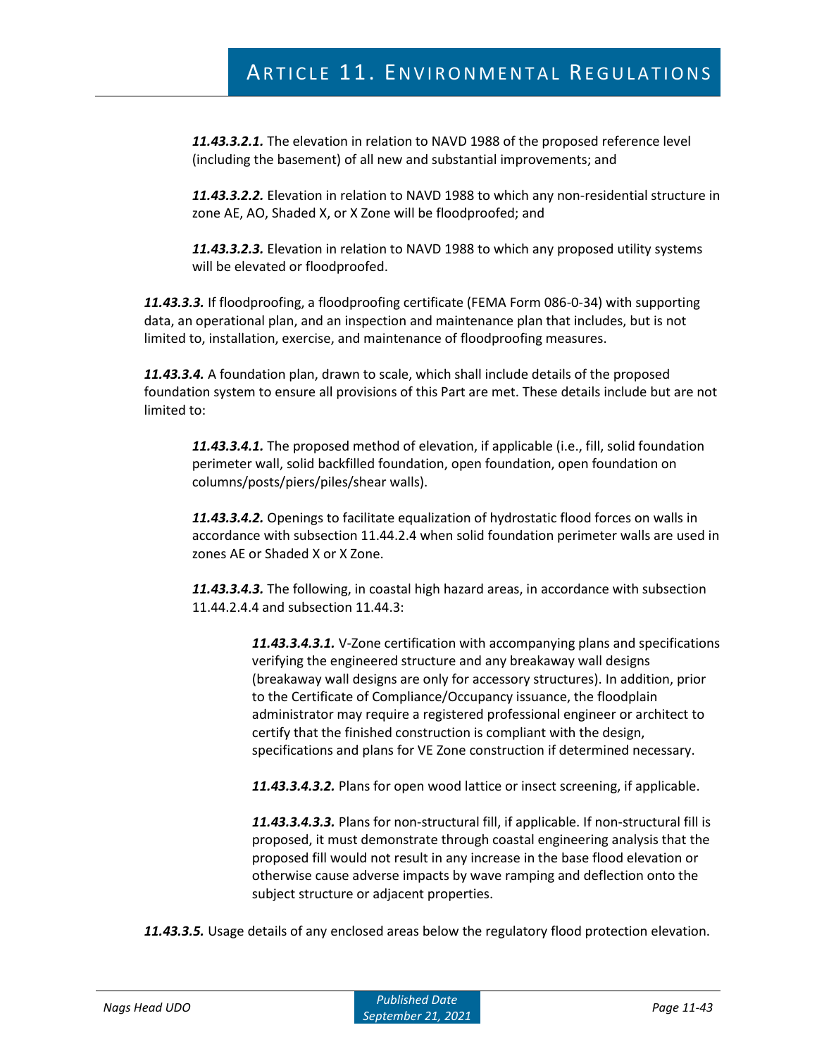***11.43.3.2.1.*** The elevation in relation to NAVD 1988 of the proposed reference level (including the basement) of all new and substantial improvements; and

***11.43.3.2.2.*** Elevation in relation to NAVD 1988 to which any non-residential structure in zone AE, AO, Shaded X, or X Zone will be floodproofed; and

***11.43.3.2.3.*** Elevation in relation to NAVD 1988 to which any proposed utility systems will be elevated or floodproofed.

***11.43.3.3.*** If floodproofing, a floodproofing certificate (FEMA Form 086-0-34) with supporting data, an operational plan, and an inspection and maintenance plan that includes, but is not limited to, installation, exercise, and maintenance of floodproofing measures.

***11.43.3.4.*** A foundation plan, drawn to scale, which shall include details of the proposed foundation system to ensure all provisions of this Part are met. These details include but are not limited to:

***11.43.3.4.1.*** The proposed method of elevation, if applicable (i.e., fill, solid foundation perimeter wall, solid backfilled foundation, open foundation, open foundation on columns/posts/piers/piles/shear walls).

***11.43.3.4.2.*** Openings to facilitate equalization of hydrostatic flood forces on walls in accordance with subsection 11.44.2.4 when solid foundation perimeter walls are used in zones AE or Shaded X or X Zone.

***11.43.3.4.3.*** The following, in coastal high hazard areas, in accordance with subsection 11.44.2.4.4 and subsection 11.44.3:

***11.43.3.4.3.1.*** V-Zone certification with accompanying plans and specifications verifying the engineered structure and any breakaway wall designs (breakaway wall designs are only for accessory structures). In addition, prior to the Certificate of Compliance/Occupancy issuance, the floodplain administrator may require a registered professional engineer or architect to certify that the finished construction is compliant with the design, specifications and plans for VE Zone construction if determined necessary.

***11.43.3.4.3.2.*** Plans for open wood lattice or insect screening, if applicable.

***11.43.3.4.3.3.*** Plans for non-structural fill, if applicable. If non-structural fill is proposed, it must demonstrate through coastal engineering analysis that the proposed fill would not result in any increase in the base flood elevation or otherwise cause adverse impacts by wave ramping and deflection onto the subject structure or adjacent properties.

***11.43.3.5.*** Usage details of any enclosed areas below the regulatory flood protection elevation.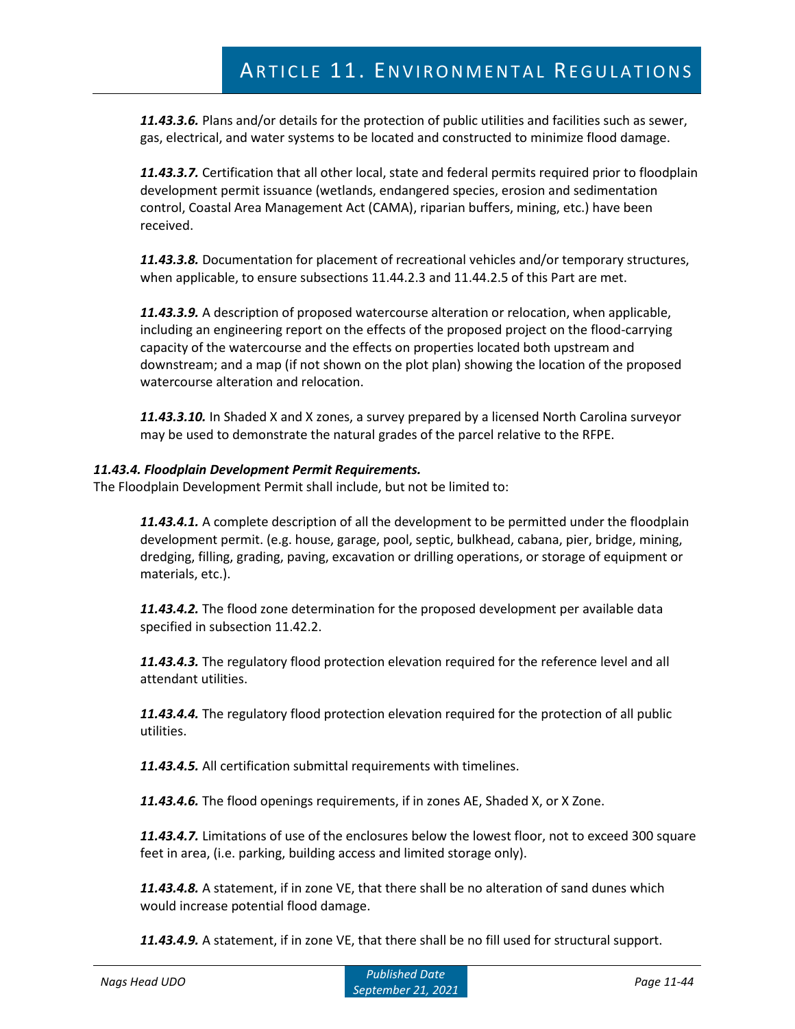***11.43.3.6.*** Plans and/or details for the protection of public utilities and facilities such as sewer, gas, electrical, and water systems to be located and constructed to minimize flood damage.

***11.43.3.7.*** Certification that all other local, state and federal permits required prior to floodplain development permit issuance (wetlands, endangered species, erosion and sedimentation control, Coastal Area Management Act (CAMA), riparian buffers, mining, etc.) have been received.

***11.43.3.8.*** Documentation for placement of recreational vehicles and/or temporary structures, when applicable, to ensure subsections 11.44.2.3 and 11.44.2.5 of this Part are met.

***11.43.3.9.*** A description of proposed watercourse alteration or relocation, when applicable, including an engineering report on the effects of the proposed project on the flood-carrying capacity of the watercourse and the effects on properties located both upstream and downstream; and a map (if not shown on the plot plan) showing the location of the proposed watercourse alteration and relocation.

***11.43.3.10.*** In Shaded X and X zones, a survey prepared by a licensed North Carolina surveyor may be used to demonstrate the natural grades of the parcel relative to the RFPE.

***11.43.4. Floodplain Development Permit Requirements.***

The Floodplain Development Permit shall include, but not be limited to:

***11.43.4.1.*** A complete description of all the development to be permitted under the floodplain development permit. (e.g. house, garage, pool, septic, bulkhead, cabana, pier, bridge, mining, dredging, filling, grading, paving, excavation or drilling operations, or storage of equipment or materials, etc.).

***11.43.4.2.*** The flood zone determination for the proposed development per available data specified in subsection 11.42.2.

***11.43.4.3.*** The regulatory flood protection elevation required for the reference level and all attendant utilities.

***11.43.4.4.*** The regulatory flood protection elevation required for the protection of all public utilities.

***11.43.4.5.*** All certification submittal requirements with timelines.

***11.43.4.6.*** The flood openings requirements, if in zones AE, Shaded X, or X Zone.

***11.43.4.7.*** Limitations of use of the enclosures below the lowest floor, not to exceed 300 square feet in area, (i.e. parking, building access and limited storage only).

***11.43.4.8.*** A statement, if in zone VE, that there shall be no alteration of sand dunes which would increase potential flood damage.

***11.43.4.9.*** A statement, if in zone VE, that there shall be no fill used for structural support.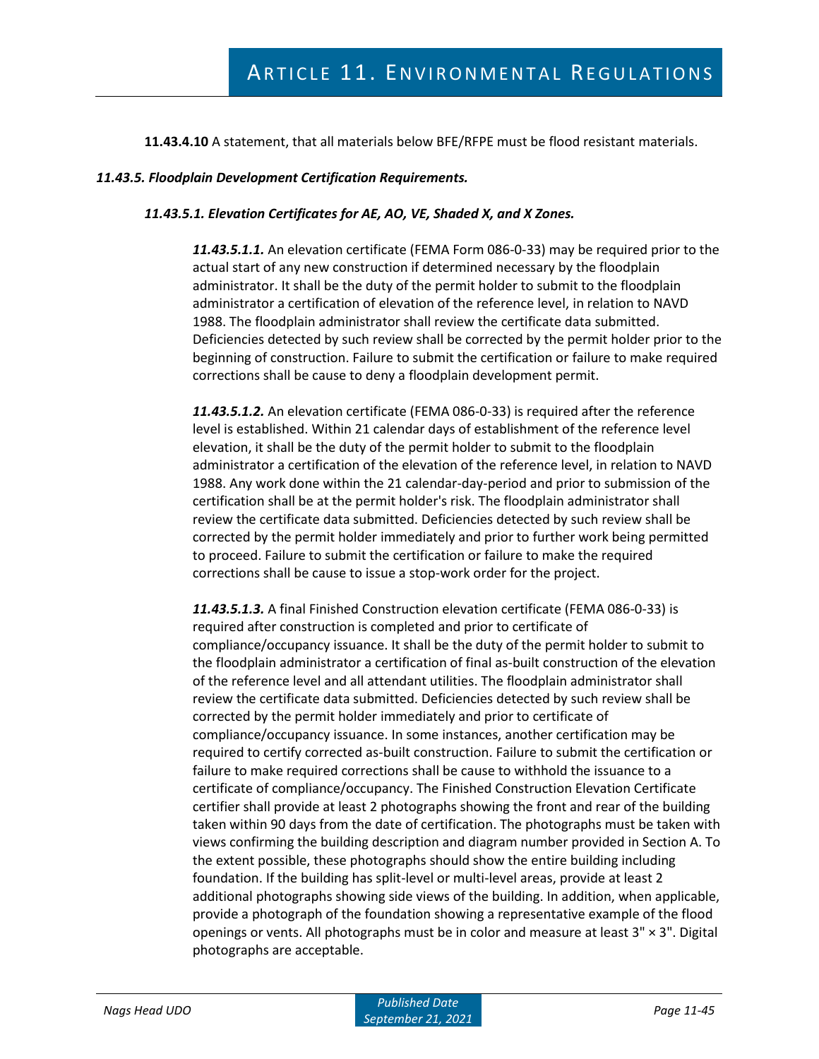**11.43.4.10** A statement, that all materials below BFE/RFPE must be flood resistant materials.

### *11.43.5. Floodplain Development Certification Requirements.*

#### *11.43.5.1. Elevation Certificates for AE, AO, VE, Shaded X, and X Zones.*

***11.43.5.1.1.*** An elevation certificate (FEMA Form 086-0-33) may be required prior to the actual start of any new construction if determined necessary by the floodplain administrator. It shall be the duty of the permit holder to submit to the floodplain administrator a certification of elevation of the reference level, in relation to NAVD 1988. The floodplain administrator shall review the certificate data submitted. Deficiencies detected by such review shall be corrected by the permit holder prior to the beginning of construction. Failure to submit the certification or failure to make required corrections shall be cause to deny a floodplain development permit.

***11.43.5.1.2.*** An elevation certificate (FEMA 086-0-33) is required after the reference level is established. Within 21 calendar days of establishment of the reference level elevation, it shall be the duty of the permit holder to submit to the floodplain administrator a certification of the elevation of the reference level, in relation to NAVD 1988. Any work done within the 21 calendar-day-period and prior to submission of the certification shall be at the permit holder's risk. The floodplain administrator shall review the certificate data submitted. Deficiencies detected by such review shall be corrected by the permit holder immediately and prior to further work being permitted to proceed. Failure to submit the certification or failure to make the required corrections shall be cause to issue a stop-work order for the project.

***11.43.5.1.3.*** A final Finished Construction elevation certificate (FEMA 086-0-33) is required after construction is completed and prior to certificate of compliance/occupancy issuance. It shall be the duty of the permit holder to submit to the floodplain administrator a certification of final as-built construction of the elevation of the reference level and all attendant utilities. The floodplain administrator shall review the certificate data submitted. Deficiencies detected by such review shall be corrected by the permit holder immediately and prior to certificate of compliance/occupancy issuance. In some instances, another certification may be required to certify corrected as-built construction. Failure to submit the certification or failure to make required corrections shall be cause to withhold the issuance to a certificate of compliance/occupancy. The Finished Construction Elevation Certificate certifier shall provide at least 2 photographs showing the front and rear of the building taken within 90 days from the date of certification. The photographs must be taken with views confirming the building description and diagram number provided in Section A. To the extent possible, these photographs should show the entire building including foundation. If the building has split-level or multi-level areas, provide at least 2 additional photographs showing side views of the building. In addition, when applicable, provide a photograph of the foundation showing a representative example of the flood openings or vents. All photographs must be in color and measure at least 3" × 3". Digital photographs are acceptable.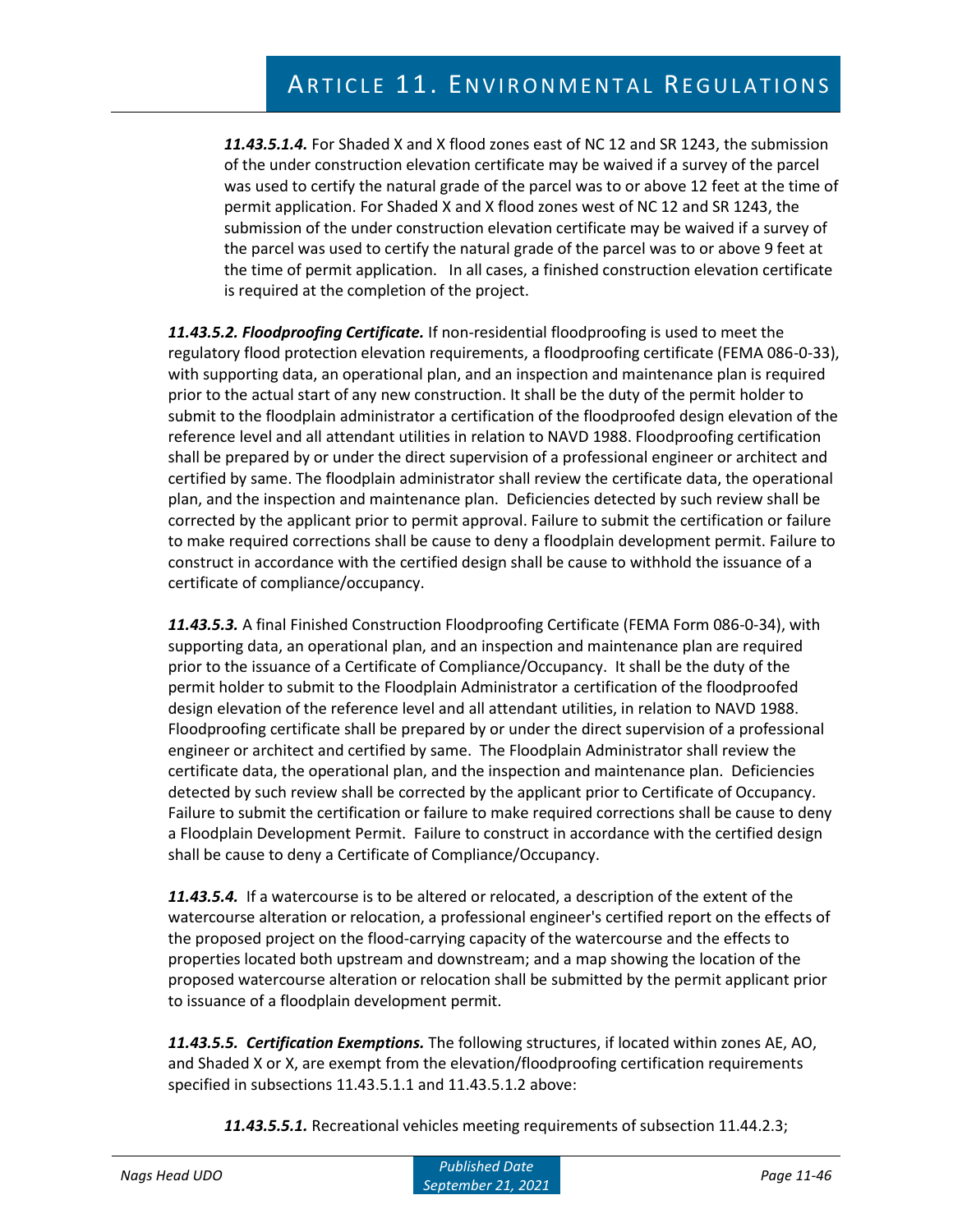***11.43.5.1.4.*** For Shaded X and X flood zones east of NC 12 and SR 1243, the submission of the under construction elevation certificate may be waived if a survey of the parcel was used to certify the natural grade of the parcel was to or above 12 feet at the time of permit application. For Shaded X and X flood zones west of NC 12 and SR 1243, the submission of the under construction elevation certificate may be waived if a survey of the parcel was used to certify the natural grade of the parcel was to or above 9 feet at the time of permit application. In all cases, a finished construction elevation certificate is required at the completion of the project.

***11.43.5.2. Floodproofing Certificate.*** If non-residential floodproofing is used to meet the regulatory flood protection elevation requirements, a floodproofing certificate (FEMA 086-0-33), with supporting data, an operational plan, and an inspection and maintenance plan is required prior to the actual start of any new construction. It shall be the duty of the permit holder to submit to the floodplain administrator a certification of the floodproofed design elevation of the reference level and all attendant utilities in relation to NAVD 1988. Floodproofing certification shall be prepared by or under the direct supervision of a professional engineer or architect and certified by same. The floodplain administrator shall review the certificate data, the operational plan, and the inspection and maintenance plan. Deficiencies detected by such review shall be corrected by the applicant prior to permit approval. Failure to submit the certification or failure to make required corrections shall be cause to deny a floodplain development permit. Failure to construct in accordance with the certified design shall be cause to withhold the issuance of a certificate of compliance/occupancy.

***11.43.5.3.*** A final Finished Construction Floodproofing Certificate (FEMA Form 086-0-34), with supporting data, an operational plan, and an inspection and maintenance plan are required prior to the issuance of a Certificate of Compliance/Occupancy. It shall be the duty of the permit holder to submit to the Floodplain Administrator a certification of the floodproofed design elevation of the reference level and all attendant utilities, in relation to NAVD 1988. Floodproofing certificate shall be prepared by or under the direct supervision of a professional engineer or architect and certified by same. The Floodplain Administrator shall review the certificate data, the operational plan, and the inspection and maintenance plan. Deficiencies detected by such review shall be corrected by the applicant prior to Certificate of Occupancy. Failure to submit the certification or failure to make required corrections shall be cause to deny a Floodplain Development Permit. Failure to construct in accordance with the certified design shall be cause to deny a Certificate of Compliance/Occupancy.

***11.43.5.4.*** If a watercourse is to be altered or relocated, a description of the extent of the watercourse alteration or relocation, a professional engineer's certified report on the effects of the proposed project on the flood-carrying capacity of the watercourse and the effects to properties located both upstream and downstream; and a map showing the location of the proposed watercourse alteration or relocation shall be submitted by the permit applicant prior to issuance of a floodplain development permit.

***11.43.5.5. Certification Exemptions.*** The following structures, if located within zones AE, AO, and Shaded X or X, are exempt from the elevation/floodproofing certification requirements specified in subsections 11.43.5.1.1 and 11.43.5.1.2 above:

***11.43.5.5.1.*** Recreational vehicles meeting requirements of subsection 11.44.2.3;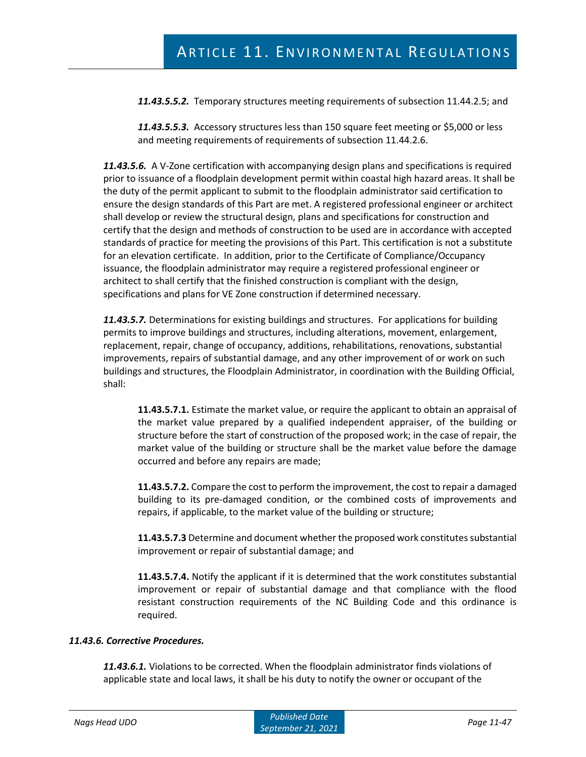***11.43.5.5.2.*** Temporary structures meeting requirements of subsection 11.44.2.5; and

***11.43.5.5.3.*** Accessory structures less than 150 square feet meeting or $5,000 or less and meeting requirements of requirements of subsection 11.44.2.6.

***11.43.5.6.*** A V-Zone certification with accompanying design plans and specifications is required prior to issuance of a floodplain development permit within coastal high hazard areas. It shall be the duty of the permit applicant to submit to the floodplain administrator said certification to ensure the design standards of this Part are met. A registered professional engineer or architect shall develop or review the structural design, plans and specifications for construction and certify that the design and methods of construction to be used are in accordance with accepted standards of practice for meeting the provisions of this Part. This certification is not a substitute for an elevation certificate. In addition, prior to the Certificate of Compliance/Occupancy issuance, the floodplain administrator may require a registered professional engineer or architect to shall certify that the finished construction is compliant with the design, specifications and plans for VE Zone construction if determined necessary.

***11.43.5.7.*** Determinations for existing buildings and structures. For applications for building permits to improve buildings and structures, including alterations, movement, enlargement, replacement, repair, change of occupancy, additions, rehabilitations, renovations, substantial improvements, repairs of substantial damage, and any other improvement of or work on such buildings and structures, the Floodplain Administrator, in coordination with the Building Official, shall:

**11.43.5.7.1.** Estimate the market value, or require the applicant to obtain an appraisal of the market value prepared by a qualified independent appraiser, of the building or structure before the start of construction of the proposed work; in the case of repair, the market value of the building or structure shall be the market value before the damage occurred and before any repairs are made;

**11.43.5.7.2.** Compare the cost to perform the improvement, the cost to repair a damaged building to its pre-damaged condition, or the combined costs of improvements and repairs, if applicable, to the market value of the building or structure;

**11.43.5.7.3** Determine and document whether the proposed work constitutes substantial improvement or repair of substantial damage; and

**11.43.5.7.4.** Notify the applicant if it is determined that the work constitutes substantial improvement or repair of substantial damage and that compliance with the flood resistant construction requirements of the NC Building Code and this ordinance is required.

***11.43.6. Corrective Procedures.***

***11.43.6.1.*** Violations to be corrected. When the floodplain administrator finds violations of applicable state and local laws, it shall be his duty to notify the owner or occupant of the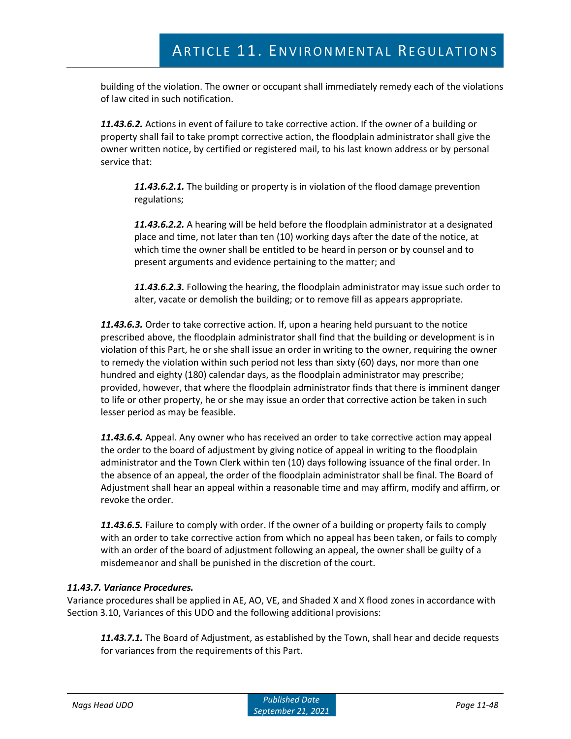building of the violation. The owner or occupant shall immediately remedy each of the violations of law cited in such notification.

***11.43.6.2.*** Actions in event of failure to take corrective action. If the owner of a building or property shall fail to take prompt corrective action, the floodplain administrator shall give the owner written notice, by certified or registered mail, to his last known address or by personal service that:

***11.43.6.2.1.*** The building or property is in violation of the flood damage prevention regulations;

***11.43.6.2.2.*** A hearing will be held before the floodplain administrator at a designated place and time, not later than ten (10) working days after the date of the notice, at which time the owner shall be entitled to be heard in person or by counsel and to present arguments and evidence pertaining to the matter; and

***11.43.6.2.3.*** Following the hearing, the floodplain administrator may issue such order to alter, vacate or demolish the building; or to remove fill as appears appropriate.

***11.43.6.3.*** Order to take corrective action. If, upon a hearing held pursuant to the notice prescribed above, the floodplain administrator shall find that the building or development is in violation of this Part, he or she shall issue an order in writing to the owner, requiring the owner to remedy the violation within such period not less than sixty (60) days, nor more than one hundred and eighty (180) calendar days, as the floodplain administrator may prescribe; provided, however, that where the floodplain administrator finds that there is imminent danger to life or other property, he or she may issue an order that corrective action be taken in such lesser period as may be feasible.

***11.43.6.4.*** Appeal. Any owner who has received an order to take corrective action may appeal the order to the board of adjustment by giving notice of appeal in writing to the floodplain administrator and the Town Clerk within ten (10) days following issuance of the final order. In the absence of an appeal, the order of the floodplain administrator shall be final. The Board of Adjustment shall hear an appeal within a reasonable time and may affirm, modify and affirm, or revoke the order.

***11.43.6.5.*** Failure to comply with order. If the owner of a building or property fails to comply with an order to take corrective action from which no appeal has been taken, or fails to comply with an order of the board of adjustment following an appeal, the owner shall be guilty of a misdemeanor and shall be punished in the discretion of the court.

***11.43.7. Variance Procedures.***

Variance procedures shall be applied in AE, AO, VE, and Shaded X and X flood zones in accordance with Section 3.10, Variances of this UDO and the following additional provisions:

***11.43.7.1.*** The Board of Adjustment, as established by the Town, shall hear and decide requests for variances from the requirements of this Part.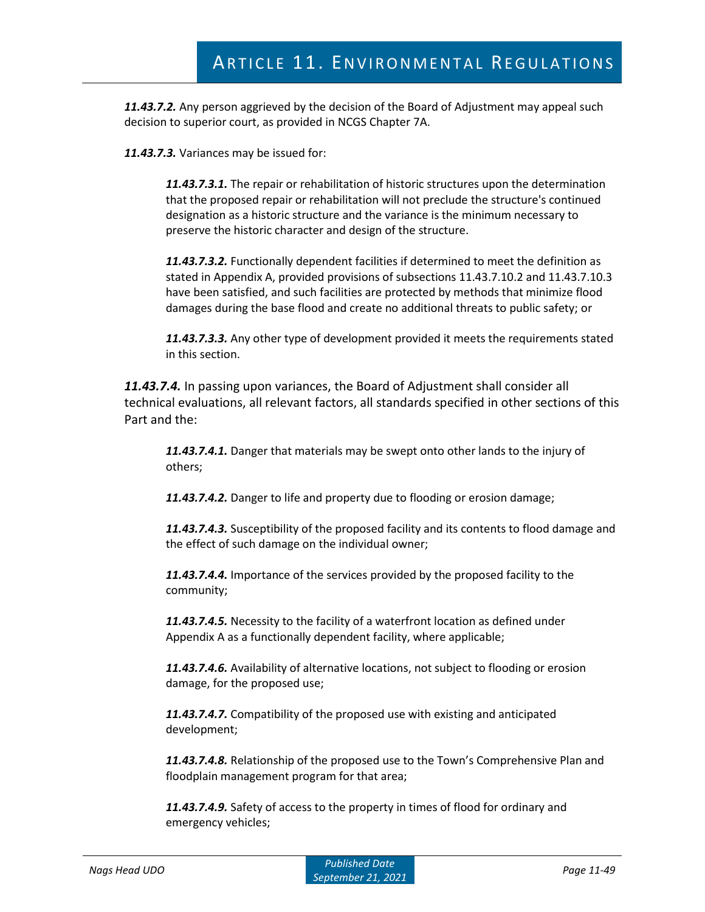***11.43.7.2.*** Any person aggrieved by the decision of the Board of Adjustment may appeal such decision to superior court, as provided in NCGS Chapter 7A.

***11.43.7.3.*** Variances may be issued for:

> ***11.43.7.3.1.*** The repair or rehabilitation of historic structures upon the determination that the proposed repair or rehabilitation will not preclude the structure's continued designation as a historic structure and the variance is the minimum necessary to preserve the historic character and design of the structure.
>
> ***11.43.7.3.2.*** Functionally dependent facilities if determined to meet the definition as stated in Appendix A, provided provisions of subsections 11.43.7.10.2 and 11.43.7.10.3 have been satisfied, and such facilities are protected by methods that minimize flood damages during the base flood and create no additional threats to public safety; or
>
> ***11.43.7.3.3.*** Any other type of development provided it meets the requirements stated in this section.

***11.43.7.4.*** In passing upon variances, the Board of Adjustment shall consider all technical evaluations, all relevant factors, all standards specified in other sections of this Part and the:

> ***11.43.7.4.1.*** Danger that materials may be swept onto other lands to the injury of others;
>
> ***11.43.7.4.2.*** Danger to life and property due to flooding or erosion damage;
>
> ***11.43.7.4.3.*** Susceptibility of the proposed facility and its contents to flood damage and the effect of such damage on the individual owner;
>
> ***11.43.7.4.4.*** Importance of the services provided by the proposed facility to the community;
>
> ***11.43.7.4.5.*** Necessity to the facility of a waterfront location as defined under Appendix A as a functionally dependent facility, where applicable;
>
> ***11.43.7.4.6.*** Availability of alternative locations, not subject to flooding or erosion damage, for the proposed use;
>
> ***11.43.7.4.7.*** Compatibility of the proposed use with existing and anticipated development;
>
> ***11.43.7.4.8.*** Relationship of the proposed use to the Town's Comprehensive Plan and floodplain management program for that area;
>
> ***11.43.7.4.9.*** Safety of access to the property in times of flood for ordinary and emergency vehicles;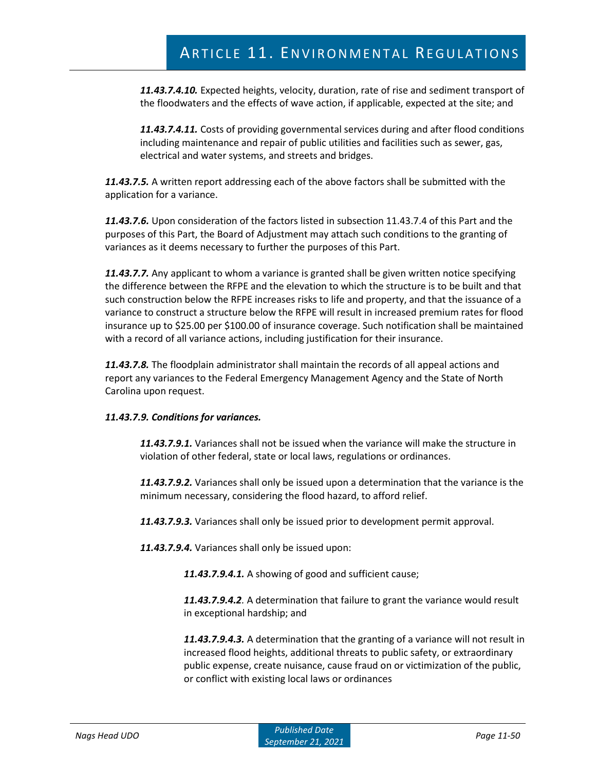***11.43.7.4.10.*** Expected heights, velocity, duration, rate of rise and sediment transport of the floodwaters and the effects of wave action, if applicable, expected at the site; and

***11.43.7.4.11.*** Costs of providing governmental services during and after flood conditions including maintenance and repair of public utilities and facilities such as sewer, gas, electrical and water systems, and streets and bridges.

***11.43.7.5.*** A written report addressing each of the above factors shall be submitted with the application for a variance.

***11.43.7.6.*** Upon consideration of the factors listed in subsection 11.43.7.4 of this Part and the purposes of this Part, the Board of Adjustment may attach such conditions to the granting of variances as it deems necessary to further the purposes of this Part.

***11.43.7.7.*** Any applicant to whom a variance is granted shall be given written notice specifying the difference between the RFPE and the elevation to which the structure is to be built and that such construction below the RFPE increases risks to life and property, and that the issuance of a variance to construct a structure below the RFPE will result in increased premium rates for flood insurance up to $25.00 per $100.00 of insurance coverage. Such notification shall be maintained with a record of all variance actions, including justification for their insurance.

***11.43.7.8.*** The floodplain administrator shall maintain the records of all appeal actions and report any variances to the Federal Emergency Management Agency and the State of North Carolina upon request.

***11.43.7.9. Conditions for variances.***

***11.43.7.9.1.*** Variances shall not be issued when the variance will make the structure in violation of other federal, state or local laws, regulations or ordinances.

***11.43.7.9.2.*** Variances shall only be issued upon a determination that the variance is the minimum necessary, considering the flood hazard, to afford relief.

***11.43.7.9.3.*** Variances shall only be issued prior to development permit approval.

***11.43.7.9.4.*** Variances shall only be issued upon:

***11.43.7.9.4.1.*** A showing of good and sufficient cause;

***11.43.7.9.4.2***. A determination that failure to grant the variance would result in exceptional hardship; and

***11.43.7.9.4.3.*** A determination that the granting of a variance will not result in increased flood heights, additional threats to public safety, or extraordinary public expense, create nuisance, cause fraud on or victimization of the public, or conflict with existing local laws or ordinances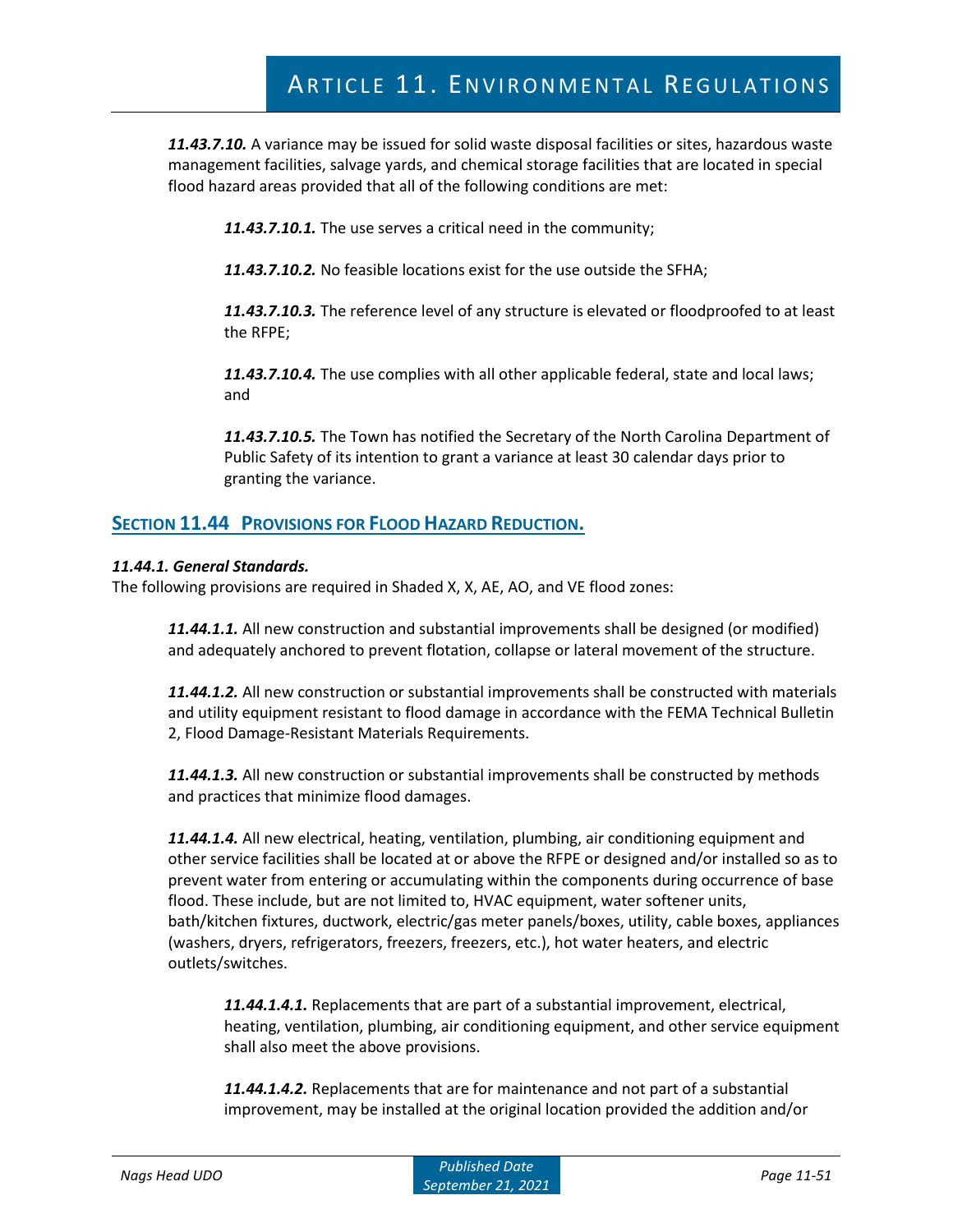***11.43.7.10.*** A variance may be issued for solid waste disposal facilities or sites, hazardous waste management facilities, salvage yards, and chemical storage facilities that are located in special flood hazard areas provided that all of the following conditions are met:

***11.43.7.10.1.*** The use serves a critical need in the community;

***11.43.7.10.2.*** No feasible locations exist for the use outside the SFHA;

***11.43.7.10.3.*** The reference level of any structure is elevated or floodproofed to at least the RFPE;

***11.43.7.10.4.*** The use complies with all other applicable federal, state and local laws; and

***11.43.7.10.5.*** The Town has notified the Secretary of the North Carolina Department of Public Safety of its intention to grant a variance at least 30 calendar days prior to granting the variance.

## SECTION 11.44 PROVISIONS FOR FLOOD HAZARD REDUCTION.

### *11.44.1. General Standards.*

The following provisions are required in Shaded X, X, AE, AO, and VE flood zones:

***11.44.1.1.*** All new construction and substantial improvements shall be designed (or modified) and adequately anchored to prevent flotation, collapse or lateral movement of the structure.

***11.44.1.2.*** All new construction or substantial improvements shall be constructed with materials and utility equipment resistant to flood damage in accordance with the FEMA Technical Bulletin 2, Flood Damage-Resistant Materials Requirements.

***11.44.1.3.*** All new construction or substantial improvements shall be constructed by methods and practices that minimize flood damages.

***11.44.1.4.*** All new electrical, heating, ventilation, plumbing, air conditioning equipment and other service facilities shall be located at or above the RFPE or designed and/or installed so as to prevent water from entering or accumulating within the components during occurrence of base flood. These include, but are not limited to, HVAC equipment, water softener units, bath/kitchen fixtures, ductwork, electric/gas meter panels/boxes, utility, cable boxes, appliances (washers, dryers, refrigerators, freezers, freezers, etc.), hot water heaters, and electric outlets/switches.

***11.44.1.4.1.*** Replacements that are part of a substantial improvement, electrical, heating, ventilation, plumbing, air conditioning equipment, and other service equipment shall also meet the above provisions.

***11.44.1.4.2.*** Replacements that are for maintenance and not part of a substantial improvement, may be installed at the original location provided the addition and/or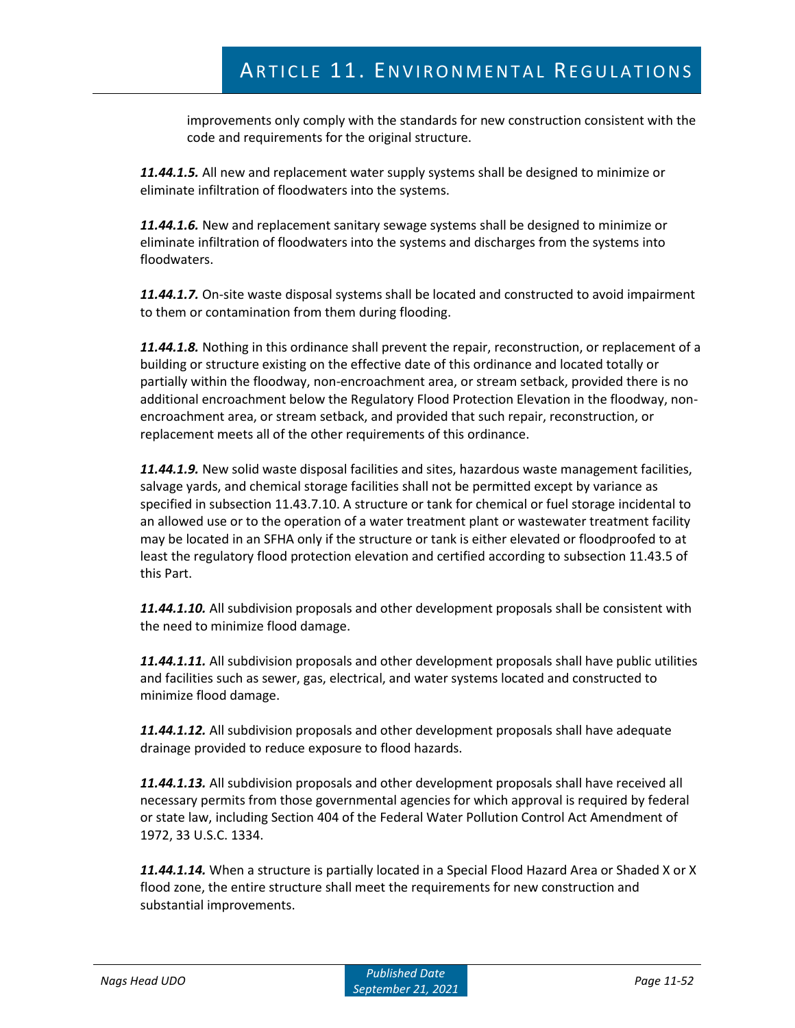improvements only comply with the standards for new construction consistent with the code and requirements for the original structure.

***11.44.1.5.*** All new and replacement water supply systems shall be designed to minimize or eliminate infiltration of floodwaters into the systems.

***11.44.1.6.*** New and replacement sanitary sewage systems shall be designed to minimize or eliminate infiltration of floodwaters into the systems and discharges from the systems into floodwaters.

***11.44.1.7.*** On-site waste disposal systems shall be located and constructed to avoid impairment to them or contamination from them during flooding.

***11.44.1.8.*** Nothing in this ordinance shall prevent the repair, reconstruction, or replacement of a building or structure existing on the effective date of this ordinance and located totally or partially within the floodway, non-encroachment area, or stream setback, provided there is no additional encroachment below the Regulatory Flood Protection Elevation in the floodway, non-encroachment area, or stream setback, and provided that such repair, reconstruction, or replacement meets all of the other requirements of this ordinance.

***11.44.1.9.*** New solid waste disposal facilities and sites, hazardous waste management facilities, salvage yards, and chemical storage facilities shall not be permitted except by variance as specified in subsection 11.43.7.10. A structure or tank for chemical or fuel storage incidental to an allowed use or to the operation of a water treatment plant or wastewater treatment facility may be located in an SFHA only if the structure or tank is either elevated or floodproofed to at least the regulatory flood protection elevation and certified according to subsection 11.43.5 of this Part.

***11.44.1.10.*** All subdivision proposals and other development proposals shall be consistent with the need to minimize flood damage.

***11.44.1.11.*** All subdivision proposals and other development proposals shall have public utilities and facilities such as sewer, gas, electrical, and water systems located and constructed to minimize flood damage.

***11.44.1.12.*** All subdivision proposals and other development proposals shall have adequate drainage provided to reduce exposure to flood hazards.

***11.44.1.13.*** All subdivision proposals and other development proposals shall have received all necessary permits from those governmental agencies for which approval is required by federal or state law, including Section 404 of the Federal Water Pollution Control Act Amendment of 1972, 33 U.S.C. 1334.

***11.44.1.14.*** When a structure is partially located in a Special Flood Hazard Area or Shaded X or X flood zone, the entire structure shall meet the requirements for new construction and substantial improvements.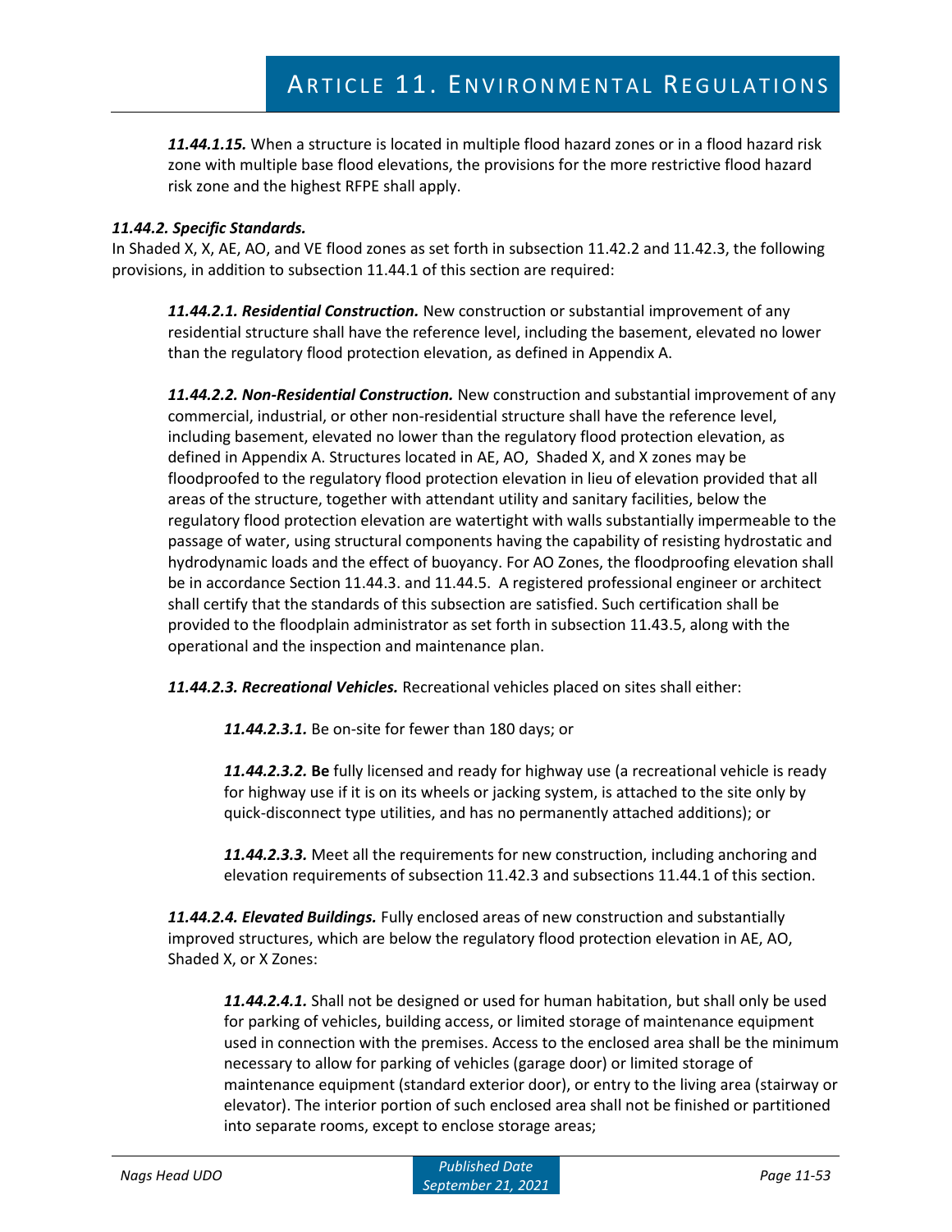***11.44.1.15.*** When a structure is located in multiple flood hazard zones or in a flood hazard risk zone with multiple base flood elevations, the provisions for the more restrictive flood hazard risk zone and the highest RFPE shall apply.

***11.44.2. Specific Standards.***

In Shaded X, X, AE, AO, and VE flood zones as set forth in subsection 11.42.2 and 11.42.3, the following provisions, in addition to subsection 11.44.1 of this section are required:

***11.44.2.1. Residential Construction.*** New construction or substantial improvement of any residential structure shall have the reference level, including the basement, elevated no lower than the regulatory flood protection elevation, as defined in Appendix A.

***11.44.2.2. Non-Residential Construction.*** New construction and substantial improvement of any commercial, industrial, or other non-residential structure shall have the reference level, including basement, elevated no lower than the regulatory flood protection elevation, as defined in Appendix A. Structures located in AE, AO, Shaded X, and X zones may be floodproofed to the regulatory flood protection elevation in lieu of elevation provided that all areas of the structure, together with attendant utility and sanitary facilities, below the regulatory flood protection elevation are watertight with walls substantially impermeable to the passage of water, using structural components having the capability of resisting hydrostatic and hydrodynamic loads and the effect of buoyancy. For AO Zones, the floodproofing elevation shall be in accordance Section 11.44.3. and 11.44.5. A registered professional engineer or architect shall certify that the standards of this subsection are satisfied. Such certification shall be provided to the floodplain administrator as set forth in subsection 11.43.5, along with the operational and the inspection and maintenance plan.

***11.44.2.3. Recreational Vehicles.*** Recreational vehicles placed on sites shall either:

***11.44.2.3.1.*** Be on-site for fewer than 180 days; or

***11.44.2.3.2.*** **Be** fully licensed and ready for highway use (a recreational vehicle is ready for highway use if it is on its wheels or jacking system, is attached to the site only by quick-disconnect type utilities, and has no permanently attached additions); or

***11.44.2.3.3.*** Meet all the requirements for new construction, including anchoring and elevation requirements of subsection 11.42.3 and subsections 11.44.1 of this section.

***11.44.2.4. Elevated Buildings.*** Fully enclosed areas of new construction and substantially improved structures, which are below the regulatory flood protection elevation in AE, AO, Shaded X, or X Zones:

***11.44.2.4.1.*** Shall not be designed or used for human habitation, but shall only be used for parking of vehicles, building access, or limited storage of maintenance equipment used in connection with the premises. Access to the enclosed area shall be the minimum necessary to allow for parking of vehicles (garage door) or limited storage of maintenance equipment (standard exterior door), or entry to the living area (stairway or elevator). The interior portion of such enclosed area shall not be finished or partitioned into separate rooms, except to enclose storage areas;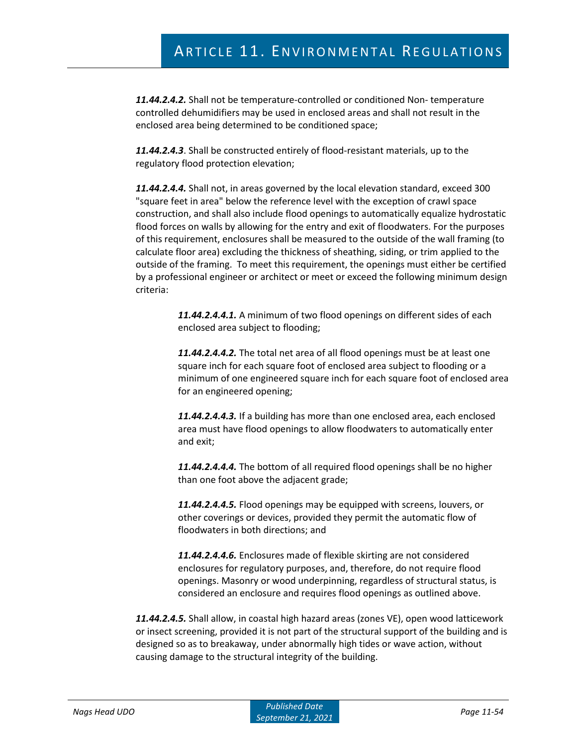***11.44.2.4.2.*** Shall not be temperature-controlled or conditioned Non- temperature controlled dehumidifiers may be used in enclosed areas and shall not result in the enclosed area being determined to be conditioned space;

***11.44.2.4.3***. Shall be constructed entirely of flood-resistant materials, up to the regulatory flood protection elevation;

***11.44.2.4.4.*** Shall not, in areas governed by the local elevation standard, exceed 300 "square feet in area" below the reference level with the exception of crawl space construction, and shall also include flood openings to automatically equalize hydrostatic flood forces on walls by allowing for the entry and exit of floodwaters. For the purposes of this requirement, enclosures shall be measured to the outside of the wall framing (to calculate floor area) excluding the thickness of sheathing, siding, or trim applied to the outside of the framing. To meet this requirement, the openings must either be certified by a professional engineer or architect or meet or exceed the following minimum design criteria:

> ***11.44.2.4.4.1.*** A minimum of two flood openings on different sides of each enclosed area subject to flooding;
>
> ***11.44.2.4.4.2.*** The total net area of all flood openings must be at least one square inch for each square foot of enclosed area subject to flooding or a minimum of one engineered square inch for each square foot of enclosed area for an engineered opening;
>
> ***11.44.2.4.4.3.*** If a building has more than one enclosed area, each enclosed area must have flood openings to allow floodwaters to automatically enter and exit;
>
> ***11.44.2.4.4.4.*** The bottom of all required flood openings shall be no higher than one foot above the adjacent grade;
>
> ***11.44.2.4.4.5.*** Flood openings may be equipped with screens, louvers, or other coverings or devices, provided they permit the automatic flow of floodwaters in both directions; and
>
> ***11.44.2.4.4.6.*** Enclosures made of flexible skirting are not considered enclosures for regulatory purposes, and, therefore, do not require flood openings. Masonry or wood underpinning, regardless of structural status, is considered an enclosure and requires flood openings as outlined above.

***11.44.2.4.5.*** Shall allow, in coastal high hazard areas (zones VE), open wood latticework or insect screening, provided it is not part of the structural support of the building and is designed so as to breakaway, under abnormally high tides or wave action, without causing damage to the structural integrity of the building.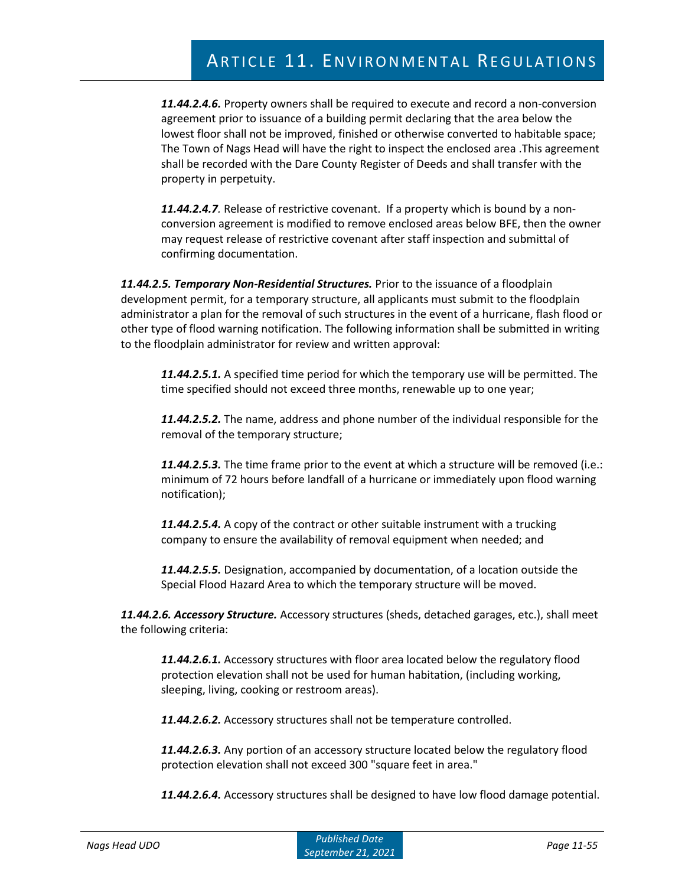***11.44.2.4.6.*** Property owners shall be required to execute and record a non-conversion agreement prior to issuance of a building permit declaring that the area below the lowest floor shall not be improved, finished or otherwise converted to habitable space; The Town of Nags Head will have the right to inspect the enclosed area .This agreement shall be recorded with the Dare County Register of Deeds and shall transfer with the property in perpetuity.

***11.44.2.4.7***. Release of restrictive covenant. If a property which is bound by a non-conversion agreement is modified to remove enclosed areas below BFE, then the owner may request release of restrictive covenant after staff inspection and submittal of confirming documentation.

***11.44.2.5. Temporary Non-Residential Structures.*** Prior to the issuance of a floodplain development permit, for a temporary structure, all applicants must submit to the floodplain administrator a plan for the removal of such structures in the event of a hurricane, flash flood or other type of flood warning notification. The following information shall be submitted in writing to the floodplain administrator for review and written approval:

***11.44.2.5.1.*** A specified time period for which the temporary use will be permitted. The time specified should not exceed three months, renewable up to one year;

***11.44.2.5.2.*** The name, address and phone number of the individual responsible for the removal of the temporary structure;

***11.44.2.5.3.*** The time frame prior to the event at which a structure will be removed (i.e.: minimum of 72 hours before landfall of a hurricane or immediately upon flood warning notification);

***11.44.2.5.4.*** A copy of the contract or other suitable instrument with a trucking company to ensure the availability of removal equipment when needed; and

***11.44.2.5.5.*** Designation, accompanied by documentation, of a location outside the Special Flood Hazard Area to which the temporary structure will be moved.

***11.44.2.6. Accessory Structure.*** Accessory structures (sheds, detached garages, etc.), shall meet the following criteria:

***11.44.2.6.1.*** Accessory structures with floor area located below the regulatory flood protection elevation shall not be used for human habitation, (including working, sleeping, living, cooking or restroom areas).

***11.44.2.6.2.*** Accessory structures shall not be temperature controlled.

***11.44.2.6.3.*** Any portion of an accessory structure located below the regulatory flood protection elevation shall not exceed 300 "square feet in area."

***11.44.2.6.4.*** Accessory structures shall be designed to have low flood damage potential.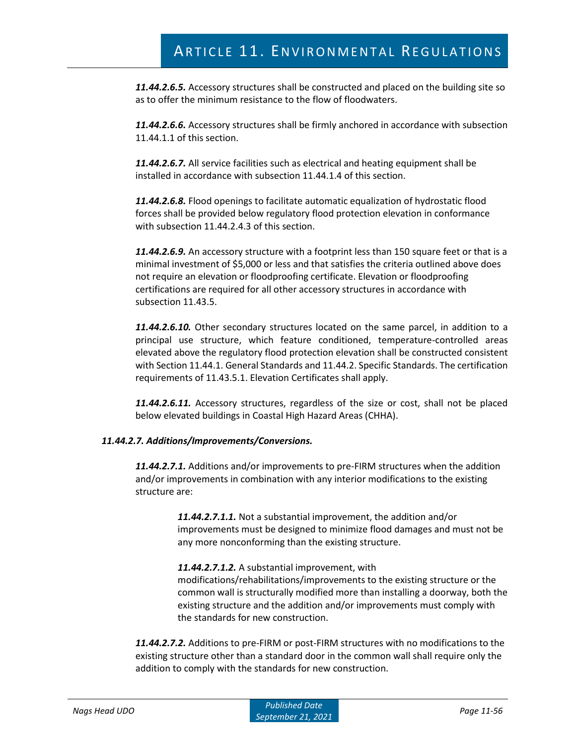***11.44.2.6.5.*** Accessory structures shall be constructed and placed on the building site so as to offer the minimum resistance to the flow of floodwaters.

***11.44.2.6.6.*** Accessory structures shall be firmly anchored in accordance with subsection 11.44.1.1 of this section.

***11.44.2.6.7.*** All service facilities such as electrical and heating equipment shall be installed in accordance with subsection 11.44.1.4 of this section.

***11.44.2.6.8.*** Flood openings to facilitate automatic equalization of hydrostatic flood forces shall be provided below regulatory flood protection elevation in conformance with subsection 11.44.2.4.3 of this section.

***11.44.2.6.9.*** An accessory structure with a footprint less than 150 square feet or that is a minimal investment of $5,000 or less and that satisfies the criteria outlined above does not require an elevation or floodproofing certificate. Elevation or floodproofing certifications are required for all other accessory structures in accordance with subsection 11.43.5.

***11.44.2.6.10.*** Other secondary structures located on the same parcel, in addition to a principal use structure, which feature conditioned, temperature-controlled areas elevated above the regulatory flood protection elevation shall be constructed consistent with Section 11.44.1. General Standards and 11.44.2. Specific Standards. The certification requirements of 11.43.5.1. Elevation Certificates shall apply.

***11.44.2.6.11.*** Accessory structures, regardless of the size or cost, shall not be placed below elevated buildings in Coastal High Hazard Areas (CHHA).

***11.44.2.7. Additions/Improvements/Conversions.***

***11.44.2.7.1.*** Additions and/or improvements to pre-FIRM structures when the addition and/or improvements in combination with any interior modifications to the existing structure are:

***11.44.2.7.1.1.*** Not a substantial improvement, the addition and/or improvements must be designed to minimize flood damages and must not be any more nonconforming than the existing structure.

***11.44.2.7.1.2.*** A substantial improvement, with modifications/rehabilitations/improvements to the existing structure or the common wall is structurally modified more than installing a doorway, both the existing structure and the addition and/or improvements must comply with the standards for new construction.

***11.44.2.7.2.*** Additions to pre-FIRM or post-FIRM structures with no modifications to the existing structure other than a standard door in the common wall shall require only the addition to comply with the standards for new construction.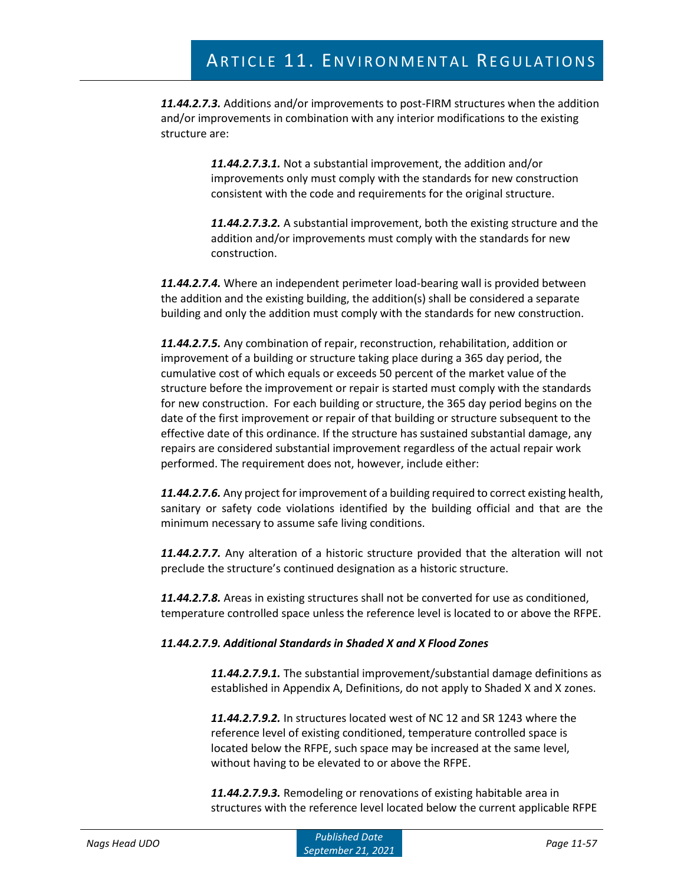***11.44.2.7.3.*** Additions and/or improvements to post-FIRM structures when the addition and/or improvements in combination with any interior modifications to the existing structure are:

> ***11.44.2.7.3.1.*** Not a substantial improvement, the addition and/or improvements only must comply with the standards for new construction consistent with the code and requirements for the original structure.
>
> ***11.44.2.7.3.2.*** A substantial improvement, both the existing structure and the addition and/or improvements must comply with the standards for new construction.

***11.44.2.7.4.*** Where an independent perimeter load-bearing wall is provided between the addition and the existing building, the addition(s) shall be considered a separate building and only the addition must comply with the standards for new construction.

***11.44.2.7.5.*** Any combination of repair, reconstruction, rehabilitation, addition or improvement of a building or structure taking place during a 365 day period, the cumulative cost of which equals or exceeds 50 percent of the market value of the structure before the improvement or repair is started must comply with the standards for new construction. For each building or structure, the 365 day period begins on the date of the first improvement or repair of that building or structure subsequent to the effective date of this ordinance. If the structure has sustained substantial damage, any repairs are considered substantial improvement regardless of the actual repair work performed. The requirement does not, however, include either:

***11.44.2.7.6.*** Any project for improvement of a building required to correct existing health, sanitary or safety code violations identified by the building official and that are the minimum necessary to assume safe living conditions.

***11.44.2.7.7.*** Any alteration of a historic structure provided that the alteration will not preclude the structure's continued designation as a historic structure.

***11.44.2.7.8.*** Areas in existing structures shall not be converted for use as conditioned, temperature controlled space unless the reference level is located to or above the RFPE.

***11.44.2.7.9. Additional Standards in Shaded X and X Flood Zones***

> ***11.44.2.7.9.1.*** The substantial improvement/substantial damage definitions as established in Appendix A, Definitions, do not apply to Shaded X and X zones.
>
> ***11.44.2.7.9.2.*** In structures located west of NC 12 and SR 1243 where the reference level of existing conditioned, temperature controlled space is located below the RFPE, such space may be increased at the same level, without having to be elevated to or above the RFPE.
>
> ***11.44.2.7.9.3.*** Remodeling or renovations of existing habitable area in structures with the reference level located below the current applicable RFPE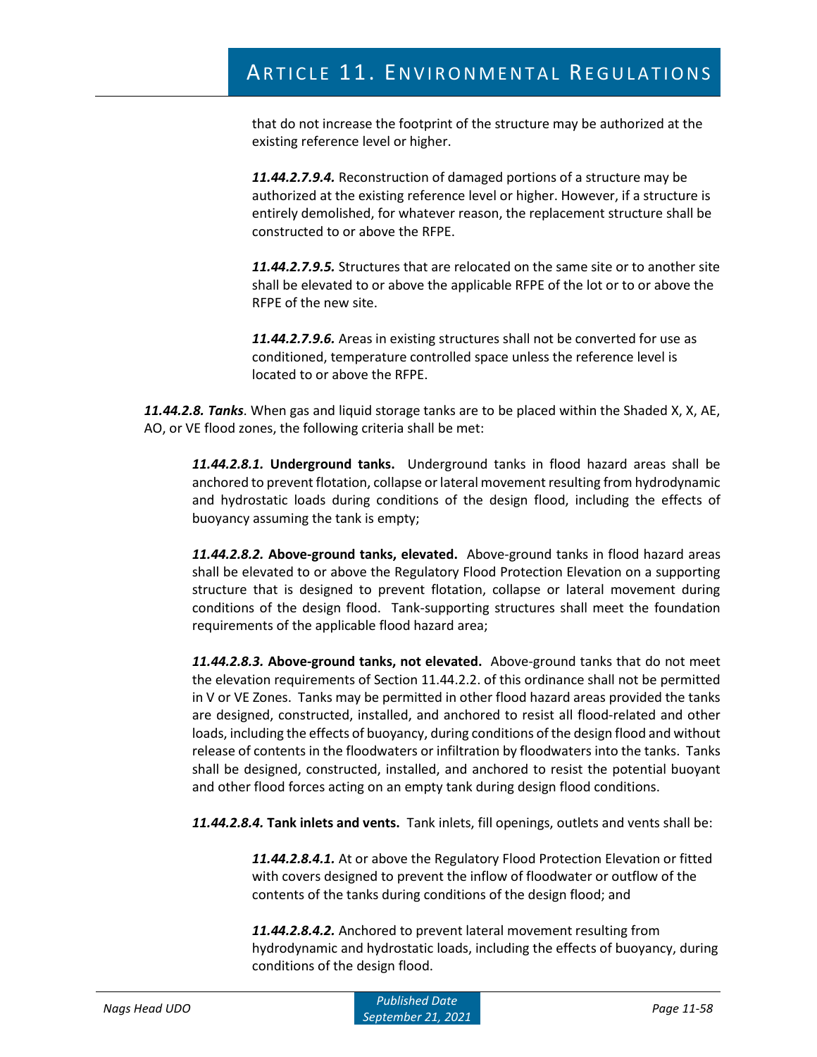that do not increase the footprint of the structure may be authorized at the existing reference level or higher.

***11.44.2.7.9.4.*** Reconstruction of damaged portions of a structure may be authorized at the existing reference level or higher. However, if a structure is entirely demolished, for whatever reason, the replacement structure shall be constructed to or above the RFPE.

***11.44.2.7.9.5.*** Structures that are relocated on the same site or to another site shall be elevated to or above the applicable RFPE of the lot or to or above the RFPE of the new site.

***11.44.2.7.9.6.*** Areas in existing structures shall not be converted for use as conditioned, temperature controlled space unless the reference level is located to or above the RFPE.

***11.44.2.8. Tanks***. When gas and liquid storage tanks are to be placed within the Shaded X, X, AE, AO, or VE flood zones, the following criteria shall be met:

***11.44.2.8.1.*** **Underground tanks.** Underground tanks in flood hazard areas shall be anchored to prevent flotation, collapse or lateral movement resulting from hydrodynamic and hydrostatic loads during conditions of the design flood, including the effects of buoyancy assuming the tank is empty;

***11.44.2.8.2.*** **Above-ground tanks, elevated.** Above-ground tanks in flood hazard areas shall be elevated to or above the Regulatory Flood Protection Elevation on a supporting structure that is designed to prevent flotation, collapse or lateral movement during conditions of the design flood. Tank-supporting structures shall meet the foundation requirements of the applicable flood hazard area;

***11.44.2.8.3.*** **Above-ground tanks, not elevated.** Above-ground tanks that do not meet the elevation requirements of Section 11.44.2.2. of this ordinance shall not be permitted in V or VE Zones. Tanks may be permitted in other flood hazard areas provided the tanks are designed, constructed, installed, and anchored to resist all flood-related and other loads, including the effects of buoyancy, during conditions of the design flood and without release of contents in the floodwaters or infiltration by floodwaters into the tanks. Tanks shall be designed, constructed, installed, and anchored to resist the potential buoyant and other flood forces acting on an empty tank during design flood conditions.

***11.44.2.8.4.*** **Tank inlets and vents.** Tank inlets, fill openings, outlets and vents shall be:

***11.44.2.8.4.1.*** At or above the Regulatory Flood Protection Elevation or fitted with covers designed to prevent the inflow of floodwater or outflow of the contents of the tanks during conditions of the design flood; and

***11.44.2.8.4.2.*** Anchored to prevent lateral movement resulting from hydrodynamic and hydrostatic loads, including the effects of buoyancy, during conditions of the design flood.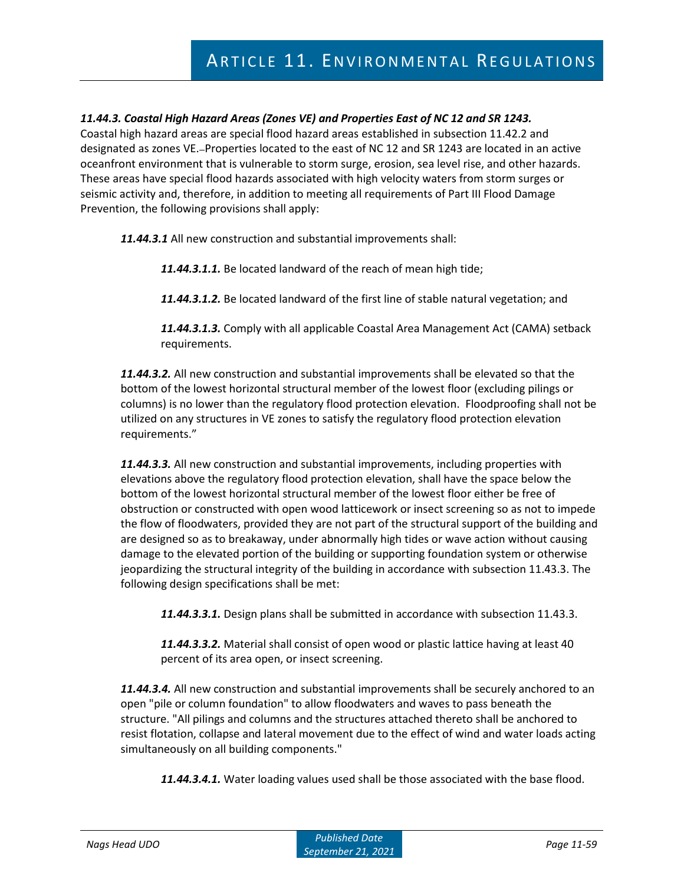***11.44.3. Coastal High Hazard Areas (Zones VE) and Properties East of NC 12 and SR 1243.***

Coastal high hazard areas are special flood hazard areas established in subsection 11.42.2 and designated as zones VE. Properties located to the east of NC 12 and SR 1243 are located in an active oceanfront environment that is vulnerable to storm surge, erosion, sea level rise, and other hazards. These areas have special flood hazards associated with high velocity waters from storm surges or seismic activity and, therefore, in addition to meeting all requirements of Part III Flood Damage Prevention, the following provisions shall apply:

***11.44.3.1*** All new construction and substantial improvements shall:

***11.44.3.1.1.*** Be located landward of the reach of mean high tide;

***11.44.3.1.2.*** Be located landward of the first line of stable natural vegetation; and

***11.44.3.1.3.*** Comply with all applicable Coastal Area Management Act (CAMA) setback requirements.

***11.44.3.2.*** All new construction and substantial improvements shall be elevated so that the bottom of the lowest horizontal structural member of the lowest floor (excluding pilings or columns) is no lower than the regulatory flood protection elevation. Floodproofing shall not be utilized on any structures in VE zones to satisfy the regulatory flood protection elevation requirements."

***11.44.3.3.*** All new construction and substantial improvements, including properties with elevations above the regulatory flood protection elevation, shall have the space below the bottom of the lowest horizontal structural member of the lowest floor either be free of obstruction or constructed with open wood latticework or insect screening so as not to impede the flow of floodwaters, provided they are not part of the structural support of the building and are designed so as to breakaway, under abnormally high tides or wave action without causing damage to the elevated portion of the building or supporting foundation system or otherwise jeopardizing the structural integrity of the building in accordance with subsection 11.43.3. The following design specifications shall be met:

***11.44.3.3.1.*** Design plans shall be submitted in accordance with subsection 11.43.3.

***11.44.3.3.2.*** Material shall consist of open wood or plastic lattice having at least 40 percent of its area open, or insect screening.

***11.44.3.4.*** All new construction and substantial improvements shall be securely anchored to an open "pile or column foundation" to allow floodwaters and waves to pass beneath the structure. "All pilings and columns and the structures attached thereto shall be anchored to resist flotation, collapse and lateral movement due to the effect of wind and water loads acting simultaneously on all building components."

***11.44.3.4.1.*** Water loading values used shall be those associated with the base flood.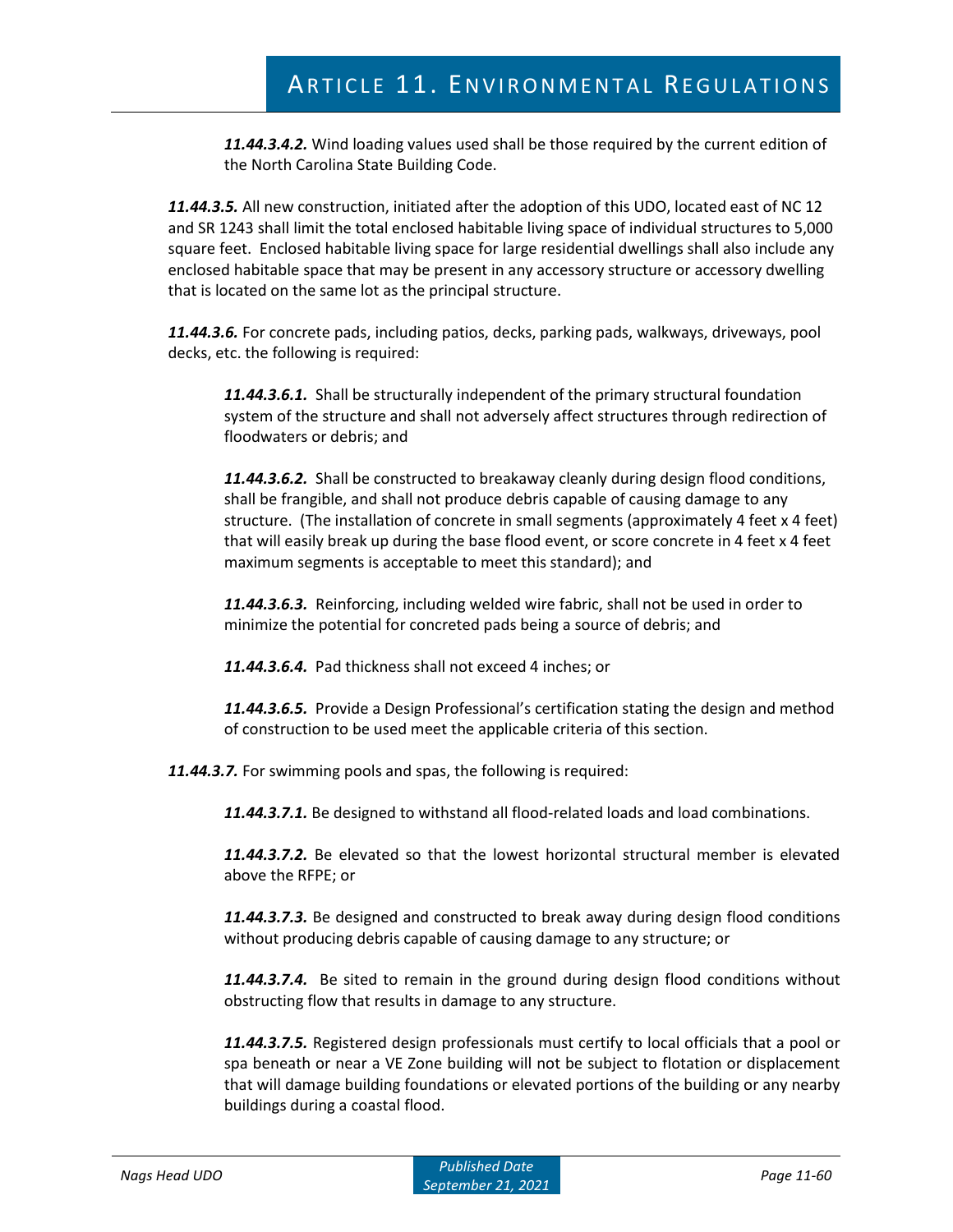***11.44.3.4.2.*** Wind loading values used shall be those required by the current edition of the North Carolina State Building Code.

***11.44.3.5.*** All new construction, initiated after the adoption of this UDO, located east of NC 12 and SR 1243 shall limit the total enclosed habitable living space of individual structures to 5,000 square feet. Enclosed habitable living space for large residential dwellings shall also include any enclosed habitable space that may be present in any accessory structure or accessory dwelling that is located on the same lot as the principal structure.

***11.44.3.6.*** For concrete pads, including patios, decks, parking pads, walkways, driveways, pool decks, etc. the following is required:

***11.44.3.6.1.*** Shall be structurally independent of the primary structural foundation system of the structure and shall not adversely affect structures through redirection of floodwaters or debris; and

***11.44.3.6.2.*** Shall be constructed to breakaway cleanly during design flood conditions, shall be frangible, and shall not produce debris capable of causing damage to any structure. (The installation of concrete in small segments (approximately 4 feet x 4 feet) that will easily break up during the base flood event, or score concrete in 4 feet x 4 feet maximum segments is acceptable to meet this standard); and

***11.44.3.6.3.*** Reinforcing, including welded wire fabric, shall not be used in order to minimize the potential for concreted pads being a source of debris; and

***11.44.3.6.4.*** Pad thickness shall not exceed 4 inches; or

***11.44.3.6.5.*** Provide a Design Professional's certification stating the design and method of construction to be used meet the applicable criteria of this section.

***11.44.3.7.*** For swimming pools and spas, the following is required:

***11.44.3.7.1.*** Be designed to withstand all flood-related loads and load combinations.

***11.44.3.7.2.*** Be elevated so that the lowest horizontal structural member is elevated above the RFPE; or

***11.44.3.7.3.*** Be designed and constructed to break away during design flood conditions without producing debris capable of causing damage to any structure; or

***11.44.3.7.4.*** Be sited to remain in the ground during design flood conditions without obstructing flow that results in damage to any structure.

***11.44.3.7.5.*** Registered design professionals must certify to local officials that a pool or spa beneath or near a VE Zone building will not be subject to flotation or displacement that will damage building foundations or elevated portions of the building or any nearby buildings during a coastal flood.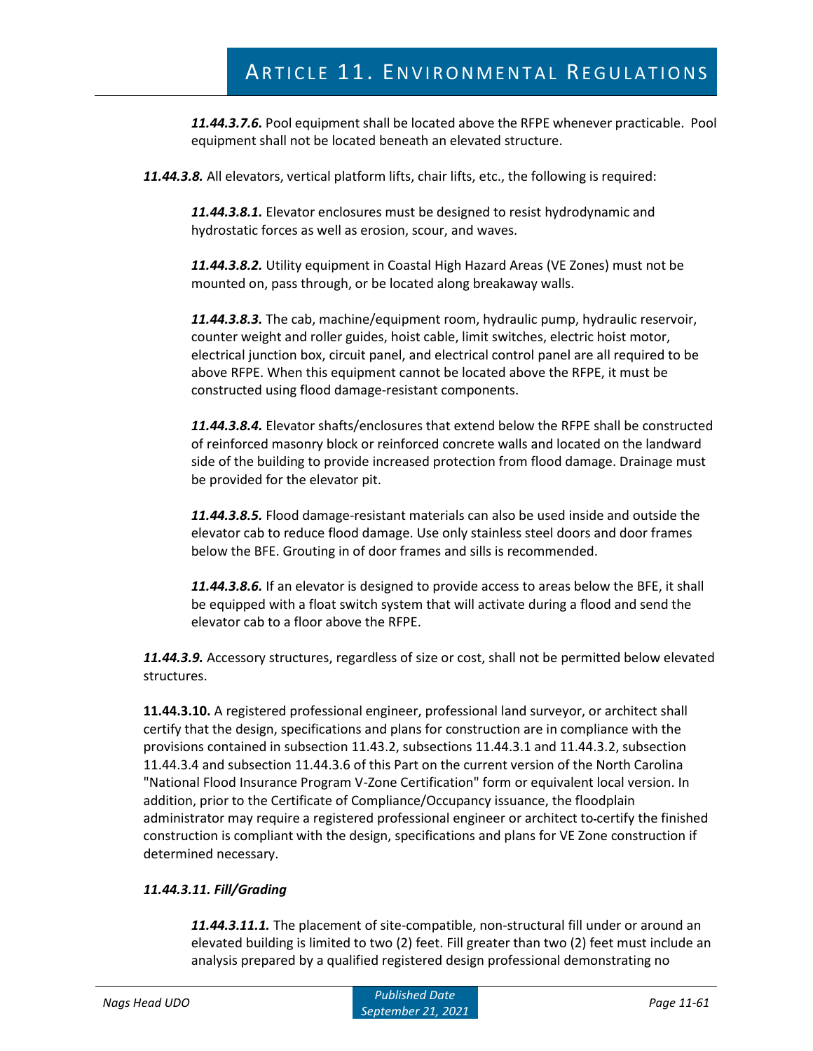***11.44.3.7.6.*** Pool equipment shall be located above the RFPE whenever practicable. Pool equipment shall not be located beneath an elevated structure.

***11.44.3.8.*** All elevators, vertical platform lifts, chair lifts, etc., the following is required:

***11.44.3.8.1.*** Elevator enclosures must be designed to resist hydrodynamic and hydrostatic forces as well as erosion, scour, and waves.

***11.44.3.8.2.*** Utility equipment in Coastal High Hazard Areas (VE Zones) must not be mounted on, pass through, or be located along breakaway walls.

***11.44.3.8.3.*** The cab, machine/equipment room, hydraulic pump, hydraulic reservoir, counter weight and roller guides, hoist cable, limit switches, electric hoist motor, electrical junction box, circuit panel, and electrical control panel are all required to be above RFPE. When this equipment cannot be located above the RFPE, it must be constructed using flood damage-resistant components.

***11.44.3.8.4.*** Elevator shafts/enclosures that extend below the RFPE shall be constructed of reinforced masonry block or reinforced concrete walls and located on the landward side of the building to provide increased protection from flood damage. Drainage must be provided for the elevator pit.

***11.44.3.8.5.*** Flood damage-resistant materials can also be used inside and outside the elevator cab to reduce flood damage. Use only stainless steel doors and door frames below the BFE. Grouting in of door frames and sills is recommended.

***11.44.3.8.6.*** If an elevator is designed to provide access to areas below the BFE, it shall be equipped with a float switch system that will activate during a flood and send the elevator cab to a floor above the RFPE.

***11.44.3.9.*** Accessory structures, regardless of size or cost, shall not be permitted below elevated structures.

**11.44.3.10.** A registered professional engineer, professional land surveyor, or architect shall certify that the design, specifications and plans for construction are in compliance with the provisions contained in subsection 11.43.2, subsections 11.44.3.1 and 11.44.3.2, subsection 11.44.3.4 and subsection 11.44.3.6 of this Part on the current version of the North Carolina "National Flood Insurance Program V-Zone Certification" form or equivalent local version. In addition, prior to the Certificate of Compliance/Occupancy issuance, the floodplain administrator may require a registered professional engineer or architect to certify the finished construction is compliant with the design, specifications and plans for VE Zone construction if determined necessary.

***11.44.3.11. Fill/Grading***

***11.44.3.11.1.*** The placement of site-compatible, non-structural fill under or around an elevated building is limited to two (2) feet. Fill greater than two (2) feet must include an analysis prepared by a qualified registered design professional demonstrating no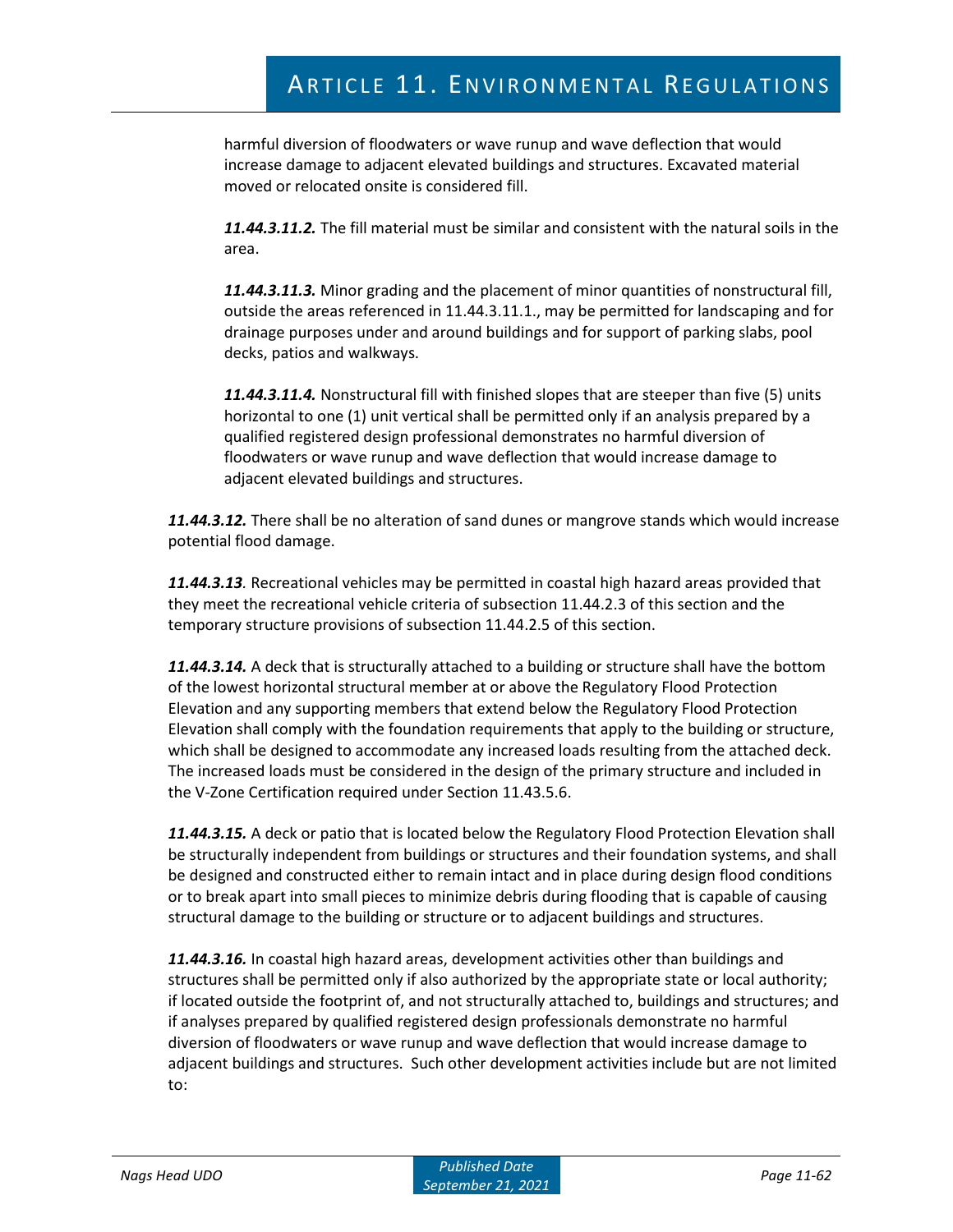harmful diversion of floodwaters or wave runup and wave deflection that would increase damage to adjacent elevated buildings and structures. Excavated material moved or relocated onsite is considered fill.

***11.44.3.11.2.*** The fill material must be similar and consistent with the natural soils in the area.

***11.44.3.11.3.*** Minor grading and the placement of minor quantities of nonstructural fill, outside the areas referenced in 11.44.3.11.1., may be permitted for landscaping and for drainage purposes under and around buildings and for support of parking slabs, pool decks, patios and walkways.

***11.44.3.11.4.*** Nonstructural fill with finished slopes that are steeper than five (5) units horizontal to one (1) unit vertical shall be permitted only if an analysis prepared by a qualified registered design professional demonstrates no harmful diversion of floodwaters or wave runup and wave deflection that would increase damage to adjacent elevated buildings and structures.

***11.44.3.12.*** There shall be no alteration of sand dunes or mangrove stands which would increase potential flood damage.

***11.44.3.13***. Recreational vehicles may be permitted in coastal high hazard areas provided that they meet the recreational vehicle criteria of subsection 11.44.2.3 of this section and the temporary structure provisions of subsection 11.44.2.5 of this section.

***11.44.3.14.*** A deck that is structurally attached to a building or structure shall have the bottom of the lowest horizontal structural member at or above the Regulatory Flood Protection Elevation and any supporting members that extend below the Regulatory Flood Protection Elevation shall comply with the foundation requirements that apply to the building or structure, which shall be designed to accommodate any increased loads resulting from the attached deck. The increased loads must be considered in the design of the primary structure and included in the V-Zone Certification required under Section 11.43.5.6.

***11.44.3.15.*** A deck or patio that is located below the Regulatory Flood Protection Elevation shall be structurally independent from buildings or structures and their foundation systems, and shall be designed and constructed either to remain intact and in place during design flood conditions or to break apart into small pieces to minimize debris during flooding that is capable of causing structural damage to the building or structure or to adjacent buildings and structures.

***11.44.3.16.*** In coastal high hazard areas, development activities other than buildings and structures shall be permitted only if also authorized by the appropriate state or local authority; if located outside the footprint of, and not structurally attached to, buildings and structures; and if analyses prepared by qualified registered design professionals demonstrate no harmful diversion of floodwaters or wave runup and wave deflection that would increase damage to adjacent buildings and structures. Such other development activities include but are not limited to: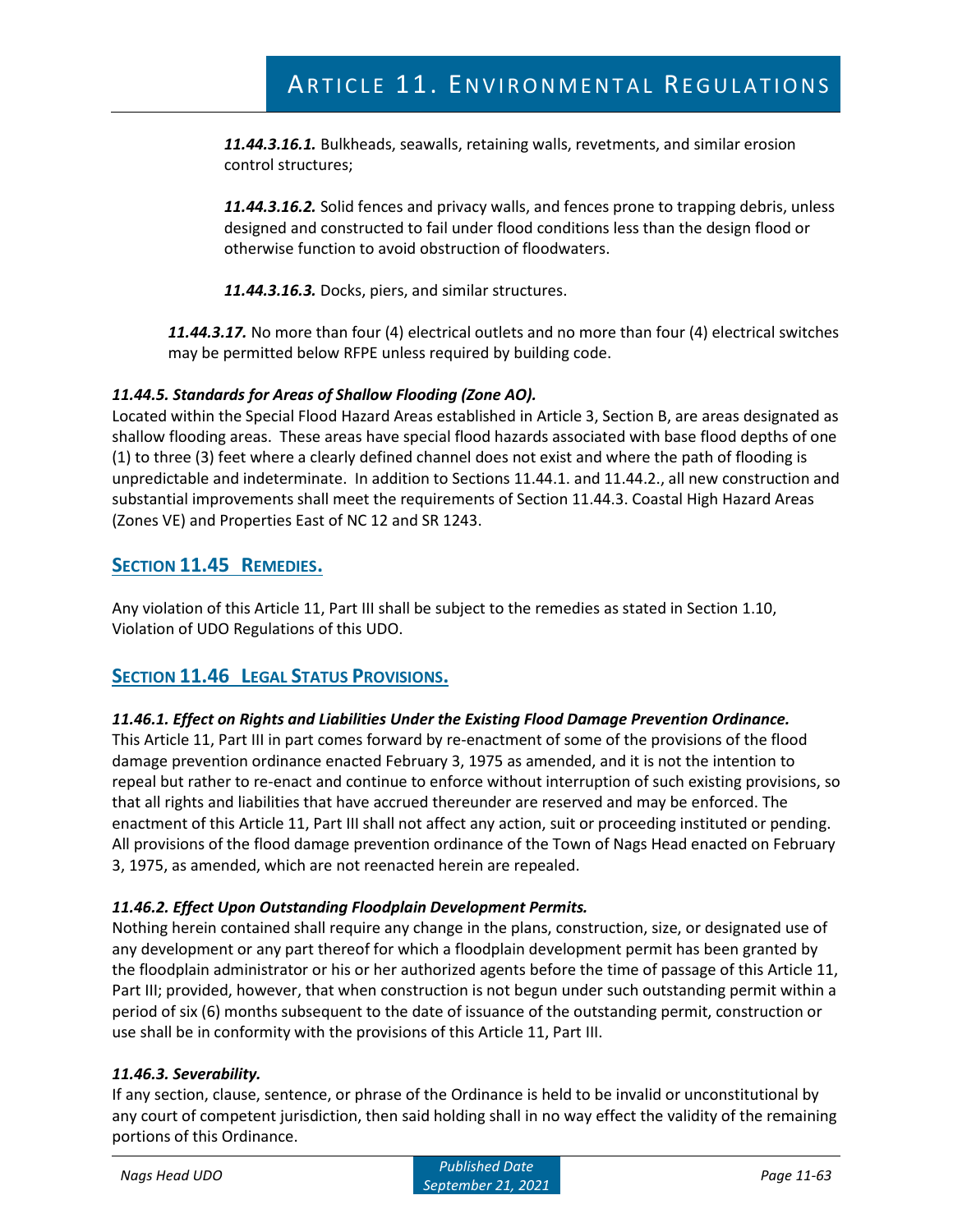***11.44.3.16.1.*** Bulkheads, seawalls, retaining walls, revetments, and similar erosion control structures;

***11.44.3.16.2.*** Solid fences and privacy walls, and fences prone to trapping debris, unless designed and constructed to fail under flood conditions less than the design flood or otherwise function to avoid obstruction of floodwaters.

***11.44.3.16.3.*** Docks, piers, and similar structures.

***11.44.3.17.*** No more than four (4) electrical outlets and no more than four (4) electrical switches may be permitted below RFPE unless required by building code.

***11.44.5. Standards for Areas of Shallow Flooding (Zone AO).***

Located within the Special Flood Hazard Areas established in Article 3, Section B, are areas designated as shallow flooding areas. These areas have special flood hazards associated with base flood depths of one (1) to three (3) feet where a clearly defined channel does not exist and where the path of flooding is unpredictable and indeterminate. In addition to Sections 11.44.1. and 11.44.2., all new construction and substantial improvements shall meet the requirements of Section 11.44.3. Coastal High Hazard Areas (Zones VE) and Properties East of NC 12 and SR 1243.

## SECTION 11.45 REMEDIES.

Any violation of this Article 11, Part III shall be subject to the remedies as stated in Section 1.10, Violation of UDO Regulations of this UDO.

## SECTION 11.46 LEGAL STATUS PROVISIONS.

***11.46.1. Effect on Rights and Liabilities Under the Existing Flood Damage Prevention Ordinance.***

This Article 11, Part III in part comes forward by re-enactment of some of the provisions of the flood damage prevention ordinance enacted February 3, 1975 as amended, and it is not the intention to repeal but rather to re-enact and continue to enforce without interruption of such existing provisions, so that all rights and liabilities that have accrued thereunder are reserved and may be enforced. The enactment of this Article 11, Part III shall not affect any action, suit or proceeding instituted or pending. All provisions of the flood damage prevention ordinance of the Town of Nags Head enacted on February 3, 1975, as amended, which are not reenacted herein are repealed.

***11.46.2. Effect Upon Outstanding Floodplain Development Permits.***

Nothing herein contained shall require any change in the plans, construction, size, or designated use of any development or any part thereof for which a floodplain development permit has been granted by the floodplain administrator or his or her authorized agents before the time of passage of this Article 11, Part III; provided, however, that when construction is not begun under such outstanding permit within a period of six (6) months subsequent to the date of issuance of the outstanding permit, construction or use shall be in conformity with the provisions of this Article 11, Part III.

***11.46.3. Severability.***

If any section, clause, sentence, or phrase of the Ordinance is held to be invalid or unconstitutional by any court of competent jurisdiction, then said holding shall in no way effect the validity of the remaining portions of this Ordinance.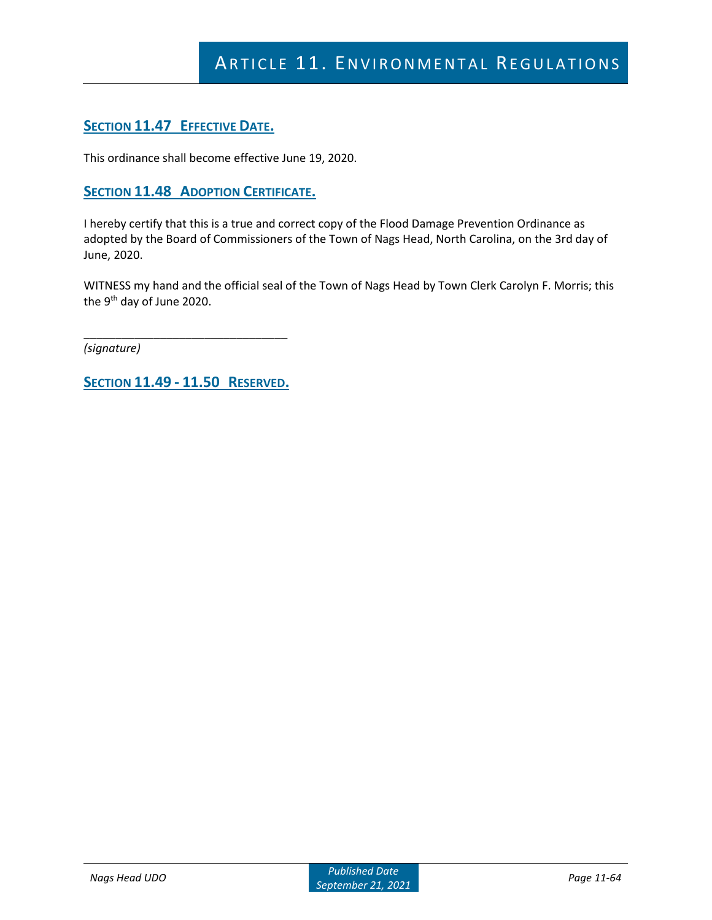## Section 11.47 Effective Date.

This ordinance shall become effective June 19, 2020.

## Section 11.48 Adoption Certificate.

I hereby certify that this is a true and correct copy of the Flood Damage Prevention Ordinance as adopted by the Board of Commissioners of the Town of Nags Head, North Carolina, on the 3rd day of June, 2020.

WITNESS my hand and the official seal of the Town of Nags Head by Town Clerk Carolyn F. Morris; this the 9th day of June 2020.

________________________________

*(signature)*

## Section 11.49 - 11.50 Reserved.